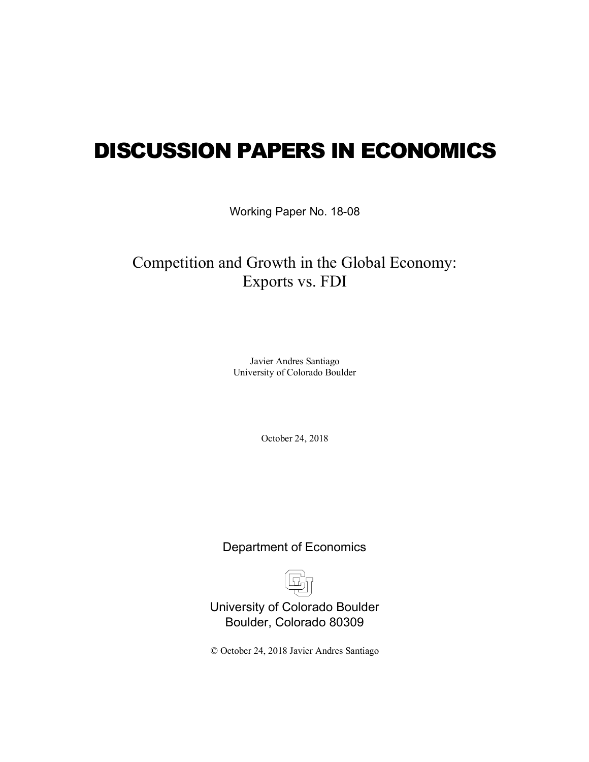# DISCUSSION PAPERS IN ECONOMICS

Working Paper No. 18-08

## Competition and Growth in the Global Economy: Exports vs. FDI

Javier Andres Santiago
University of Colorado Boulder

October 24, 2018

Department of Economics

University of Colorado Boulder
Boulder, Colorado 80309

© October 24, 2018 Javier Andres Santiago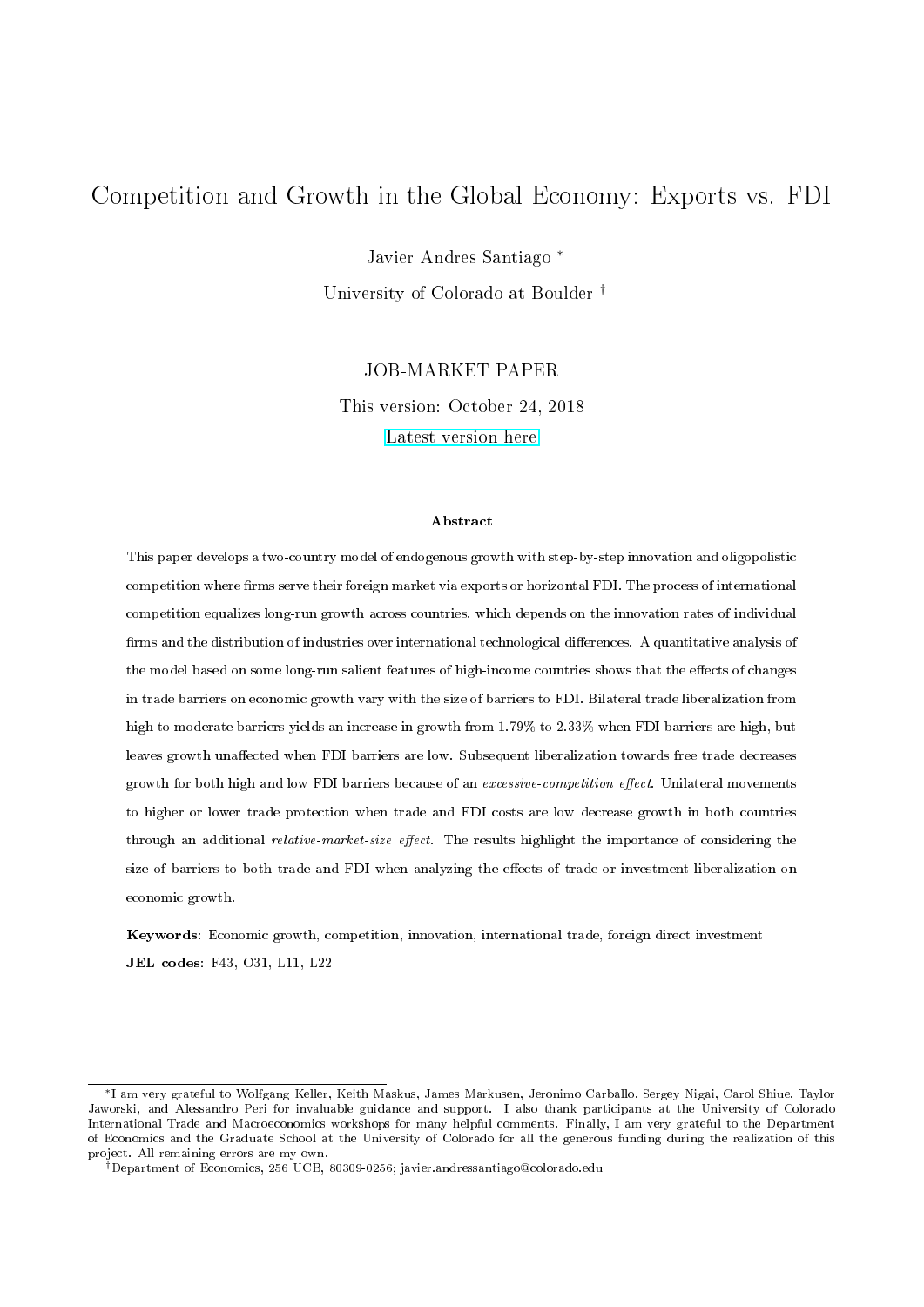# Competition and Growth in the Global Economy: Exports vs. FDI

Javier Andres Santiago *

University of Colorado at Boulder †

JOB-MARKET PAPER

This version: October 24, 2018

Latest version here

**Abstract**

This paper develops a two-country model of endogenous growth with step-by-step innovation and oligopolistic competition where firms serve their foreign market via exports or horizontal FDI. The process of international competition equalizes long-run growth across countries, which depends on the innovation rates of individual firms and the distribution of industries over international technological differences. A quantitative analysis of the model based on some long-run salient features of high-income countries shows that the effects of changes in trade barriers on economic growth vary with the size of barriers to FDI. Bilateral trade liberalization from high to moderate barriers yields an increase in growth from 1.79% to 2.33% when FDI barriers are high, but leaves growth unaffected when FDI barriers are low. Subsequent liberalization towards free trade decreases growth for both high and low FDI barriers because of an *excessive-competition effect*. Unilateral movements to higher or lower trade protection when trade and FDI costs are low decrease growth in both countries through an additional *relative-market-size effect*. The results highlight the importance of considering the size of barriers to both trade and FDI when analyzing the effects of trade or investment liberalization on economic growth.

**Keywords**: Economic growth, competition, innovation, international trade, foreign direct investment

**JEL codes**: F43, O31, L11, L22

---

*I am very grateful to Wolfgang Keller, Keith Maskus, James Markusen, Jeronimo Carballo, Sergey Nigai, Carol Shiue, Taylor Jaworski, and Alessandro Peri for invaluable guidance and support. I also thank participants at the University of Colorado International Trade and Macroeconomics workshops for many helpful comments. Finally, I am very grateful to the Department of Economics and the Graduate School at the University of Colorado for all the generous funding during the realization of this project. All remaining errors are my own.

†Department of Economics, 256 UCB, 80309-0256; javier.andressantiago@colorado.edu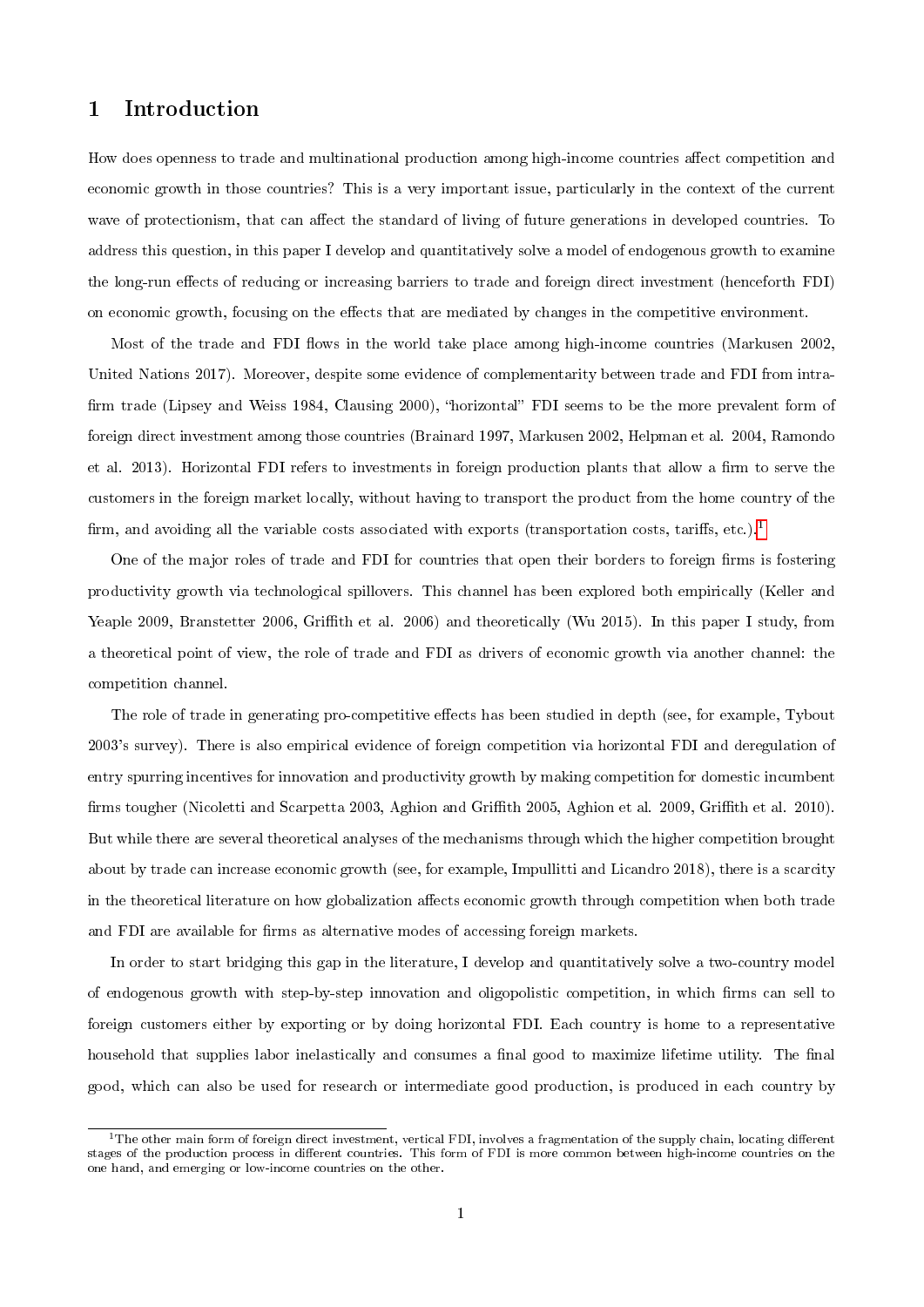# 1 Introduction

How does openness to trade and multinational production among high-income countries affect competition and economic growth in those countries? This is a very important issue, particularly in the context of the current wave of protectionism, that can affect the standard of living of future generations in developed countries. To address this question, in this paper I develop and quantitatively solve a model of endogenous growth to examine the long-run effects of reducing or increasing barriers to trade and foreign direct investment (henceforth FDI) on economic growth, focusing on the effects that are mediated by changes in the competitive environment.

Most of the trade and FDI flows in the world take place among high-income countries (Markusen 2002, United Nations 2017). Moreover, despite some evidence of complementarity between trade and FDI from intra-firm trade (Lipsey and Weiss 1984, Clausing 2000), "horizontal" FDI seems to be the more prevalent form of foreign direct investment among those countries (Brainard 1997, Markusen 2002, Helpman et al. 2004, Ramondo et al. 2013). Horizontal FDI refers to investments in foreign production plants that allow a firm to serve the customers in the foreign market locally, without having to transport the product from the home country of the firm, and avoiding all the variable costs associated with exports (transportation costs, tariffs, etc.).[1]

One of the major roles of trade and FDI for countries that open their borders to foreign firms is fostering productivity growth via technological spillovers. This channel has been explored both empirically (Keller and Yeaple 2009, Branstetter 2006, Griffith et al. 2006) and theoretically (Wu 2015). In this paper I study, from a theoretical point of view, the role of trade and FDI as drivers of economic growth via another channel: the competition channel.

The role of trade in generating pro-competitive effects has been studied in depth (see, for example, Tybout 2003's survey). There is also empirical evidence of foreign competition via horizontal FDI and deregulation of entry spurring incentives for innovation and productivity growth by making competition for domestic incumbent firms tougher (Nicoletti and Scarpetta 2003, Aghion and Griffith 2005, Aghion et al. 2009, Griffith et al. 2010). But while there are several theoretical analyses of the mechanisms through which the higher competition brought about by trade can increase economic growth (see, for example, Impullitti and Licandro 2018), there is a scarcity in the theoretical literature on how globalization affects economic growth through competition when both trade and FDI are available for firms as alternative modes of accessing foreign markets.

In order to start bridging this gap in the literature, I develop and quantitatively solve a two-country model of endogenous growth with step-by-step innovation and oligopolistic competition, in which firms can sell to foreign customers either by exporting or by doing horizontal FDI. Each country is home to a representative household that supplies labor inelastically and consumes a final good to maximize lifetime utility. The final good, which can also be used for research or intermediate good production, is produced in each country by

[1] The other main form of foreign direct investment, vertical FDI, involves a fragmentation of the supply chain, locating different stages of the production process in different countries. This form of FDI is more common between high-income countries on the one hand, and emerging or low-income countries on the other.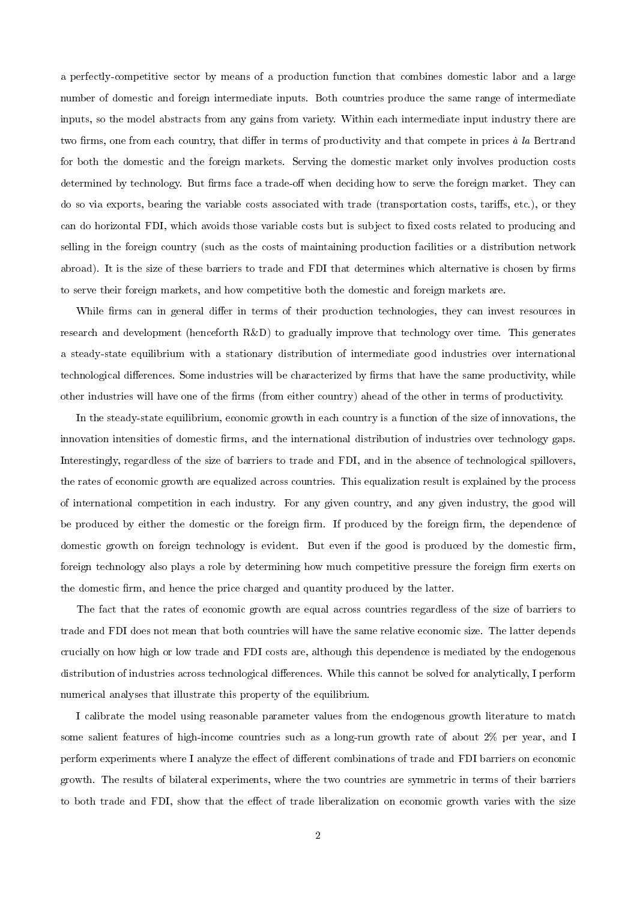a perfectly-competitive sector by means of a production function that combines domestic labor and a large number of domestic and foreign intermediate inputs. Both countries produce the same range of intermediate inputs, so the model abstracts from any gains from variety. Within each intermediate input industry there are two firms, one from each country, that differ in terms of productivity and that compete in prices *à la* Bertrand for both the domestic and the foreign markets. Serving the domestic market only involves production costs determined by technology. But firms face a trade-off when deciding how to serve the foreign market. They can do so via exports, bearing the variable costs associated with trade (transportation costs, tariffs, etc.), or they can do horizontal FDI, which avoids those variable costs but is subject to fixed costs related to producing and selling in the foreign country (such as the costs of maintaining production facilities or a distribution network abroad). It is the size of these barriers to trade and FDI that determines which alternative is chosen by firms to serve their foreign markets, and how competitive both the domestic and foreign markets are.

While firms can in general differ in terms of their production technologies, they can invest resources in research and development (henceforth R&D) to gradually improve that technology over time. This generates a steady-state equilibrium with a stationary distribution of intermediate good industries over international technological differences. Some industries will be characterized by firms that have the same productivity, while other industries will have one of the firms (from either country) ahead of the other in terms of productivity.

In the steady-state equilibrium, economic growth in each country is a function of the size of innovations, the innovation intensities of domestic firms, and the international distribution of industries over technology gaps. Interestingly, regardless of the size of barriers to trade and FDI, and in the absence of technological spillovers, the rates of economic growth are equalized across countries. This equalization result is explained by the process of international competition in each industry. For any given country, and any given industry, the good will be produced by either the domestic or the foreign firm. If produced by the foreign firm, the dependence of domestic growth on foreign technology is evident. But even if the good is produced by the domestic firm, foreign technology also plays a role by determining how much competitive pressure the foreign firm exerts on the domestic firm, and hence the price charged and quantity produced by the latter.

The fact that the rates of economic growth are equal across countries regardless of the size of barriers to trade and FDI does not mean that both countries will have the same relative economic size. The latter depends crucially on how high or low trade and FDI costs are, although this dependence is mediated by the endogenous distribution of industries across technological differences. While this cannot be solved for analytically, I perform numerical analyses that illustrate this property of the equilibrium.

I calibrate the model using reasonable parameter values from the endogenous growth literature to match some salient features of high-income countries such as a long-run growth rate of about 2% per year, and I perform experiments where I analyze the effect of different combinations of trade and FDI barriers on economic growth. The results of bilateral experiments, where the two countries are symmetric in terms of their barriers to both trade and FDI, show that the effect of trade liberalization on economic growth varies with the size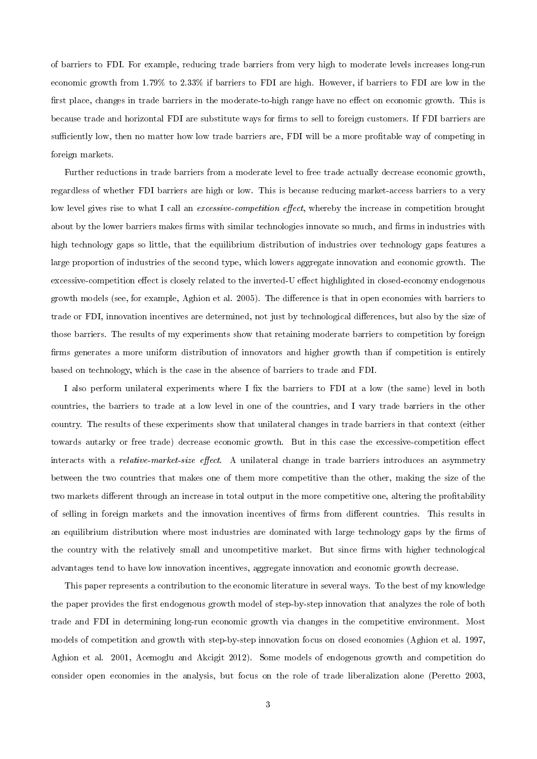of barriers to FDI. For example, reducing trade barriers from very high to moderate levels increases long-run economic growth from 1.79% to 2.33% if barriers to FDI are high. However, if barriers to FDI are low in the first place, changes in trade barriers in the moderate-to-high range have no effect on economic growth. This is because trade and horizontal FDI are substitute ways for firms to sell to foreign customers. If FDI barriers are sufficiently low, then no matter how low trade barriers are, FDI will be a more profitable way of competing in foreign markets.

Further reductions in trade barriers from a moderate level to free trade actually decrease economic growth, regardless of whether FDI barriers are high or low. This is because reducing market-access barriers to a very low level gives rise to what I call an *excessive-competition effect*, whereby the increase in competition brought about by the lower barriers makes firms with similar technologies innovate so much, and firms in industries with high technology gaps so little, that the equilibrium distribution of industries over technology gaps features a large proportion of industries of the second type, which lowers aggregate innovation and economic growth. The excessive-competition effect is closely related to the inverted-U effect highlighted in closed-economy endogenous growth models (see, for example, Aghion et al. 2005). The difference is that in open economies with barriers to trade or FDI, innovation incentives are determined, not just by technological differences, but also by the size of those barriers. The results of my experiments show that retaining moderate barriers to competition by foreign firms generates a more uniform distribution of innovators and higher growth than if competition is entirely based on technology, which is the case in the absence of barriers to trade and FDI.

I also perform unilateral experiments where I fix the barriers to FDI at a low (the same) level in both countries, the barriers to trade at a low level in one of the countries, and I vary trade barriers in the other country. The results of these experiments show that unilateral changes in trade barriers in that context (either towards autarky or free trade) decrease economic growth. But in this case the excessive-competition effect interacts with a *relative-market-size effect*. A unilateral change in trade barriers introduces an asymmetry between the two countries that makes one of them more competitive than the other, making the size of the two markets different through an increase in total output in the more competitive one, altering the profitability of selling in foreign markets and the innovation incentives of firms from different countries. This results in an equilibrium distribution where most industries are dominated with large technology gaps by the firms of the country with the relatively small and uncompetitive market. But since firms with higher technological advantages tend to have low innovation incentives, aggregate innovation and economic growth decrease.

This paper represents a contribution to the economic literature in several ways. To the best of my knowledge the paper provides the first endogenous growth model of step-by-step innovation that analyzes the role of both trade and FDI in determining long-run economic growth via changes in the competitive environment. Most models of competition and growth with step-by-step innovation focus on closed economies (Aghion et al. 1997, Aghion et al. 2001, Acemoglu and Akcigit 2012). Some models of endogenous growth and competition do consider open economies in the analysis, but focus on the role of trade liberalization alone (Peretto 2003,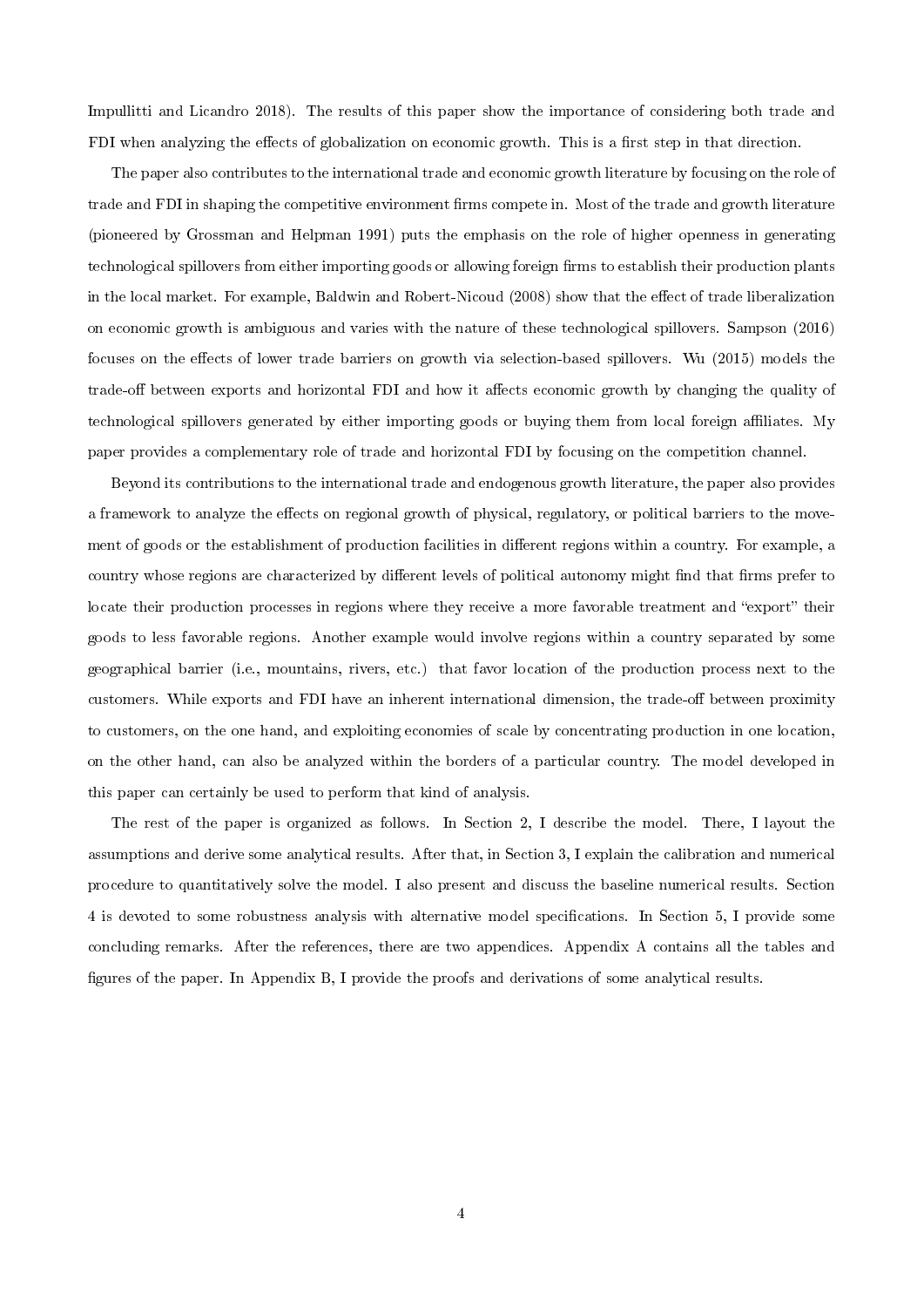Impullitti and Licandro 2018). The results of this paper show the importance of considering both trade and FDI when analyzing the effects of globalization on economic growth. This is a first step in that direction.

The paper also contributes to the international trade and economic growth literature by focusing on the role of trade and FDI in shaping the competitive environment firms compete in. Most of the trade and growth literature (pioneered by Grossman and Helpman 1991) puts the emphasis on the role of higher openness in generating technological spillovers from either importing goods or allowing foreign firms to establish their production plants in the local market. For example, Baldwin and Robert-Nicoud (2008) show that the effect of trade liberalization on economic growth is ambiguous and varies with the nature of these technological spillovers. Sampson (2016) focuses on the effects of lower trade barriers on growth via selection-based spillovers. Wu (2015) models the trade-off between exports and horizontal FDI and how it affects economic growth by changing the quality of technological spillovers generated by either importing goods or buying them from local foreign affiliates. My paper provides a complementary role of trade and horizontal FDI by focusing on the competition channel.

Beyond its contributions to the international trade and endogenous growth literature, the paper also provides a framework to analyze the effects on regional growth of physical, regulatory, or political barriers to the movement of goods or the establishment of production facilities in different regions within a country. For example, a country whose regions are characterized by different levels of political autonomy might find that firms prefer to locate their production processes in regions where they receive a more favorable treatment and "export" their goods to less favorable regions. Another example would involve regions within a country separated by some geographical barrier (i.e., mountains, rivers, etc.) that favor location of the production process next to the customers. While exports and FDI have an inherent international dimension, the trade-off between proximity to customers, on the one hand, and exploiting economies of scale by concentrating production in one location, on the other hand, can also be analyzed within the borders of a particular country. The model developed in this paper can certainly be used to perform that kind of analysis.

The rest of the paper is organized as follows. In Section 2, I describe the model. There, I layout the assumptions and derive some analytical results. After that, in Section 3, I explain the calibration and numerical procedure to quantitatively solve the model. I also present and discuss the baseline numerical results. Section 4 is devoted to some robustness analysis with alternative model specifications. In Section 5, I provide some concluding remarks. After the references, there are two appendices. Appendix A contains all the tables and figures of the paper. In Appendix B, I provide the proofs and derivations of some analytical results.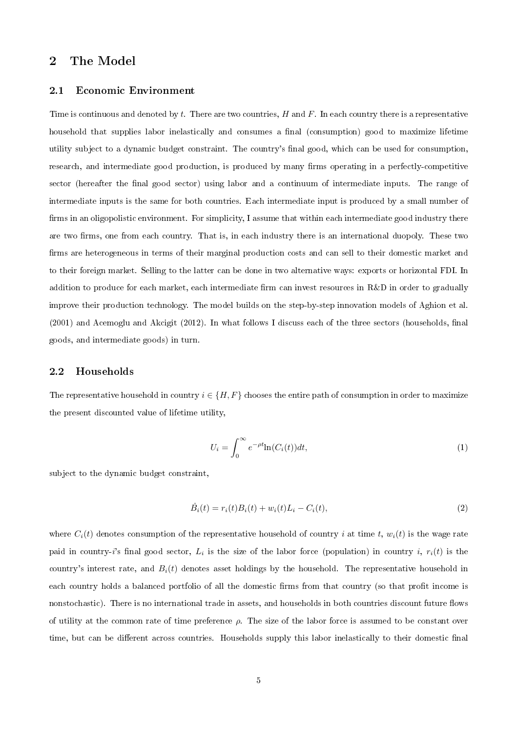## 2 The Model

### 2.1 Economic Environment

Time is continuous and denoted by $t$. There are two countries, $H$ and $F$. In each country there is a representative household that supplies labor inelastically and consumes a final (consumption) good to maximize lifetime utility subject to a dynamic budget constraint. The country's final good, which can be used for consumption, research, and intermediate good production, is produced by many firms operating in a perfectly-competitive sector (hereafter the final good sector) using labor and a continuum of intermediate inputs. The range of intermediate inputs is the same for both countries. Each intermediate input is produced by a small number of firms in an oligopolistic environment. For simplicity, I assume that within each intermediate good industry there are two firms, one from each country. That is, in each industry there is an international duopoly. These two firms are heterogeneous in terms of their marginal production costs and can sell to their domestic market and to their foreign market. Selling to the latter can be done in two alternative ways: exports or horizontal FDI. In addition to produce for each market, each intermediate firm can invest resources in R&D in order to gradually improve their production technology. The model builds on the step-by-step innovation models of Aghion et al. (2001) and Acemoglu and Akcigit (2012). In what follows I discuss each of the three sectors (households, final goods, and intermediate goods) in turn.

### 2.2 Households

The representative household in country $i \in \{H, F\}$ chooses the entire path of consumption in order to maximize the present discounted value of lifetime utility,

$$U_i = \int_0^\infty e^{-\rho t} \ln(C_i(t)) dt, \tag{1}$$

subject to the dynamic budget constraint,

$$\dot{B}_i(t) = r_i(t)B_i(t) + w_i(t)L_i - C_i(t), \tag{2}$$

where $C_i(t)$ denotes consumption of the representative household of country $i$ at time $t$, $w_i(t)$ is the wage rate paid in country-$i$'s final good sector, $L_i$ is the size of the labor force (population) in country $i$, $r_i(t)$ is the country's interest rate, and $B_i(t)$ denotes asset holdings by the household. The representative household in each country holds a balanced portfolio of all the domestic firms from that country (so that profit income is nonstochastic). There is no international trade in assets, and households in both countries discount future flows of utility at the common rate of time preference $\rho$. The size of the labor force is assumed to be constant over time, but can be different across countries. Households supply this labor inelastically to their domestic final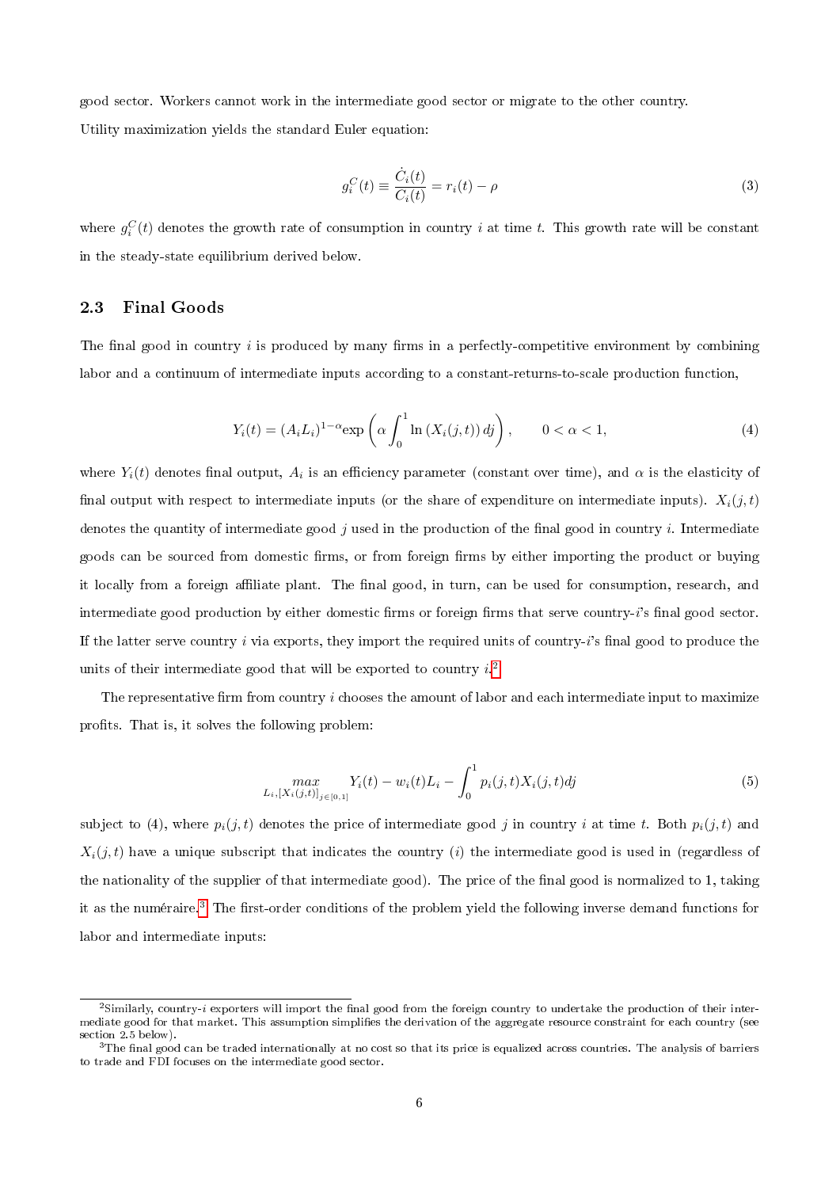good sector. Workers cannot work in the intermediate good sector or migrate to the other country.

Utility maximization yields the standard Euler equation:

$$g_i^C(t) \equiv \frac{\dot{C}_i(t)}{C_i(t)} = r_i(t) - \rho \tag{3}$$

where $g_i^C(t)$ denotes the growth rate of consumption in country $i$ at time $t$. This growth rate will be constant in the steady-state equilibrium derived below.

### 2.3 Final Goods

The final good in country $i$ is produced by many firms in a perfectly-competitive environment by combining labor and a continuum of intermediate inputs according to a constant-returns-to-scale production function,

$$Y_i(t) = (A_i L_i)^{1-\alpha} \exp\left(\alpha \int_0^1 \ln\left(X_i(j,t)\right) dj\right), \qquad 0 < \alpha < 1, \tag{4}$$

where $Y_i(t)$ denotes final output, $A_i$ is an efficiency parameter (constant over time), and $\alpha$ is the elasticity of final output with respect to intermediate inputs (or the share of expenditure on intermediate inputs). $X_i(j,t)$ denotes the quantity of intermediate good $j$ used in the production of the final good in country $i$. Intermediate goods can be sourced from domestic firms, or from foreign firms by either importing the product or buying it locally from a foreign affiliate plant. The final good, in turn, can be used for consumption, research, and intermediate good production by either domestic firms or foreign firms that serve country-$i$'s final good sector. If the latter serve country $i$ via exports, they import the required units of country-$i$'s final good to produce the units of their intermediate good that will be exported to country $i$.[2]

The representative firm from country $i$ chooses the amount of labor and each intermediate input to maximize profits. That is, it solves the following problem:

$$\max_{L_i, [X_i(j,t)]_{j\in[0,1]}} Y_i(t) - w_i(t)L_i - \int_0^1 p_i(j,t)X_i(j,t)dj \tag{5}$$

subject to (4), where $p_i(j,t)$ denotes the price of intermediate good $j$ in country $i$ at time $t$. Both $p_i(j,t)$ and $X_i(j,t)$ have a unique subscript that indicates the country ($i$) the intermediate good is used in (regardless of the nationality of the supplier of that intermediate good). The price of the final good is normalized to 1, taking it as the numéraire.[3] The first-order conditions of the problem yield the following inverse demand functions for labor and intermediate inputs:

[2] Similarly, country-$i$ exporters will import the final good from the foreign country to undertake the production of their intermediate good for that market. This assumption simplifies the derivation of the aggregate resource constraint for each country (see section 2.5 below).

[3] The final good can be traded internationally at no cost so that its price is equalized across countries. The analysis of barriers to trade and FDI focuses on the intermediate good sector.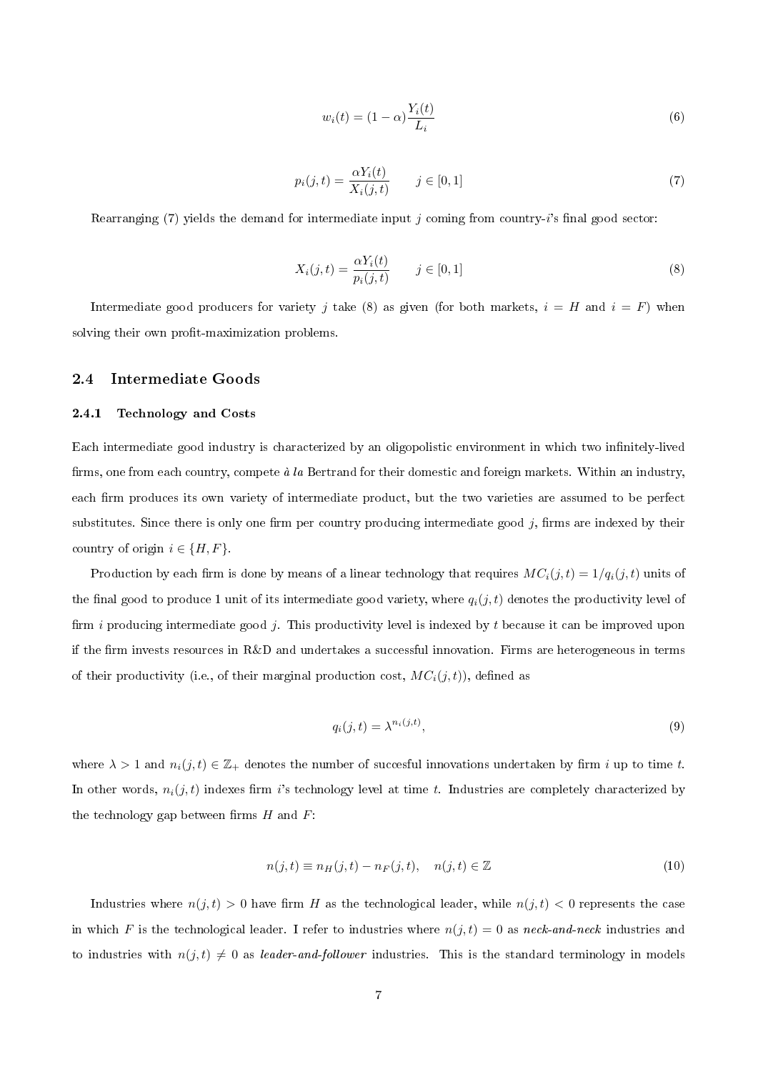$$w_i(t) = (1-\alpha)\frac{Y_i(t)}{L_i} \tag{6}$$

$$p_i(j,t) = \frac{\alpha Y_i(t)}{X_i(j,t)} \qquad j \in [0,1] \tag{7}$$

Rearranging (7) yields the demand for intermediate input $j$ coming from country-$i$'s final good sector:

$$X_i(j,t) = \frac{\alpha Y_i(t)}{p_i(j,t)} \qquad j \in [0,1] \tag{8}$$

Intermediate good producers for variety $j$ take (8) as given (for both markets, $i = H$ and $i = F$) when solving their own profit-maximization problems.

## 2.4 Intermediate Goods

### 2.4.1 Technology and Costs

Each intermediate good industry is characterized by an oligopolistic environment in which two infinitely-lived firms, one from each country, compete *à la* Bertrand for their domestic and foreign markets. Within an industry, each firm produces its own variety of intermediate product, but the two varieties are assumed to be perfect substitutes. Since there is only one firm per country producing intermediate good $j$, firms are indexed by their country of origin $i \in \{H, F\}$.

Production by each firm is done by means of a linear technology that requires $MC_i(j,t) = 1/q_i(j,t)$ units of the final good to produce 1 unit of its intermediate good variety, where $q_i(j,t)$ denotes the productivity level of firm $i$ producing intermediate good $j$. This productivity level is indexed by $t$ because it can be improved upon if the firm invests resources in R&D and undertakes a successful innovation. Firms are heterogeneous in terms of their productivity (i.e., of their marginal production cost, $MC_i(j,t)$), defined as

$$q_i(j,t) = \lambda^{n_i(j,t)}, \tag{9}$$

where $\lambda > 1$ and $n_i(j,t) \in \mathbb{Z}_+$ denotes the number of succesful innovations undertaken by firm $i$ up to time $t$. In other words, $n_i(j,t)$ indexes firm $i$'s technology level at time $t$. Industries are completely characterized by the technology gap between firms $H$ and $F$:

$$n(j,t) \equiv n_H(j,t) - n_F(j,t), \quad n(j,t) \in \mathbb{Z} \tag{10}$$

Industries where $n(j,t) > 0$ have firm $H$ as the technological leader, while $n(j,t) < 0$ represents the case in which $F$ is the technological leader. I refer to industries where $n(j,t) = 0$ as *neck-and-neck* industries and to industries with $n(j,t) \neq 0$ as *leader-and-follower* industries. This is the standard terminology in models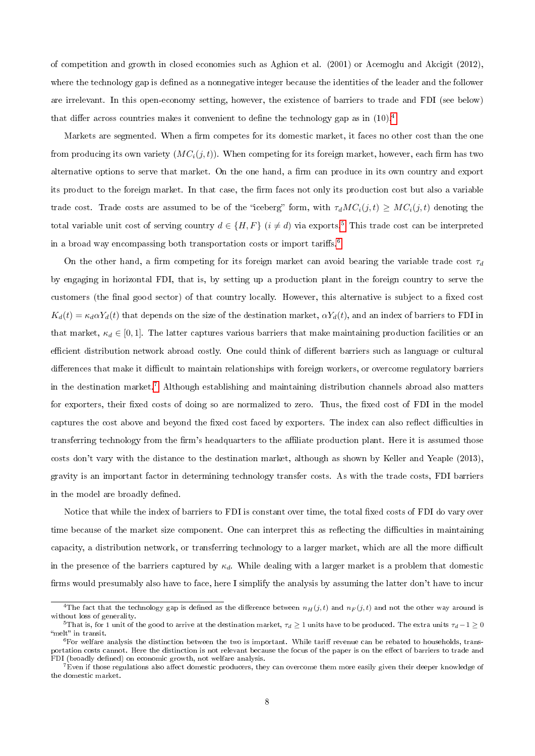of competition and growth in closed economies such as Aghion et al. (2001) or Acemoglu and Akcigit (2012), where the technology gap is defined as a nonnegative integer because the identities of the leader and the follower are irrelevant. In this open-economy setting, however, the existence of barriers to trade and FDI (see below) that differ across countries makes it convenient to define the technology gap as in (10).[4]

Markets are segmented. When a firm competes for its domestic market, it faces no other cost than the one from producing its own variety ($MC_i(j,t)$). When competing for its foreign market, however, each firm has two alternative options to serve that market. On the one hand, a firm can produce in its own country and export its product to the foreign market. In that case, the firm faces not only its production cost but also a variable trade cost. Trade costs are assumed to be of the "iceberg" form, with $\tau_d MC_i(j,t) \geq MC_i(j,t)$ denoting the total variable unit cost of serving country $d \in \{H, F\}$ $(i \neq d)$ via exports.[5] This trade cost can be interpreted in a broad way encompassing both transportation costs or import tariffs.[6]

On the other hand, a firm competing for its foreign market can avoid bearing the variable trade cost $\tau_d$ by engaging in horizontal FDI, that is, by setting up a production plant in the foreign country to serve the customers (the final good sector) of that country locally. However, this alternative is subject to a fixed cost $K_d(t) = \kappa_d \alpha Y_d(t)$ that depends on the size of the destination market, $\alpha Y_d(t)$, and an index of barriers to FDI in that market, $\kappa_d \in [0, 1]$. The latter captures various barriers that make maintaining production facilities or an efficient distribution network abroad costly. One could think of different barriers such as language or cultural differences that make it difficult to maintain relationships with foreign workers, or overcome regulatory barriers in the destination market.[7] Although establishing and maintaining distribution channels abroad also matters for exporters, their fixed costs of doing so are normalized to zero. Thus, the fixed cost of FDI in the model captures the cost above and beyond the fixed cost faced by exporters. The index can also reflect difficulties in transferring technology from the firm's headquarters to the affiliate production plant. Here it is assumed those costs don't vary with the distance to the destination market, although as shown by Keller and Yeaple (2013), gravity is an important factor in determining technology transfer costs. As with the trade costs, FDI barriers in the model are broadly defined.

Notice that while the index of barriers to FDI is constant over time, the total fixed costs of FDI do vary over time because of the market size component. One can interpret this as reflecting the difficulties in maintaining capacity, a distribution network, or transferring technology to a larger market, which are all the more difficult in the presence of the barriers captured by $\kappa_d$. While dealing with a larger market is a problem that domestic firms would presumably also have to face, here I simplify the analysis by assuming the latter don't have to incur

---

[4] The fact that the technology gap is defined as the difference between $n_H(j,t)$ and $n_F(j,t)$ and not the other way around is without loss of generality.

[5] That is, for 1 unit of the good to arrive at the destination market, $\tau_d \geq 1$ units have to be produced. The extra units $\tau_d - 1 \geq 0$ "melt" in transit.

[6] For welfare analysis the distinction between the two is important. While tariff revenue can be rebated to households, transportation costs cannot. Here the distinction is not relevant because the focus of the paper is on the effect of barriers to trade and FDI (broadly defined) on economic growth, not welfare analysis.

[7] Even if those regulations also affect domestic producers, they can overcome them more easily given their deeper knowledge of the domestic market.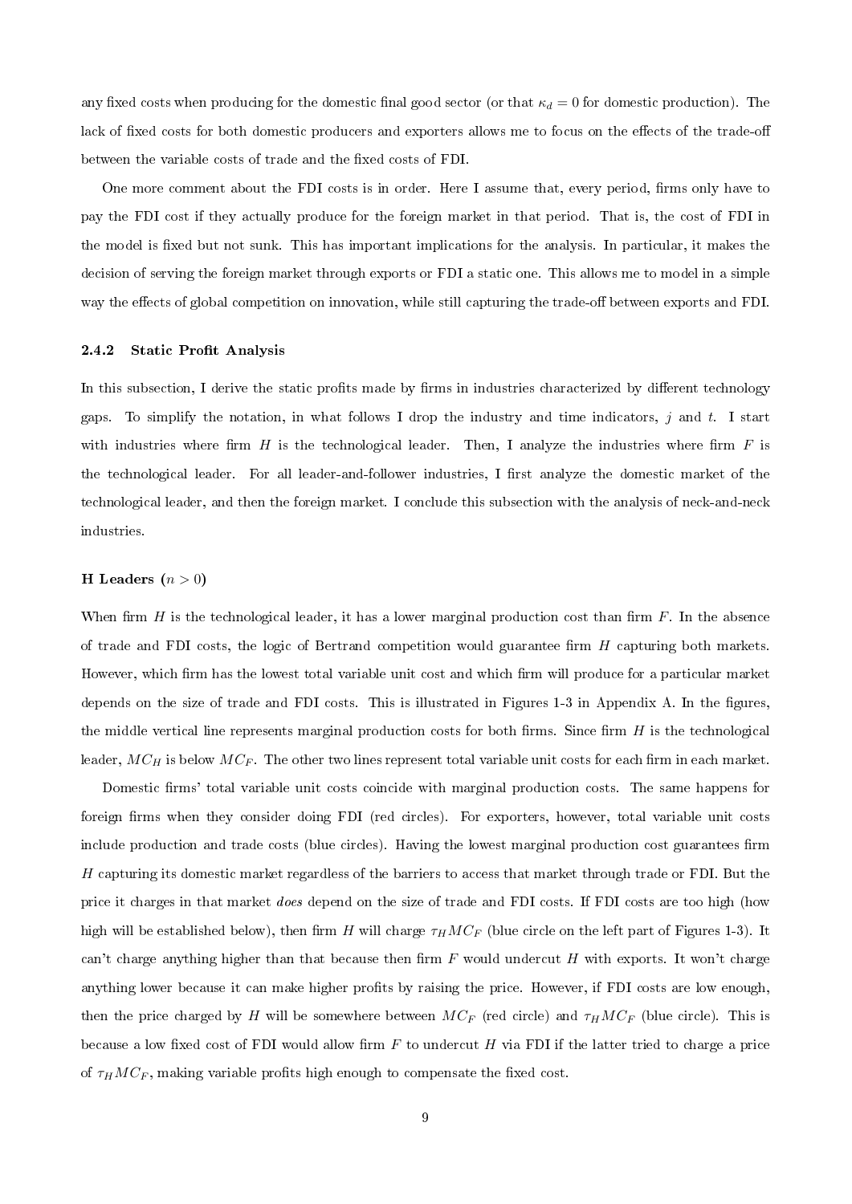any fixed costs when producing for the domestic final good sector (or that $\kappa_d = 0$ for domestic production). The lack of fixed costs for both domestic producers and exporters allows me to focus on the effects of the trade-off between the variable costs of trade and the fixed costs of FDI.

One more comment about the FDI costs is in order. Here I assume that, every period, firms only have to pay the FDI cost if they actually produce for the foreign market in that period. That is, the cost of FDI in the model is fixed but not sunk. This has important implications for the analysis. In particular, it makes the decision of serving the foreign market through exports or FDI a static one. This allows me to model in a simple way the effects of global competition on innovation, while still capturing the trade-off between exports and FDI.

### 2.4.2 Static Profit Analysis

In this subsection, I derive the static profits made by firms in industries characterized by different technology gaps. To simplify the notation, in what follows I drop the industry and time indicators, $j$ and $t$. I start with industries where firm $H$ is the technological leader. Then, I analyze the industries where firm $F$ is the technological leader. For all leader-and-follower industries, I first analyze the domestic market of the technological leader, and then the foreign market. I conclude this subsection with the analysis of neck-and-neck industries.

**H Leaders ($n > 0$)**

When firm $H$ is the technological leader, it has a lower marginal production cost than firm $F$. In the absence of trade and FDI costs, the logic of Bertrand competition would guarantee firm $H$ capturing both markets. However, which firm has the lowest total variable unit cost and which firm will produce for a particular market depends on the size of trade and FDI costs. This is illustrated in Figures 1-3 in Appendix A. In the figures, the middle vertical line represents marginal production costs for both firms. Since firm $H$ is the technological leader, $MC_H$ is below $MC_F$. The other two lines represent total variable unit costs for each firm in each market.

Domestic firms' total variable unit costs coincide with marginal production costs. The same happens for foreign firms when they consider doing FDI (red circles). For exporters, however, total variable unit costs include production and trade costs (blue circles). Having the lowest marginal production cost guarantees firm $H$ capturing its domestic market regardless of the barriers to access that market through trade or FDI. But the price it charges in that market *does* depend on the size of trade and FDI costs. If FDI costs are too high (how high will be established below), then firm $H$ will charge $\tau_H MC_F$ (blue circle on the left part of Figures 1-3). It can't charge anything higher than that because then firm $F$ would undercut $H$ with exports. It won't charge anything lower because it can make higher profits by raising the price. However, if FDI costs are low enough, then the price charged by $H$ will be somewhere between $MC_F$ (red circle) and $\tau_H MC_F$ (blue circle). This is because a low fixed cost of FDI would allow firm $F$ to undercut $H$ via FDI if the latter tried to charge a price of $\tau_H MC_F$, making variable profits high enough to compensate the fixed cost.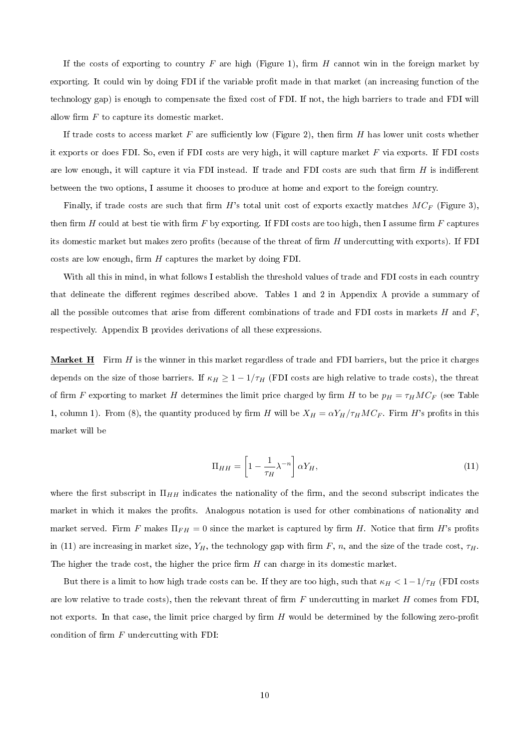If the costs of exporting to country $F$ are high (Figure 1), firm $H$ cannot win in the foreign market by exporting. It could win by doing FDI if the variable profit made in that market (an increasing function of the technology gap) is enough to compensate the fixed cost of FDI. If not, the high barriers to trade and FDI will allow firm $F$ to capture its domestic market.

If trade costs to access market $F$ are sufficiently low (Figure 2), then firm $H$ has lower unit costs whether it exports or does FDI. So, even if FDI costs are very high, it will capture market $F$ via exports. If FDI costs are low enough, it will capture it via FDI instead. If trade and FDI costs are such that firm $H$ is indifferent between the two options, I assume it chooses to produce at home and export to the foreign country.

Finally, if trade costs are such that firm $H$'s total unit cost of exports exactly matches $MC_F$ (Figure 3), then firm $H$ could at best tie with firm $F$ by exporting. If FDI costs are too high, then I assume firm $F$ captures its domestic market but makes zero profits (because of the threat of firm $H$ undercutting with exports). If FDI costs are low enough, firm $H$ captures the market by doing FDI.

With all this in mind, in what follows I establish the threshold values of trade and FDI costs in each country that delineate the different regimes described above. Tables 1 and 2 in Appendix A provide a summary of all the possible outcomes that arise from different combinations of trade and FDI costs in markets $H$ and $F$, respectively. Appendix B provides derivations of all these expressions.

**Market H** Firm $H$ is the winner in this market regardless of trade and FDI barriers, but the price it charges depends on the size of those barriers. If $\kappa_H \geq 1 - 1/\tau_H$ (FDI costs are high relative to trade costs), the threat of firm $F$ exporting to market $H$ determines the limit price charged by firm $H$ to be $p_H = \tau_H MC_F$ (see Table 1, column 1). From (8), the quantity produced by firm $H$ will be $X_H = \alpha Y_H / \tau_H MC_F$. Firm $H$'s profits in this market will be

$$\Pi_{HH} = \left[1 - \frac{1}{\tau_H}\lambda^{-n}\right]\alpha Y_H, \tag{11}$$

where the first subscript in $\Pi_{HH}$ indicates the nationality of the firm, and the second subscript indicates the market in which it makes the profits. Analogous notation is used for other combinations of nationality and market served. Firm $F$ makes $\Pi_{FH} = 0$ since the market is captured by firm $H$. Notice that firm $H$'s profits in (11) are increasing in market size, $Y_H$, the technology gap with firm $F$, $n$, and the size of the trade cost, $\tau_H$. The higher the trade cost, the higher the price firm $H$ can charge in its domestic market.

But there is a limit to how high trade costs can be. If they are too high, such that $\kappa_H < 1 - 1/\tau_H$ (FDI costs are low relative to trade costs), then the relevant threat of firm $F$ undercutting in market $H$ comes from FDI, not exports. In that case, the limit price charged by firm $H$ would be determined by the following zero-profit condition of firm $F$ undercutting with FDI: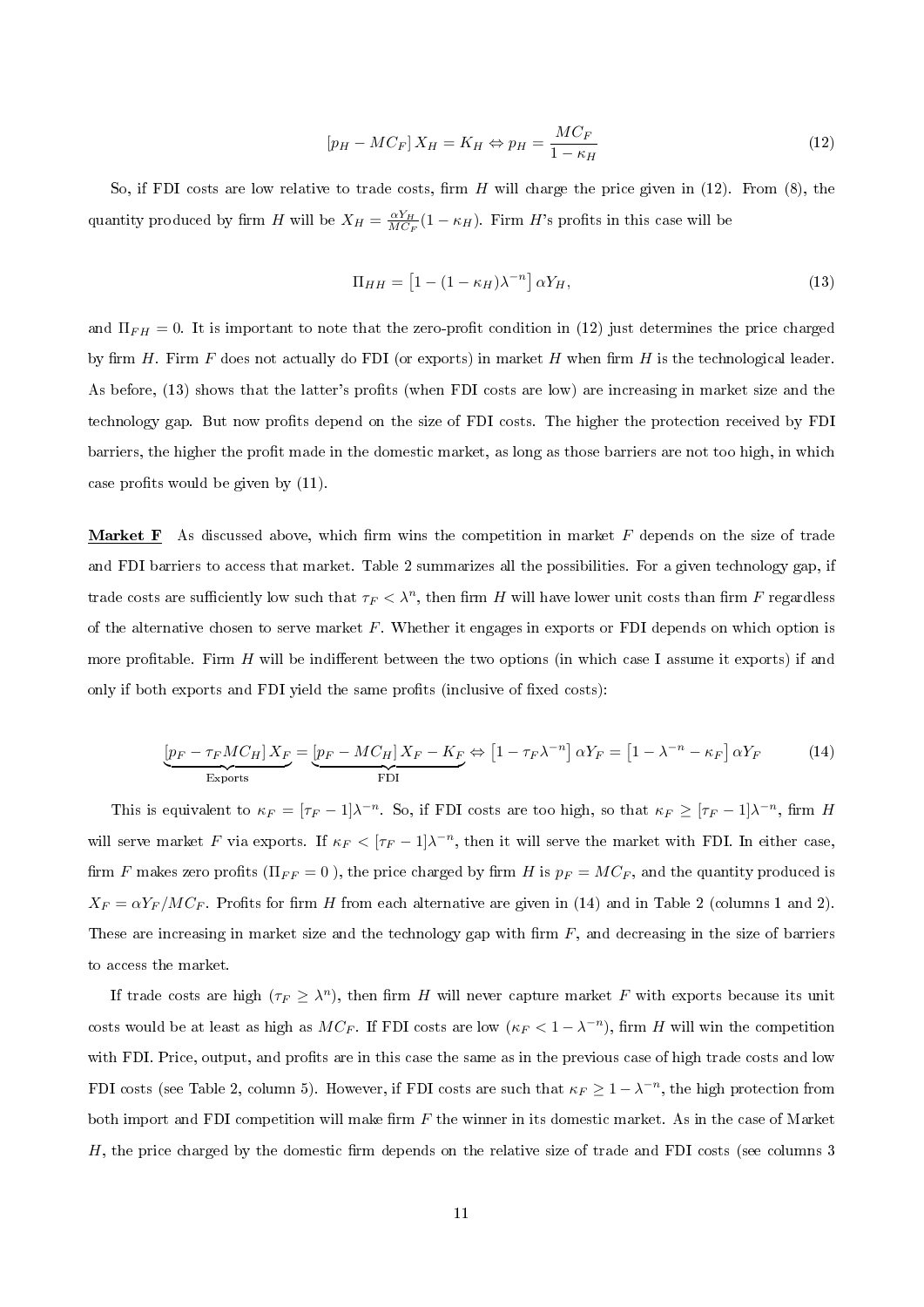$$[p_H - MC_F]\, X_H = K_H \Leftrightarrow p_H = \frac{MC_F}{1-\kappa_H} \tag{12}$$

So, if FDI costs are low relative to trade costs, firm $H$ will charge the price given in (12). From (8), the quantity produced by firm $H$ will be $X_H = \frac{\alpha Y_H}{MC_F}(1-\kappa_H)$. Firm $H$'s profits in this case will be

$$\Pi_{HH} = \left[1 - (1-\kappa_H)\lambda^{-n}\right]\alpha Y_H, \tag{13}$$

and $\Pi_{FH} = 0$. It is important to note that the zero-profit condition in (12) just determines the price charged by firm $H$. Firm $F$ does not actually do FDI (or exports) in market $H$ when firm $H$ is the technological leader. As before, (13) shows that the latter's profits (when FDI costs are low) are increasing in market size and the technology gap. But now profits depend on the size of FDI costs. The higher the protection received by FDI barriers, the higher the profit made in the domestic market, as long as those barriers are not too high, in which case profits would be given by (11).

**Market F** As discussed above, which firm wins the competition in market $F$ depends on the size of trade and FDI barriers to access that market. Table 2 summarizes all the possibilities. For a given technology gap, if trade costs are sufficiently low such that $\tau_F < \lambda^n$, then firm $H$ will have lower unit costs than firm $F$ regardless of the alternative chosen to serve market $F$. Whether it engages in exports or FDI depends on which option is more profitable. Firm $H$ will be indifferent between the two options (in which case I assume it exports) if and only if both exports and FDI yield the same profits (inclusive of fixed costs):

$$\underbrace{[p_F - \tau_F MC_H]\, X_F}_{\text{Exports}} = \underbrace{[p_F - MC_H]\, X_F - K_F}_{\text{FDI}} \Leftrightarrow \left[1 - \tau_F\lambda^{-n}\right]\alpha Y_F = \left[1 - \lambda^{-n} - \kappa_F\right]\alpha Y_F \tag{14}$$

This is equivalent to $\kappa_F = [\tau_F - 1]\lambda^{-n}$. So, if FDI costs are too high, so that $\kappa_F \geq [\tau_F - 1]\lambda^{-n}$, firm $H$ will serve market $F$ via exports. If $\kappa_F < [\tau_F - 1]\lambda^{-n}$, then it will serve the market with FDI. In either case, firm $F$ makes zero profits ($\Pi_{FF} = 0$ ), the price charged by firm $H$ is $p_F = MC_F$, and the quantity produced is $X_F = \alpha Y_F / MC_F$. Profits for firm $H$ from each alternative are given in (14) and in Table 2 (columns 1 and 2). These are increasing in market size and the technology gap with firm $F$, and decreasing in the size of barriers to access the market.

If trade costs are high ($\tau_F \geq \lambda^n$), then firm $H$ will never capture market $F$ with exports because its unit costs would be at least as high as $MC_F$. If FDI costs are low ($\kappa_F < 1 - \lambda^{-n}$), firm $H$ will win the competition with FDI. Price, output, and profits are in this case the same as in the previous case of high trade costs and low FDI costs (see Table 2, column 5). However, if FDI costs are such that $\kappa_F \geq 1 - \lambda^{-n}$, the high protection from both import and FDI competition will make firm $F$ the winner in its domestic market. As in the case of Market $H$, the price charged by the domestic firm depends on the relative size of trade and FDI costs (see columns 3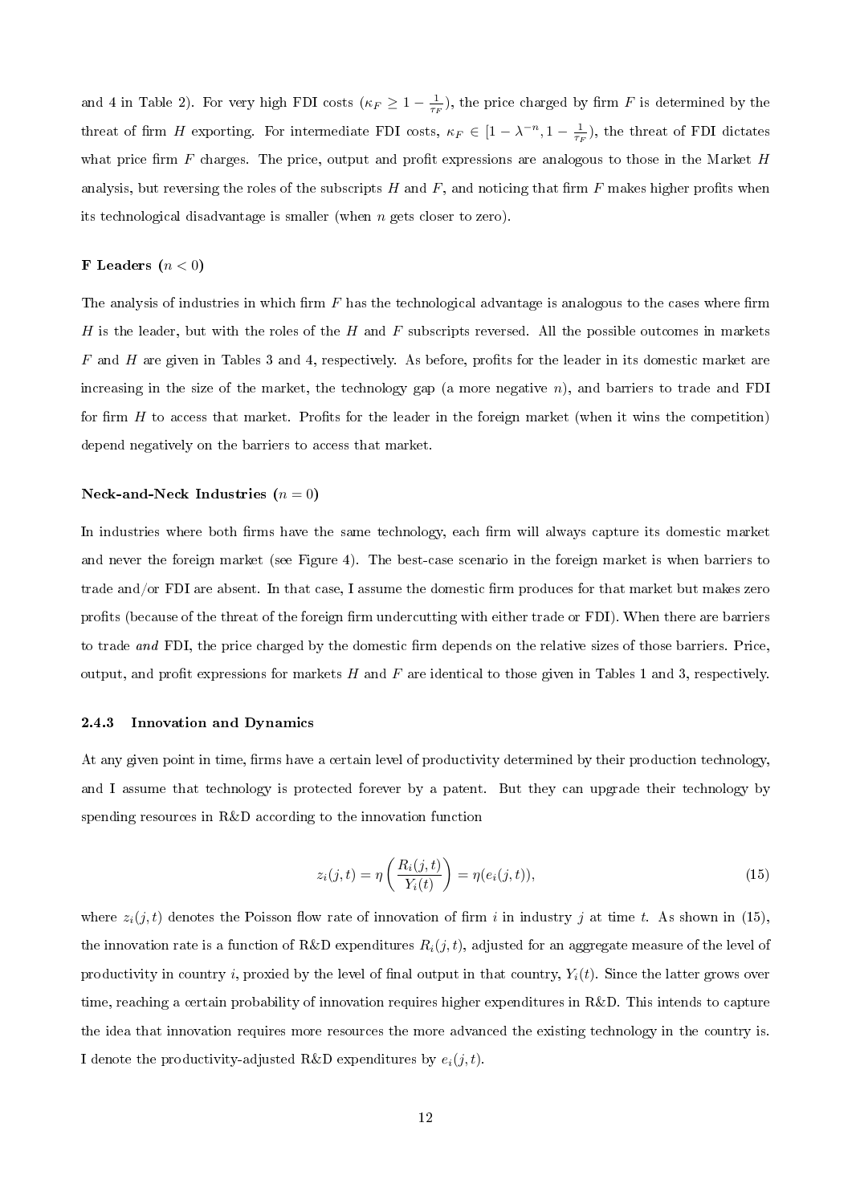and 4 in Table 2). For very high FDI costs ($\kappa_F \geq 1 - \frac{1}{\tau_F}$), the price charged by firm $F$ is determined by the threat of firm $H$ exporting. For intermediate FDI costs, $\kappa_F \in [1 - \lambda^{-n}, 1 - \frac{1}{\tau_F})$, the threat of FDI dictates what price firm $F$ charges. The price, output and profit expressions are analogous to those in the Market $H$ analysis, but reversing the roles of the subscripts $H$ and $F$, and noticing that firm $F$ makes higher profits when its technological disadvantage is smaller (when $n$ gets closer to zero).

#### F Leaders ($n < 0$)

The analysis of industries in which firm $F$ has the technological advantage is analogous to the cases where firm $H$ is the leader, but with the roles of the $H$ and $F$ subscripts reversed. All the possible outcomes in markets $F$ and $H$ are given in Tables 3 and 4, respectively. As before, profits for the leader in its domestic market are increasing in the size of the market, the technology gap (a more negative $n$), and barriers to trade and FDI for firm $H$ to access that market. Profits for the leader in the foreign market (when it wins the competition) depend negatively on the barriers to access that market.

#### Neck-and-Neck Industries ($n = 0$)

In industries where both firms have the same technology, each firm will always capture its domestic market and never the foreign market (see Figure 4). The best-case scenario in the foreign market is when barriers to trade and/or FDI are absent. In that case, I assume the domestic firm produces for that market but makes zero profits (because of the threat of the foreign firm undercutting with either trade or FDI). When there are barriers to trade *and* FDI, the price charged by the domestic firm depends on the relative sizes of those barriers. Price, output, and profit expressions for markets $H$ and $F$ are identical to those given in Tables 1 and 3, respectively.

### 2.4.3 Innovation and Dynamics

At any given point in time, firms have a certain level of productivity determined by their production technology, and I assume that technology is protected forever by a patent. But they can upgrade their technology by spending resources in R&D according to the innovation function

$$z_i(j,t) = \eta\left(\frac{R_i(j,t)}{Y_i(t)}\right) = \eta(e_i(j,t)), \tag{15}$$

where $z_i(j,t)$ denotes the Poisson flow rate of innovation of firm $i$ in industry $j$ at time $t$. As shown in (15), the innovation rate is a function of R&D expenditures $R_i(j,t)$, adjusted for an aggregate measure of the level of productivity in country $i$, proxied by the level of final output in that country, $Y_i(t)$. Since the latter grows over time, reaching a certain probability of innovation requires higher expenditures in R&D. This intends to capture the idea that innovation requires more resources the more advanced the existing technology in the country is. I denote the productivity-adjusted R&D expenditures by $e_i(j,t)$.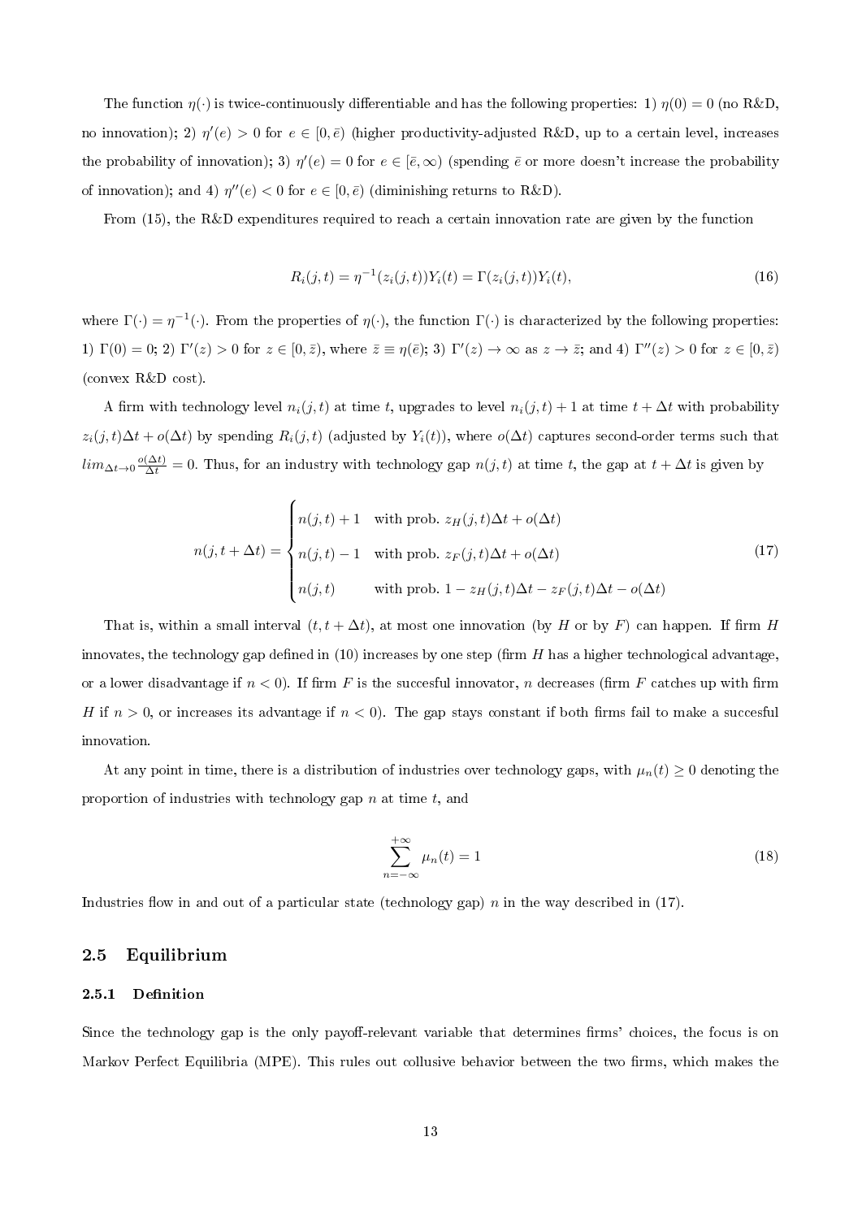The function $\eta(\cdot)$ is twice-continuously differentiable and has the following properties: 1) $\eta(0) = 0$ (no R&D, no innovation); 2) $\eta'(e) > 0$ for $e \in [0, \bar{e})$ (higher productivity-adjusted R&D, up to a certain level, increases the probability of innovation); 3) $\eta'(e) = 0$ for $e \in [\bar{e}, \infty)$ (spending $\bar{e}$ or more doesn't increase the probability of innovation); and 4) $\eta''(e) < 0$ for $e \in [0, \bar{e})$ (diminishing returns to R&D).

From (15), the R&D expenditures required to reach a certain innovation rate are given by the function

$$R_i(j,t) = \eta^{-1}(z_i(j,t))Y_i(t) = \Gamma(z_i(j,t))Y_i(t), \tag{16}$$

where $\Gamma(\cdot) = \eta^{-1}(\cdot)$. From the properties of $\eta(\cdot)$, the function $\Gamma(\cdot)$ is characterized by the following properties: 1) $\Gamma(0) = 0$; 2) $\Gamma'(z) > 0$ for $z \in [0, \bar{z})$, where $\bar{z} \equiv \eta(\bar{e})$; 3) $\Gamma'(z) \to \infty$ as $z \to \bar{z}$; and 4) $\Gamma''(z) > 0$ for $z \in [0, \bar{z})$ (convex R&D cost).

A firm with technology level $n_i(j,t)$ at time $t$, upgrades to level $n_i(j,t) + 1$ at time $t + \Delta t$ with probability $z_i(j,t)\Delta t + o(\Delta t)$ by spending $R_i(j,t)$ (adjusted by $Y_i(t)$), where $o(\Delta t)$ captures second-order terms such that $lim_{\Delta t \to 0} \frac{o(\Delta t)}{\Delta t} = 0$. Thus, for an industry with technology gap $n(j,t)$ at time $t$, the gap at $t + \Delta t$ is given by

$$n(j, t+\Delta t) = \begin{cases} n(j,t) + 1 & \text{with prob. } z_H(j,t)\Delta t + o(\Delta t) \\ n(j,t) - 1 & \text{with prob. } z_F(j,t)\Delta t + o(\Delta t) \\ n(j,t) & \text{with prob. } 1 - z_H(j,t)\Delta t - z_F(j,t)\Delta t - o(\Delta t) \end{cases} \tag{17}$$

That is, within a small interval $(t, t+\Delta t)$, at most one innovation (by $H$ or by $F$) can happen. If firm $H$ innovates, the technology gap defined in (10) increases by one step (firm $H$ has a higher technological advantage, or a lower disadvantage if $n < 0$). If firm $F$ is the succesful innovator, $n$ decreases (firm $F$ catches up with firm $H$ if $n > 0$, or increases its advantage if $n < 0$). The gap stays constant if both firms fail to make a succesful innovation.

At any point in time, there is a distribution of industries over technology gaps, with $\mu_n(t) \geq 0$ denoting the proportion of industries with technology gap $n$ at time $t$, and

$$\sum_{n=-\infty}^{+\infty} \mu_n(t) = 1 \tag{18}$$

Industries flow in and out of a particular state (technology gap) $n$ in the way described in (17).

## 2.5 Equilibrium

### 2.5.1 Definition

Since the technology gap is the only payoff-relevant variable that determines firms' choices, the focus is on Markov Perfect Equilibria (MPE). This rules out collusive behavior between the two firms, which makes the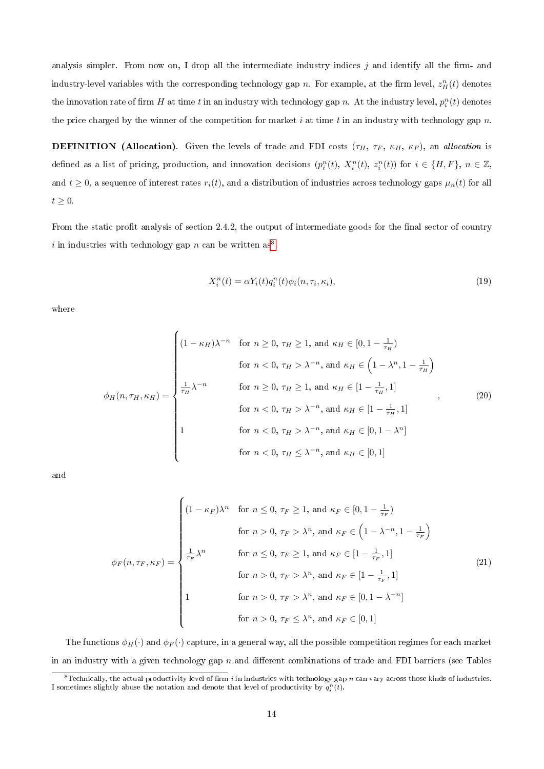analysis simpler. From now on, I drop all the intermediate industry indices $j$ and identify all the firm- and industry-level variables with the corresponding technology gap $n$. For example, at the firm level, $z_H^n(t)$ denotes the innovation rate of firm $H$ at time $t$ in an industry with technology gap $n$. At the industry level, $p_i^n(t)$ denotes the price charged by the winner of the competition for market $i$ at time $t$ in an industry with technology gap $n$.

**DEFINITION (Allocation).** Given the levels of trade and FDI costs ($\tau_H$, $\tau_F$, $\kappa_H$, $\kappa_F$), an *allocation* is defined as a list of pricing, production, and innovation decisions ($p_i^n(t)$, $X_i^n(t)$, $z_i^n(t)$) for $i \in \{H, F\}$, $n \in \mathbb{Z}$, and $t \geq 0$, a sequence of interest rates $r_i(t)$, and a distribution of industries across technology gaps $\mu_n(t)$ for all $t \geq 0$.

From the static profit analysis of section 2.4.2, the output of intermediate goods for the final sector of country $i$ in industries with technology gap $n$ can be written as[8]

$$X_i^n(t) = \alpha Y_i(t) q_i^n(t) \phi_i(n, \tau_i, \kappa_i), \tag{19}$$

where

$$\phi_H(n, \tau_H, \kappa_H) = \begin{cases} (1-\kappa_H)\lambda^{-n} & \text{for } n \geq 0,\ \tau_H \geq 1, \text{ and } \kappa_H \in [0, 1-\frac{1}{\tau_H}) \\ & \text{for } n < 0,\ \tau_H > \lambda^{-n}, \text{ and } \kappa_H \in \left(1-\lambda^{n}, 1-\frac{1}{\tau_H}\right) \\ \frac{1}{\tau_H}\lambda^{-n} & \text{for } n \geq 0,\ \tau_H \geq 1, \text{ and } \kappa_H \in [1-\frac{1}{\tau_H}, 1] \\ & \text{for } n < 0,\ \tau_H > \lambda^{-n}, \text{ and } \kappa_H \in [1-\frac{1}{\tau_H}, 1] \\ 1 & \text{for } n < 0,\ \tau_H > \lambda^{-n}, \text{ and } \kappa_H \in [0, 1-\lambda^{n}] \\ & \text{for } n < 0,\ \tau_H \leq \lambda^{-n}, \text{ and } \kappa_H \in [0, 1] \end{cases}, \tag{20}$$

and

$$\phi_F(n, \tau_F, \kappa_F) = \begin{cases} (1-\kappa_F)\lambda^{n} & \text{for } n \leq 0,\ \tau_F \geq 1, \text{ and } \kappa_F \in [0, 1-\frac{1}{\tau_F}) \\ & \text{for } n > 0,\ \tau_F > \lambda^{n}, \text{ and } \kappa_F \in \left(1-\lambda^{-n}, 1-\frac{1}{\tau_F}\right) \\ \frac{1}{\tau_F}\lambda^{n} & \text{for } n \leq 0,\ \tau_F \geq 1, \text{ and } \kappa_F \in [1-\frac{1}{\tau_F}, 1] \\ & \text{for } n > 0,\ \tau_F > \lambda^{n}, \text{ and } \kappa_F \in [1-\frac{1}{\tau_F}, 1] \\ 1 & \text{for } n > 0,\ \tau_F > \lambda^{n}, \text{ and } \kappa_F \in [0, 1-\lambda^{-n}] \\ & \text{for } n > 0,\ \tau_F \leq \lambda^{n}, \text{ and } \kappa_F \in [0, 1] \end{cases} \tag{21}$$

The functions $\phi_H(\cdot)$ and $\phi_F(\cdot)$ capture, in a general way, all the possible competition regimes for each market in an industry with a given technology gap $n$ and different combinations of trade and FDI barriers (see Tables

[8] Technically, the actual productivity level of firm $i$ in industries with technology gap $n$ can vary across those kinds of industries. I sometimes slightly abuse the notation and denote that level of productivity by $q_i^n(t)$.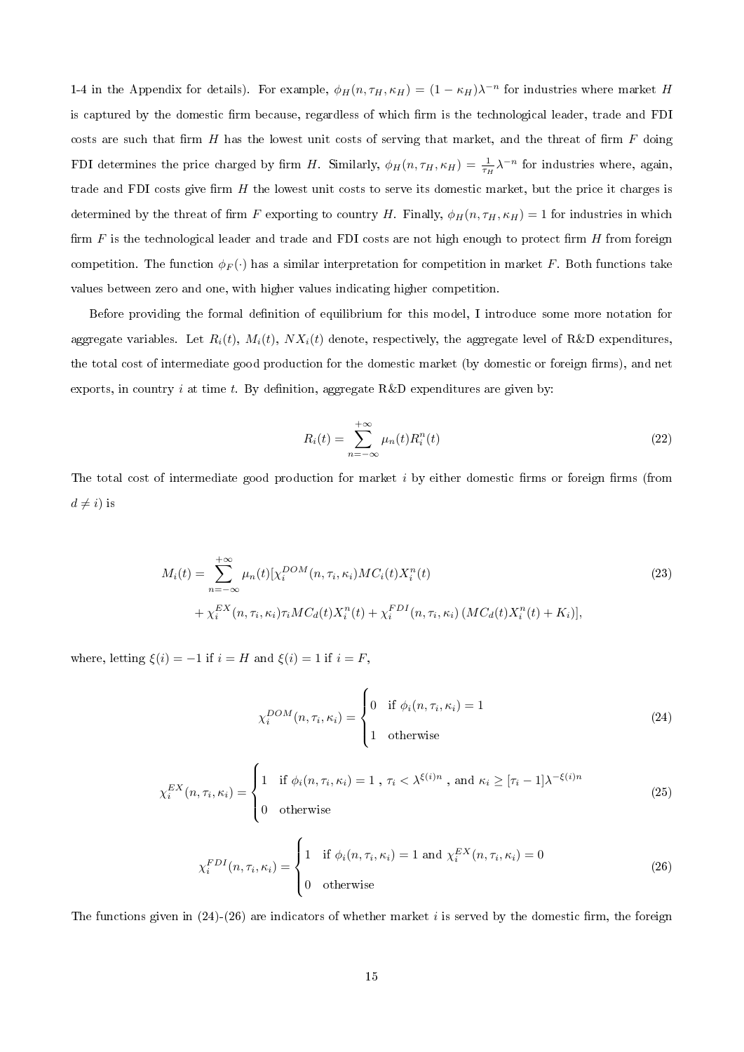1-4 in the Appendix for details). For example, $\phi_H(n, \tau_H, \kappa_H) = (1 - \kappa_H)\lambda^{-n}$ for industries where market $H$ is captured by the domestic firm because, regardless of which firm is the technological leader, trade and FDI costs are such that firm $H$ has the lowest unit costs of serving that market, and the threat of firm $F$ doing FDI determines the price charged by firm $H$. Similarly, $\phi_H(n, \tau_H, \kappa_H) = \frac{1}{\tau_H}\lambda^{-n}$ for industries where, again, trade and FDI costs give firm $H$ the lowest unit costs to serve its domestic market, but the price it charges is determined by the threat of firm $F$ exporting to country $H$. Finally, $\phi_H(n, \tau_H, \kappa_H) = 1$ for industries in which firm $F$ is the technological leader and trade and FDI costs are not high enough to protect firm $H$ from foreign competition. The function $\phi_F(\cdot)$ has a similar interpretation for competition in market $F$. Both functions take values between zero and one, with higher values indicating higher competition.

Before providing the formal definition of equilibrium for this model, I introduce some more notation for aggregate variables. Let $R_i(t)$, $M_i(t)$, $NX_i(t)$ denote, respectively, the aggregate level of R&D expenditures, the total cost of intermediate good production for the domestic market (by domestic or foreign firms), and net exports, in country $i$ at time $t$. By definition, aggregate R&D expenditures are given by:

$$R_i(t) = \sum_{n=-\infty}^{+\infty} \mu_n(t) R_i^n(t) \tag{22}$$

The total cost of intermediate good production for market $i$ by either domestic firms or foreign firms (from $d \neq i$) is

$$\begin{aligned} M_i(t) = \sum_{n=-\infty}^{+\infty} \mu_n(t) [&\chi_i^{DOM}(n, \tau_i, \kappa_i) MC_i(t) X_i^n(t) \\ &+ \chi_i^{EX}(n, \tau_i, \kappa_i) \tau_i MC_d(t) X_i^n(t) + \chi_i^{FDI}(n, \tau_i, \kappa_i) \left( MC_d(t) X_i^n(t) + K_i \right)], \end{aligned} \tag{23}$$

where, letting $\xi(i) = -1$ if $i = H$ and $\xi(i) = 1$ if $i = F$,

$$\chi_i^{DOM}(n, \tau_i, \kappa_i) = \begin{cases} 0 & \text{if } \phi_i(n, \tau_i, \kappa_i) = 1 \\ 1 & \text{otherwise} \end{cases} \tag{24}$$

$$\chi_i^{EX}(n, \tau_i, \kappa_i) = \begin{cases} 1 & \text{if } \phi_i(n, \tau_i, \kappa_i) = 1 \text{ , } \tau_i < \lambda^{\xi(i)n} \text{ , and } \kappa_i \geq [\tau_i - 1]\lambda^{-\xi(i)n} \\ 0 & \text{otherwise} \end{cases} \tag{25}$$

$$\chi_i^{FDI}(n, \tau_i, \kappa_i) = \begin{cases} 1 & \text{if } \phi_i(n, \tau_i, \kappa_i) = 1 \text{ and } \chi_i^{EX}(n, \tau_i, \kappa_i) = 0 \\ 0 & \text{otherwise} \end{cases} \tag{26}$$

The functions given in (24)-(26) are indicators of whether market $i$ is served by the domestic firm, the foreign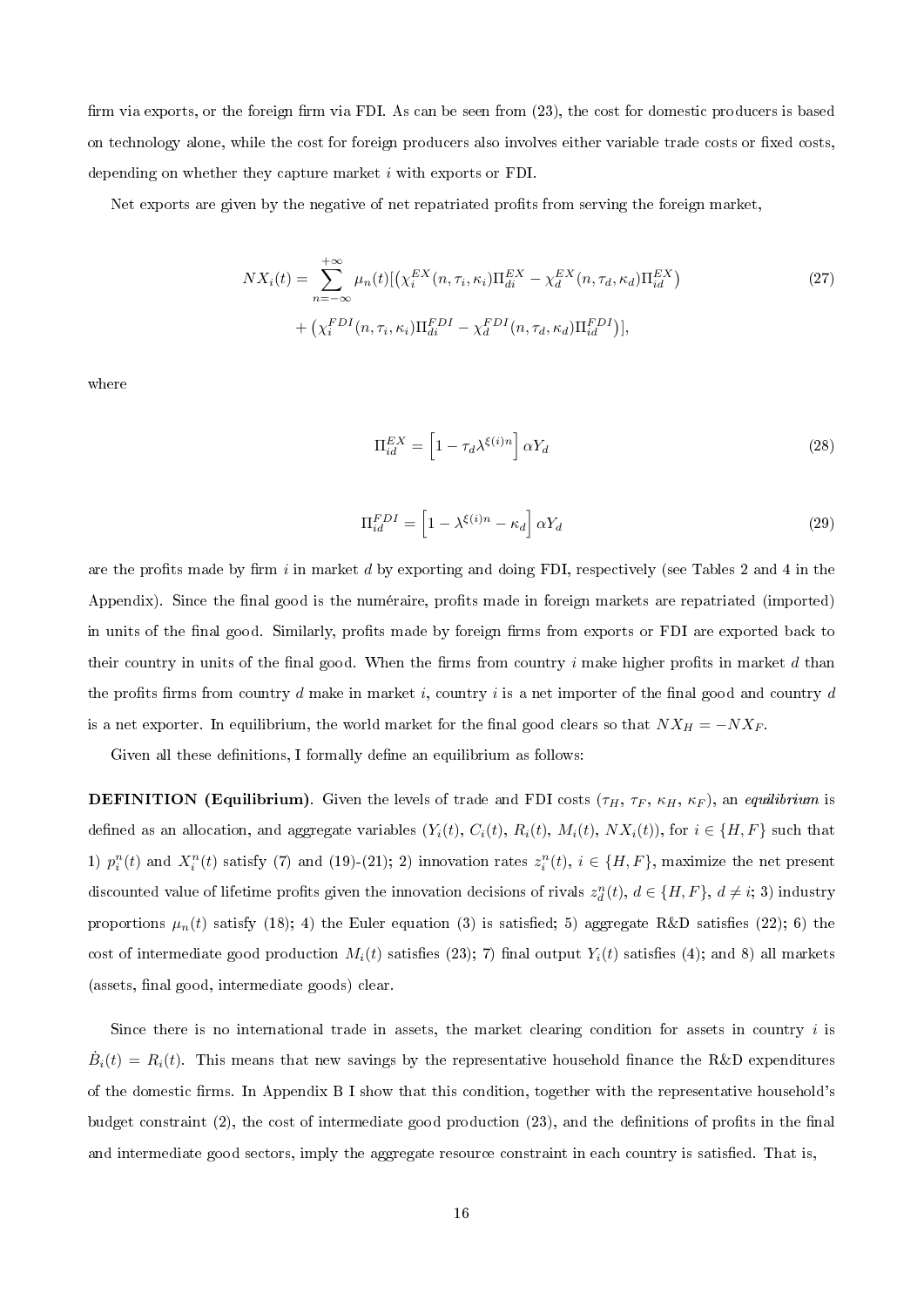firm via exports, or the foreign firm via FDI. As can be seen from (23), the cost for domestic producers is based on technology alone, while the cost for foreign producers also involves either variable trade costs or fixed costs, depending on whether they capture market $i$ with exports or FDI.

Net exports are given by the negative of net repatriated profits from serving the foreign market,

$$NX_i(t) = \sum_{n=-\infty}^{+\infty} \mu_n(t)[\left(\chi_i^{EX}(n, \tau_i, \kappa_i)\Pi_{di}^{EX} - \chi_d^{EX}(n, \tau_d, \kappa_d)\Pi_{id}^{EX}\right) + \left(\chi_i^{FDI}(n, \tau_i, \kappa_i)\Pi_{di}^{FDI} - \chi_d^{FDI}(n, \tau_d, \kappa_d)\Pi_{id}^{FDI}\right)], \tag{27}$$

where

$$\Pi_{id}^{EX} = \left[1 - \tau_d \lambda^{\xi(i)n}\right] \alpha Y_d \tag{28}$$

$$\Pi_{id}^{FDI} = \left[1 - \lambda^{\xi(i)n} - \kappa_d\right] \alpha Y_d \tag{29}$$

are the profits made by firm $i$ in market $d$ by exporting and doing FDI, respectively (see Tables 2 and 4 in the Appendix). Since the final good is the numéraire, profits made in foreign markets are repatriated (imported) in units of the final good. Similarly, profits made by foreign firms from exports or FDI are exported back to their country in units of the final good. When the firms from country $i$ make higher profits in market $d$ than the profits firms from country $d$ make in market $i$, country $i$ is a net importer of the final good and country $d$ is a net exporter. In equilibrium, the world market for the final good clears so that $NX_H = -NX_F$.

Given all these definitions, I formally define an equilibrium as follows:

**DEFINITION (Equilibrium)**. Given the levels of trade and FDI costs ($\tau_H$, $\tau_F$, $\kappa_H$, $\kappa_F$), an *equilibrium* is defined as an allocation, and aggregate variables ($Y_i(t)$, $C_i(t)$, $R_i(t)$, $M_i(t)$, $NX_i(t)$), for $i \in \{H, F\}$ such that 1) $p_i^n(t)$ and $X_i^n(t)$ satisfy (7) and (19)-(21); 2) innovation rates $z_i^n(t)$, $i \in \{H, F\}$, maximize the net present discounted value of lifetime profits given the innovation decisions of rivals $z_d^n(t)$, $d \in \{H, F\}$, $d \neq i$; 3) industry proportions $\mu_n(t)$ satisfy (18); 4) the Euler equation (3) is satisfied; 5) aggregate R&D satisfies (22); 6) the cost of intermediate good production $M_i(t)$ satisfies (23); 7) final output $Y_i(t)$ satisfies (4); and 8) all markets (assets, final good, intermediate goods) clear.

Since there is no international trade in assets, the market clearing condition for assets in country $i$ is $\dot{B}_i(t) = R_i(t)$. This means that new savings by the representative household finance the R&D expenditures of the domestic firms. In Appendix B I show that this condition, together with the representative household's budget constraint (2), the cost of intermediate good production (23), and the definitions of profits in the final and intermediate good sectors, imply the aggregate resource constraint in each country is satisfied. That is,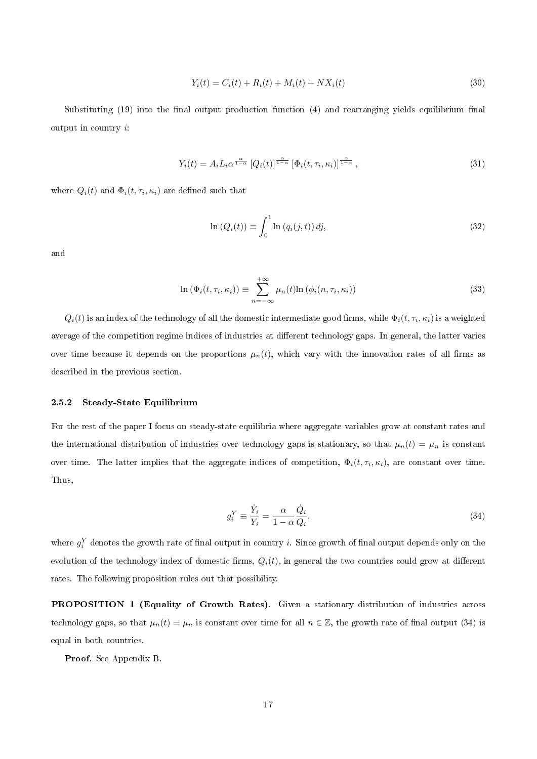$$Y_i(t) = C_i(t) + R_i(t) + M_i(t) + NX_i(t) \tag{30}$$

Substituting (19) into the final output production function (4) and rearranging yields equilibrium final output in country $i$:

$$Y_i(t) = A_i L_i \alpha^{\frac{\alpha}{1-\alpha}} \left[Q_i(t)\right]^{\frac{\alpha}{1-\alpha}} \left[\Phi_i(t, \tau_i, \kappa_i)\right]^{\frac{\alpha}{1-\alpha}}, \tag{31}$$

where $Q_i(t)$ and $\Phi_i(t, \tau_i, \kappa_i)$ are defined such that

$$\ln\left(Q_i(t)\right) \equiv \int_0^1 \ln\left(q_i(j,t)\right) dj, \tag{32}$$

and

$$\ln\left(\Phi_i(t, \tau_i, \kappa_i)\right) \equiv \sum_{n=-\infty}^{+\infty} \mu_n(t) \ln\left(\phi_i(n, \tau_i, \kappa_i)\right) \tag{33}$$

$Q_i(t)$ is an index of the technology of all the domestic intermediate good firms, while $\Phi_i(t, \tau_i, \kappa_i)$ is a weighted average of the competition regime indices of industries at different technology gaps. In general, the latter varies over time because it depends on the proportions $\mu_n(t)$, which vary with the innovation rates of all firms as described in the previous section.

### 2.5.2 Steady-State Equilibrium

For the rest of the paper I focus on steady-state equilibria where aggregate variables grow at constant rates and the international distribution of industries over technology gaps is stationary, so that $\mu_n(t) = \mu_n$ is constant over time. The latter implies that the aggregate indices of competition, $\Phi_i(t, \tau_i, \kappa_i)$, are constant over time. Thus,

$$g_i^Y \equiv \frac{\dot{Y}_i}{Y_i} = \frac{\alpha}{1-\alpha} \frac{\dot{Q}_i}{Q_i}, \tag{34}$$

where $g_i^Y$ denotes the growth rate of final output in country $i$. Since growth of final output depends only on the evolution of the technology index of domestic firms, $Q_i(t)$, in general the two countries could grow at different rates. The following proposition rules out that possibility.

**PROPOSITION 1 (Equality of Growth Rates)**. Given a stationary distribution of industries across technology gaps, so that $\mu_n(t) = \mu_n$ is constant over time for all $n \in \mathbb{Z}$, the growth rate of final output (34) is equal in both countries.

**Proof**. See Appendix B.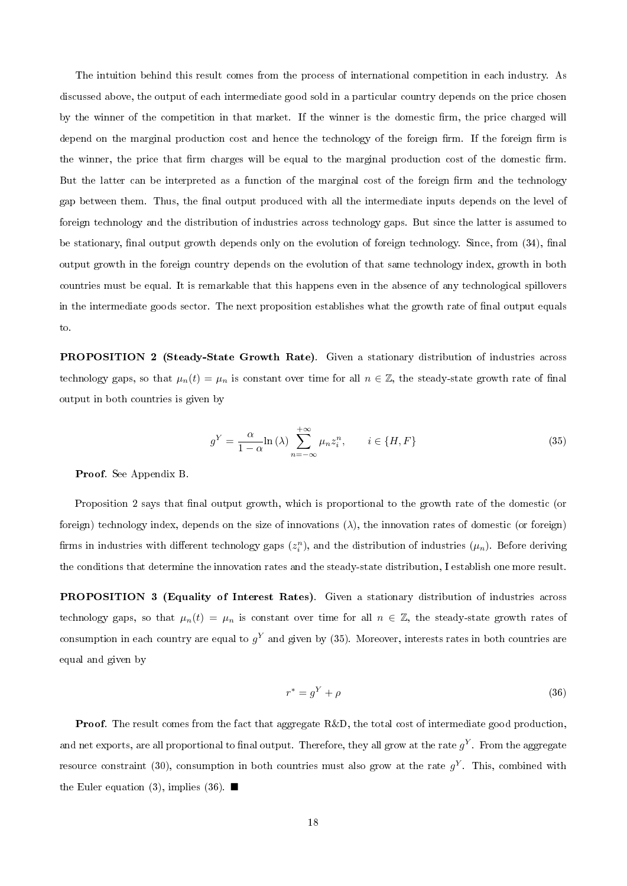The intuition behind this result comes from the process of international competition in each industry. As discussed above, the output of each intermediate good sold in a particular country depends on the price chosen by the winner of the competition in that market. If the winner is the domestic firm, the price charged will depend on the marginal production cost and hence the technology of the foreign firm. If the foreign firm is the winner, the price that firm charges will be equal to the marginal production cost of the domestic firm. But the latter can be interpreted as a function of the marginal cost of the foreign firm and the technology gap between them. Thus, the final output produced with all the intermediate inputs depends on the level of foreign technology and the distribution of industries across technology gaps. But since the latter is assumed to be stationary, final output growth depends only on the evolution of foreign technology. Since, from (34), final output growth in the foreign country depends on the evolution of that same technology index, growth in both countries must be equal. It is remarkable that this happens even in the absence of any technological spillovers in the intermediate goods sector. The next proposition establishes what the growth rate of final output equals to.

**PROPOSITION 2 (Steady-State Growth Rate).** Given a stationary distribution of industries across technology gaps, so that $\mu_n(t) = \mu_n$ is constant over time for all $n \in \mathbb{Z}$, the steady-state growth rate of final output in both countries is given by

$$g^Y = \frac{\alpha}{1-\alpha} \ln(\lambda) \sum_{n=-\infty}^{+\infty} \mu_n z_i^n, \qquad i \in \{H, F\} \tag{35}$$

**Proof**. See Appendix B.

Proposition 2 says that final output growth, which is proportional to the growth rate of the domestic (or foreign) technology index, depends on the size of innovations ($\lambda$), the innovation rates of domestic (or foreign) firms in industries with different technology gaps ($z_i^n$), and the distribution of industries ($\mu_n$). Before deriving the conditions that determine the innovation rates and the steady-state distribution, I establish one more result.

**PROPOSITION 3 (Equality of Interest Rates).** Given a stationary distribution of industries across technology gaps, so that $\mu_n(t) = \mu_n$ is constant over time for all $n \in \mathbb{Z}$, the steady-state growth rates of consumption in each country are equal to $g^Y$ and given by (35). Moreover, interests rates in both countries are equal and given by

$$r^* = g^Y + \rho \tag{36}$$

**Proof**. The result comes from the fact that aggregate R&D, the total cost of intermediate good production, and net exports, are all proportional to final output. Therefore, they all grow at the rate $g^Y$. From the aggregate resource constraint (30), consumption in both countries must also grow at the rate $g^Y$. This, combined with the Euler equation (3), implies (36). ■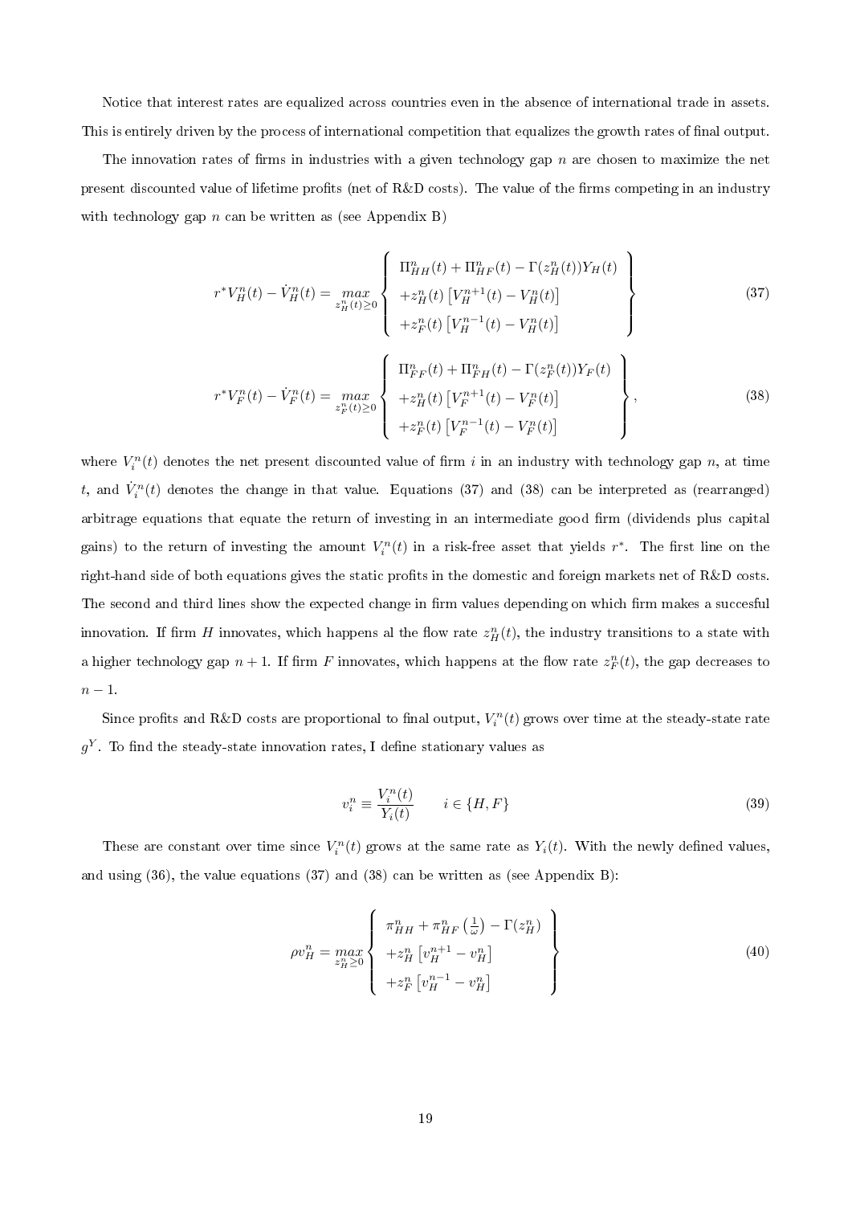Notice that interest rates are equalized across countries even in the absence of international trade in assets. This is entirely driven by the process of international competition that equalizes the growth rates of final output.

The innovation rates of firms in industries with a given technology gap $n$ are chosen to maximize the net present discounted value of lifetime profits (net of R&D costs). The value of the firms competing in an industry with technology gap $n$ can be written as (see Appendix B)

$$r^* V_H^n(t) - \dot{V}_H^n(t) = \max_{z_H^n(t)\geq 0} \left\{ \begin{array}{l} \Pi_{HH}^n(t) + \Pi_{HF}^n(t) - \Gamma(z_H^n(t))Y_H(t) \\ +z_H^n(t)\left[V_H^{n+1}(t) - V_H^n(t)\right] \\ +z_F^n(t)\left[V_H^{n-1}(t) - V_H^n(t)\right] \end{array} \right\} \tag{37}$$

$$r^* V_F^n(t) - \dot{V}_F^n(t) = \max_{z_F^n(t)\geq 0} \left\{ \begin{array}{l} \Pi_{FF}^n(t) + \Pi_{FH}^n(t) - \Gamma(z_F^n(t))Y_F(t) \\ +z_H^n(t)\left[V_F^{n+1}(t) - V_F^n(t)\right] \\ +z_F^n(t)\left[V_F^{n-1}(t) - V_F^n(t)\right] \end{array} \right\}, \tag{38}$$

where $V_i^n(t)$ denotes the net present discounted value of firm $i$ in an industry with technology gap $n$, at time $t$, and $\dot{V}_i^n(t)$ denotes the change in that value. Equations (37) and (38) can be interpreted as (rearranged) arbitrage equations that equate the return of investing in an intermediate good firm (dividends plus capital gains) to the return of investing the amount $V_i^n(t)$ in a risk-free asset that yields $r^*$. The first line on the right-hand side of both equations gives the static profits in the domestic and foreign markets net of R&D costs. The second and third lines show the expected change in firm values depending on which firm makes a succesful innovation. If firm $H$ innovates, which happens al the flow rate $z_H^n(t)$, the industry transitions to a state with a higher technology gap $n+1$. If firm $F$ innovates, which happens at the flow rate $z_F^n(t)$, the gap decreases to $n-1$.

Since profits and R&D costs are proportional to final output, $V_i^n(t)$ grows over time at the steady-state rate $g^Y$. To find the steady-state innovation rates, I define stationary values as

$$v_i^n \equiv \frac{V_i^n(t)}{Y_i(t)} \qquad i \in \{H, F\} \tag{39}$$

These are constant over time since $V_i^n(t)$ grows at the same rate as $Y_i(t)$. With the newly defined values, and using (36), the value equations (37) and (38) can be written as (see Appendix B):

$$\rho v_H^n = \max_{z_H^n \geq 0} \left\{ \begin{array}{l} \pi_{HH}^n + \pi_{HF}^n\left(\frac{1}{\omega}\right) - \Gamma(z_H^n) \\ +z_H^n\left[v_H^{n+1} - v_H^n\right] \\ +z_F^n\left[v_H^{n-1} - v_H^n\right] \end{array} \right\} \tag{40}$$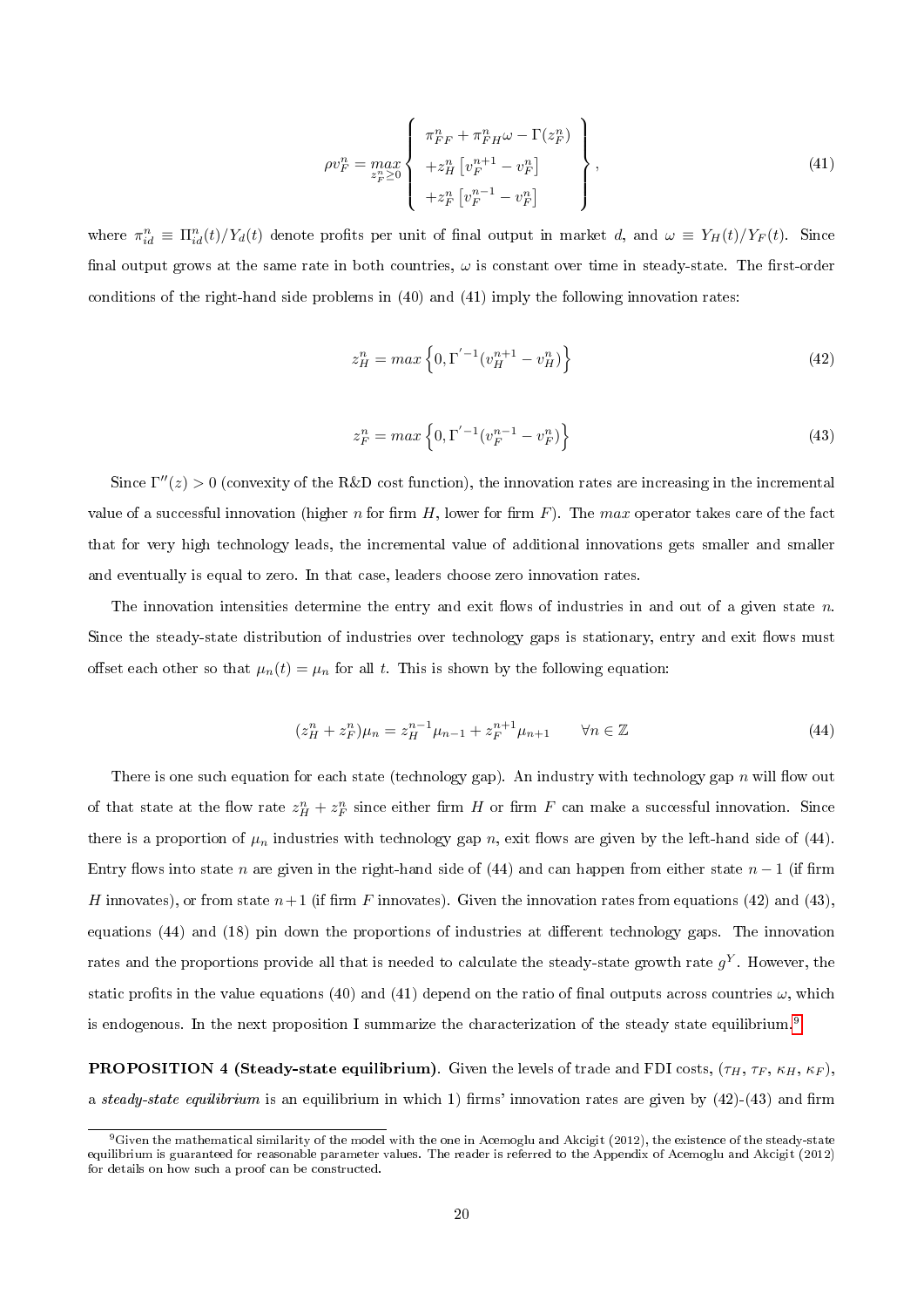$$
\rho v_F^n = \max_{z_F^n \geq 0} \left\{ \begin{array}{l} \pi_{FF}^n + \pi_{FH}^n \omega - \Gamma(z_F^n) \\ + z_H^n \left[ v_F^{n+1} - v_F^n \right] \\ + z_F^n \left[ v_F^{n-1} - v_F^n \right] \end{array} \right\}, \tag{41}
$$

where $\pi_{id}^n \equiv \Pi_{id}^n(t)/Y_d(t)$ denote profits per unit of final output in market $d$, and $\omega \equiv Y_H(t)/Y_F(t)$. Since final output grows at the same rate in both countries, $\omega$ is constant over time in steady-state. The first-order conditions of the right-hand side problems in (40) and (41) imply the following innovation rates:

$$
z_H^n = \max \left\{ 0, \Gamma^{'-1}(v_H^{n+1} - v_H^n) \right\} \tag{42}
$$

$$
z_F^n = \max \left\{ 0, \Gamma^{'-1}(v_F^{n-1} - v_F^n) \right\} \tag{43}
$$

Since $\Gamma''(z) > 0$ (convexity of the R&D cost function), the innovation rates are increasing in the incremental value of a successful innovation (higher $n$ for firm $H$, lower for firm $F$). The *max* operator takes care of the fact that for very high technology leads, the incremental value of additional innovations gets smaller and smaller and eventually is equal to zero. In that case, leaders choose zero innovation rates.

The innovation intensities determine the entry and exit flows of industries in and out of a given state $n$. Since the steady-state distribution of industries over technology gaps is stationary, entry and exit flows must offset each other so that $\mu_n(t) = \mu_n$ for all $t$. This is shown by the following equation:

$$
(z_H^n + z_F^n)\mu_n = z_H^{n-1}\mu_{n-1} + z_F^{n+1}\mu_{n+1} \qquad \forall n \in \mathbb{Z} \tag{44}
$$

There is one such equation for each state (technology gap). An industry with technology gap $n$ will flow out of that state at the flow rate $z_H^n + z_F^n$ since either firm $H$ or firm $F$ can make a successful innovation. Since there is a proportion of $\mu_n$ industries with technology gap $n$, exit flows are given by the left-hand side of (44). Entry flows into state $n$ are given in the right-hand side of (44) and can happen from either state $n-1$ (if firm $H$ innovates), or from state $n+1$ (if firm $F$ innovates). Given the innovation rates from equations (42) and (43), equations (44) and (18) pin down the proportions of industries at different technology gaps. The innovation rates and the proportions provide all that is needed to calculate the steady-state growth rate $g^Y$. However, the static profits in the value equations (40) and (41) depend on the ratio of final outputs across countries $\omega$, which is endogenous. In the next proposition I summarize the characterization of the steady state equilibrium.[9]

**PROPOSITION 4 (Steady-state equilibrium)**. Given the levels of trade and FDI costs, ($\tau_H$, $\tau_F$, $\kappa_H$, $\kappa_F$), a *steady-state equilibrium* is an equilibrium in which 1) firms' innovation rates are given by (42)-(43) and firm

[9] Given the mathematical similarity of the model with the one in Acemoglu and Akcigit (2012), the existence of the steady-state equilibrium is guaranteed for reasonable parameter values. The reader is referred to the Appendix of Acemoglu and Akcigit (2012) for details on how such a proof can be constructed.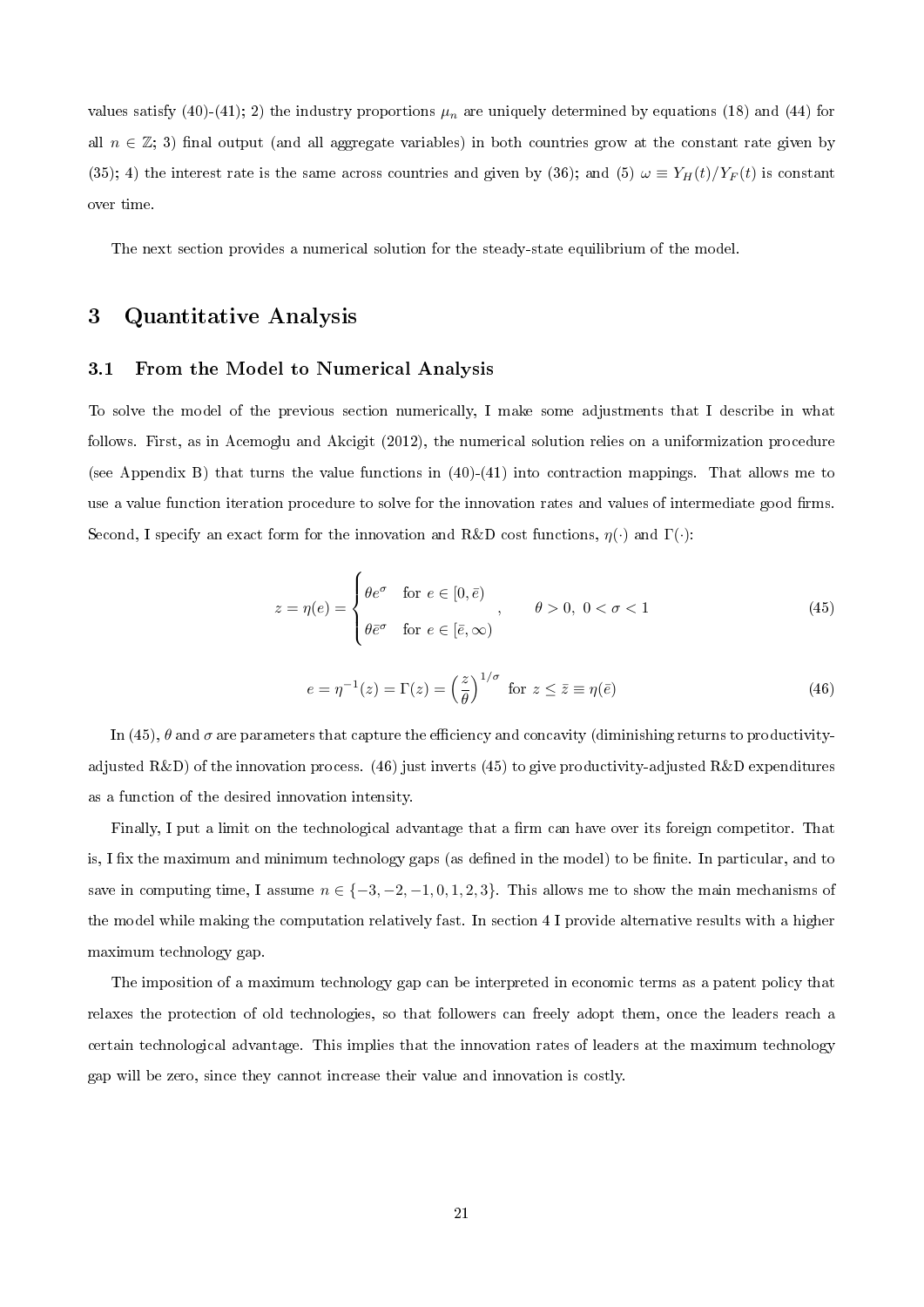values satisfy (40)-(41); 2) the industry proportions $\mu_n$ are uniquely determined by equations (18) and (44) for all $n \in \mathbb{Z}$; 3) final output (and all aggregate variables) in both countries grow at the constant rate given by (35); 4) the interest rate is the same across countries and given by (36); and (5) $\omega \equiv Y_H(t)/Y_F(t)$ is constant over time.

The next section provides a numerical solution for the steady-state equilibrium of the model.

## 3 Quantitative Analysis

### 3.1 From the Model to Numerical Analysis

To solve the model of the previous section numerically, I make some adjustments that I describe in what follows. First, as in Acemoglu and Akcigit (2012), the numerical solution relies on a uniformization procedure (see Appendix B) that turns the value functions in (40)-(41) into contraction mappings. That allows me to use a value function iteration procedure to solve for the innovation rates and values of intermediate good firms. Second, I specify an exact form for the innovation and R&D cost functions, $\eta(\cdot)$ and $\Gamma(\cdot)$:

$$z = \eta(e) = \begin{cases} \theta e^{\sigma} & \text{for } e \in [0, \bar{e}) \\ \theta \bar{e}^{\sigma} & \text{for } e \in [\bar{e}, \infty) \end{cases}, \qquad \theta > 0,\ 0 < \sigma < 1 \tag{45}$$

$$e = \eta^{-1}(z) = \Gamma(z) = \left(\frac{z}{\theta}\right)^{1/\sigma} \text{ for } z \leq \bar{z} \equiv \eta(\bar{e}) \tag{46}$$

In (45), $\theta$ and $\sigma$ are parameters that capture the efficiency and concavity (diminishing returns to productivity-adjusted R&D) of the innovation process. (46) just inverts (45) to give productivity-adjusted R&D expenditures as a function of the desired innovation intensity.

Finally, I put a limit on the technological advantage that a firm can have over its foreign competitor. That is, I fix the maximum and minimum technology gaps (as defined in the model) to be finite. In particular, and to save in computing time, I assume $n \in \{-3, -2, -1, 0, 1, 2, 3\}$. This allows me to show the main mechanisms of the model while making the computation relatively fast. In section 4 I provide alternative results with a higher maximum technology gap.

The imposition of a maximum technology gap can be interpreted in economic terms as a patent policy that relaxes the protection of old technologies, so that followers can freely adopt them, once the leaders reach a certain technological advantage. This implies that the innovation rates of leaders at the maximum technology gap will be zero, since they cannot increase their value and innovation is costly.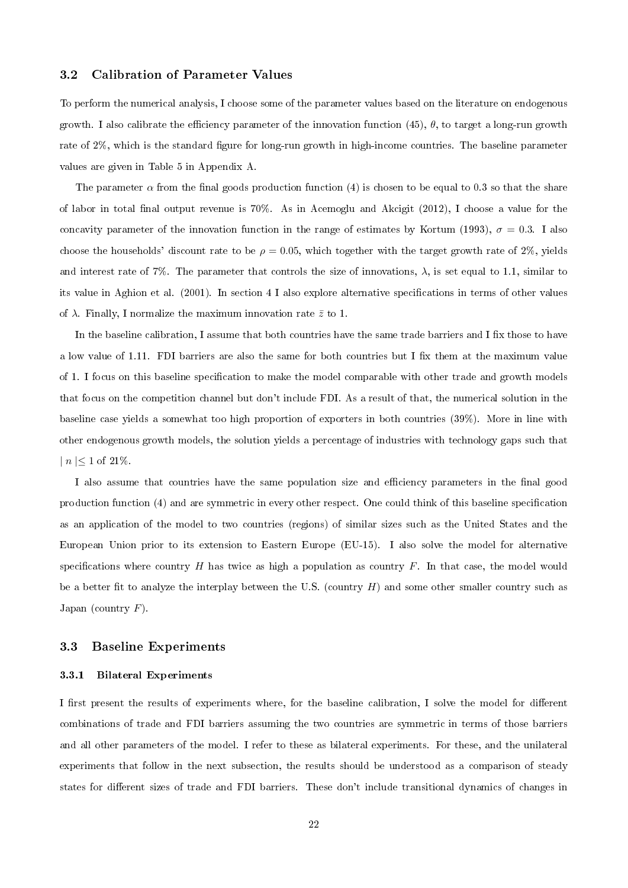### 3.2 Calibration of Parameter Values

To perform the numerical analysis, I choose some of the parameter values based on the literature on endogenous growth. I also calibrate the efficiency parameter of the innovation function (45), $\theta$, to target a long-run growth rate of 2%, which is the standard figure for long-run growth in high-income countries. The baseline parameter values are given in Table 5 in Appendix A.

The parameter $\alpha$ from the final goods production function (4) is chosen to be equal to 0.3 so that the share of labor in total final output revenue is 70%. As in Acemoglu and Akcigit (2012), I choose a value for the concavity parameter of the innovation function in the range of estimates by Kortum (1993), $\sigma = 0.3$. I also choose the households' discount rate to be $\rho = 0.05$, which together with the target growth rate of 2%, yields and interest rate of 7%. The parameter that controls the size of innovations, $\lambda$, is set equal to 1.1, similar to its value in Aghion et al. (2001). In section 4 I also explore alternative specifications in terms of other values of $\lambda$. Finally, I normalize the maximum innovation rate $\bar{z}$ to 1.

In the baseline calibration, I assume that both countries have the same trade barriers and I fix those to have a low value of 1.11. FDI barriers are also the same for both countries but I fix them at the maximum value of 1. I focus on this baseline specification to make the model comparable with other trade and growth models that focus on the competition channel but don't include FDI. As a result of that, the numerical solution in the baseline case yields a somewhat too high proportion of exporters in both countries (39%). More in line with other endogenous growth models, the solution yields a percentage of industries with technology gaps such that $| n | \leq 1$ of 21%.

I also assume that countries have the same population size and efficiency parameters in the final good production function (4) and are symmetric in every other respect. One could think of this baseline specification as an application of the model to two countries (regions) of similar sizes such as the United States and the European Union prior to its extension to Eastern Europe (EU-15). I also solve the model for alternative specifications where country $H$ has twice as high a population as country $F$. In that case, the model would be a better fit to analyze the interplay between the U.S. (country $H$) and some other smaller country such as Japan (country $F$).

### 3.3 Baseline Experiments

#### 3.3.1 Bilateral Experiments

I first present the results of experiments where, for the baseline calibration, I solve the model for different combinations of trade and FDI barriers assuming the two countries are symmetric in terms of those barriers and all other parameters of the model. I refer to these as bilateral experiments. For these, and the unilateral experiments that follow in the next subsection, the results should be understood as a comparison of steady states for different sizes of trade and FDI barriers. These don't include transitional dynamics of changes in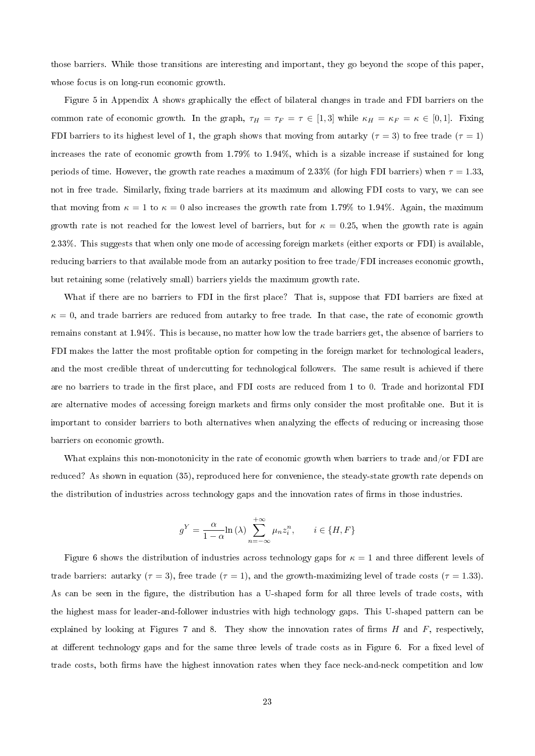those barriers. While those transitions are interesting and important, they go beyond the scope of this paper, whose focus is on long-run economic growth.

Figure 5 in Appendix A shows graphically the effect of bilateral changes in trade and FDI barriers on the common rate of economic growth. In the graph, $\tau_H = \tau_F = \tau \in [1, 3]$ while $\kappa_H = \kappa_F = \kappa \in [0, 1]$. Fixing FDI barriers to its highest level of 1, the graph shows that moving from autarky ($\tau = 3$) to free trade ($\tau = 1$) increases the rate of economic growth from 1.79% to 1.94%, which is a sizable increase if sustained for long periods of time. However, the growth rate reaches a maximum of 2.33% (for high FDI barriers) when $\tau = 1.33$, not in free trade. Similarly, fixing trade barriers at its maximum and allowing FDI costs to vary, we can see that moving from $\kappa = 1$ to $\kappa = 0$ also increases the growth rate from 1.79% to 1.94%. Again, the maximum growth rate is not reached for the lowest level of barriers, but for $\kappa = 0.25$, when the growth rate is again 2.33%. This suggests that when only one mode of accessing foreign markets (either exports or FDI) is available, reducing barriers to that available mode from an autarky position to free trade/FDI increases economic growth, but retaining some (relatively small) barriers yields the maximum growth rate.

What if there are no barriers to FDI in the first place? That is, suppose that FDI barriers are fixed at $\kappa = 0$, and trade barriers are reduced from autarky to free trade. In that case, the rate of economic growth remains constant at 1.94%. This is because, no matter how low the trade barriers get, the absence of barriers to FDI makes the latter the most profitable option for competing in the foreign market for technological leaders, and the most credible threat of undercutting for technological followers. The same result is achieved if there are no barriers to trade in the first place, and FDI costs are reduced from 1 to 0. Trade and horizontal FDI are alternative modes of accessing foreign markets and firms only consider the most profitable one. But it is important to consider barriers to both alternatives when analyzing the effects of reducing or increasing those barriers on economic growth.

What explains this non-monotonicity in the rate of economic growth when barriers to trade and/or FDI are reduced? As shown in equation (35), reproduced here for convenience, the steady-state growth rate depends on the distribution of industries across technology gaps and the innovation rates of firms in those industries.

$$g^Y = \frac{\alpha}{1-\alpha} \ln(\lambda) \sum_{n=-\infty}^{+\infty} \mu_n z_i^n, \qquad i \in \{H, F\}$$

Figure 6 shows the distribution of industries across technology gaps for $\kappa = 1$ and three different levels of trade barriers: autarky ($\tau = 3$), free trade ($\tau = 1$), and the growth-maximizing level of trade costs ($\tau = 1.33$). As can be seen in the figure, the distribution has a U-shaped form for all three levels of trade costs, with the highest mass for leader-and-follower industries with high technology gaps. This U-shaped pattern can be explained by looking at Figures 7 and 8. They show the innovation rates of firms $H$ and $F$, respectively, at different technology gaps and for the same three levels of trade costs as in Figure 6. For a fixed level of trade costs, both firms have the highest innovation rates when they face neck-and-neck competition and low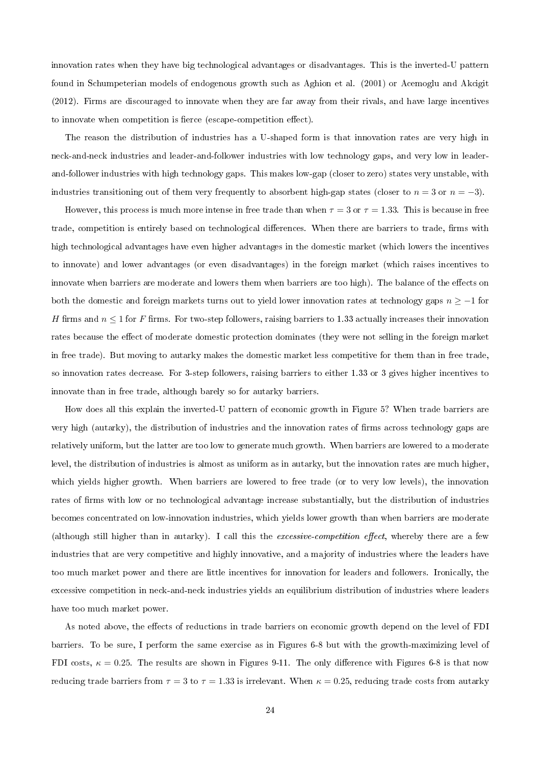innovation rates when they have big technological advantages or disadvantages. This is the inverted-U pattern found in Schumpeterian models of endogenous growth such as Aghion et al. (2001) or Acemoglu and Akcigit (2012). Firms are discouraged to innovate when they are far away from their rivals, and have large incentives to innovate when competition is fierce (escape-competition effect).

The reason the distribution of industries has a U-shaped form is that innovation rates are very high in neck-and-neck industries and leader-and-follower industries with low technology gaps, and very low in leader-and-follower industries with high technology gaps. This makes low-gap (closer to zero) states very unstable, with industries transitioning out of them very frequently to absorbent high-gap states (closer to $n = 3$ or $n = -3$).

However, this process is much more intense in free trade than when $\tau = 3$ or $\tau = 1.33$. This is because in free trade, competition is entirely based on technological differences. When there are barriers to trade, firms with high technological advantages have even higher advantages in the domestic market (which lowers the incentives to innovate) and lower advantages (or even disadvantages) in the foreign market (which raises incentives to innovate when barriers are moderate and lowers them when barriers are too high). The balance of the effects on both the domestic and foreign markets turns out to yield lower innovation rates at technology gaps $n \geq -1$ for $H$ firms and $n \leq 1$ for $F$ firms. For two-step followers, raising barriers to 1.33 actually increases their innovation rates because the effect of moderate domestic protection dominates (they were not selling in the foreign market in free trade). But moving to autarky makes the domestic market less competitive for them than in free trade, so innovation rates decrease. For 3-step followers, raising barriers to either 1.33 or 3 gives higher incentives to innovate than in free trade, although barely so for autarky barriers.

How does all this explain the inverted-U pattern of economic growth in Figure 5? When trade barriers are very high (autarky), the distribution of industries and the innovation rates of firms across technology gaps are relatively uniform, but the latter are too low to generate much growth. When barriers are lowered to a moderate level, the distribution of industries is almost as uniform as in autarky, but the innovation rates are much higher, which yields higher growth. When barriers are lowered to free trade (or to very low levels), the innovation rates of firms with low or no technological advantage increase substantially, but the distribution of industries becomes concentrated on low-innovation industries, which yields lower growth than when barriers are moderate (although still higher than in autarky). I call this the *excessive-competition effect*, whereby there are a few industries that are very competitive and highly innovative, and a majority of industries where the leaders have too much market power and there are little incentives for innovation for leaders and followers. Ironically, the excessive competition in neck-and-neck industries yields an equilibrium distribution of industries where leaders have too much market power.

As noted above, the effects of reductions in trade barriers on economic growth depend on the level of FDI barriers. To be sure, I perform the same exercise as in Figures 6-8 but with the growth-maximizing level of FDI costs, $\kappa = 0.25$. The results are shown in Figures 9-11. The only difference with Figures 6-8 is that now reducing trade barriers from $\tau = 3$ to $\tau = 1.33$ is irrelevant. When $\kappa = 0.25$, reducing trade costs from autarky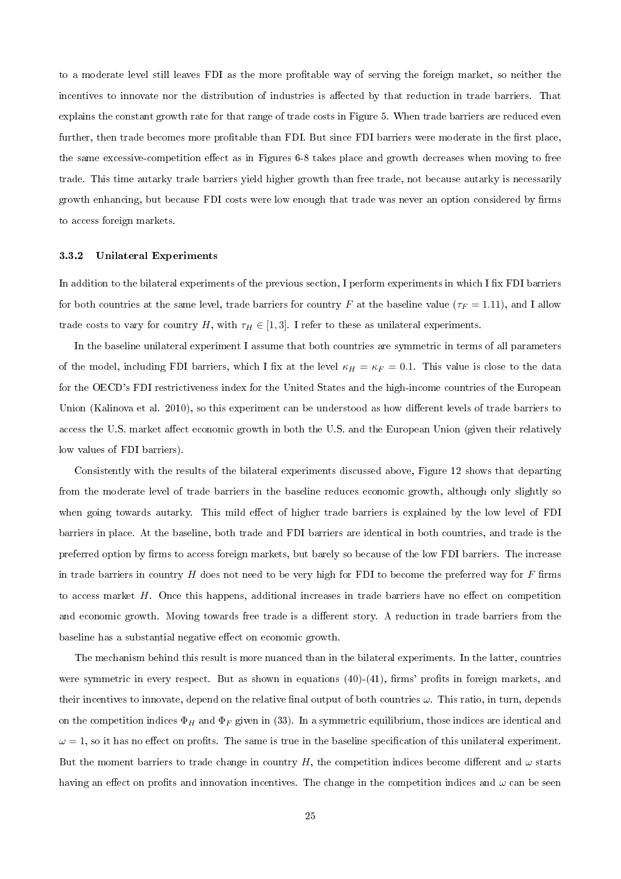to a moderate level still leaves FDI as the more profitable way of serving the foreign market, so neither the incentives to innovate nor the distribution of industries is affected by that reduction in trade barriers. That explains the constant growth rate for that range of trade costs in Figure 5. When trade barriers are reduced even further, then trade becomes more profitable than FDI. But since FDI barriers were moderate in the first place, the same excessive-competition effect as in Figures 6-8 takes place and growth decreases when moving to free trade. This time autarky trade barriers yield higher growth than free trade, not because autarky is necessarily growth enhancing, but because FDI costs were low enough that trade was never an option considered by firms to access foreign markets.

### 3.3.2 Unilateral Experiments

In addition to the bilateral experiments of the previous section, I perform experiments in which I fix FDI barriers for both countries at the same level, trade barriers for country $F$ at the baseline value ($\tau_F = 1.11$), and I allow trade costs to vary for country $H$, with $\tau_H \in [1, 3]$. I refer to these as unilateral experiments.

In the baseline unilateral experiment I assume that both countries are symmetric in terms of all parameters of the model, including FDI barriers, which I fix at the level $\kappa_H = \kappa_F = 0.1$. This value is close to the data for the OECD's FDI restrictiveness index for the United States and the high-income countries of the European Union (Kalinova et al. 2010), so this experiment can be understood as how different levels of trade barriers to access the U.S. market affect economic growth in both the U.S. and the European Union (given their relatively low values of FDI barriers).

Consistently with the results of the bilateral experiments discussed above, Figure 12 shows that departing from the moderate level of trade barriers in the baseline reduces economic growth, although only slightly so when going towards autarky. This mild effect of higher trade barriers is explained by the low level of FDI barriers in place. At the baseline, both trade and FDI barriers are identical in both countries, and trade is the preferred option by firms to access foreign markets, but barely so because of the low FDI barriers. The increase in trade barriers in country $H$ does not need to be very high for FDI to become the preferred way for $F$ firms to access market $H$. Once this happens, additional increases in trade barriers have no effect on competition and economic growth. Moving towards free trade is a different story. A reduction in trade barriers from the baseline has a substantial negative effect on economic growth.

The mechanism behind this result is more nuanced than in the bilateral experiments. In the latter, countries were symmetric in every respect. But as shown in equations (40)-(41), firms' profits in foreign markets, and their incentives to innovate, depend on the relative final output of both countries $\omega$. This ratio, in turn, depends on the competition indices $\Phi_H$ and $\Phi_F$ given in (33). In a symmetric equilibrium, those indices are identical and $\omega = 1$, so it has no effect on profits. The same is true in the baseline specification of this unilateral experiment. But the moment barriers to trade change in country $H$, the competition indices become different and $\omega$ starts having an effect on profits and innovation incentives. The change in the competition indices and $\omega$ can be seen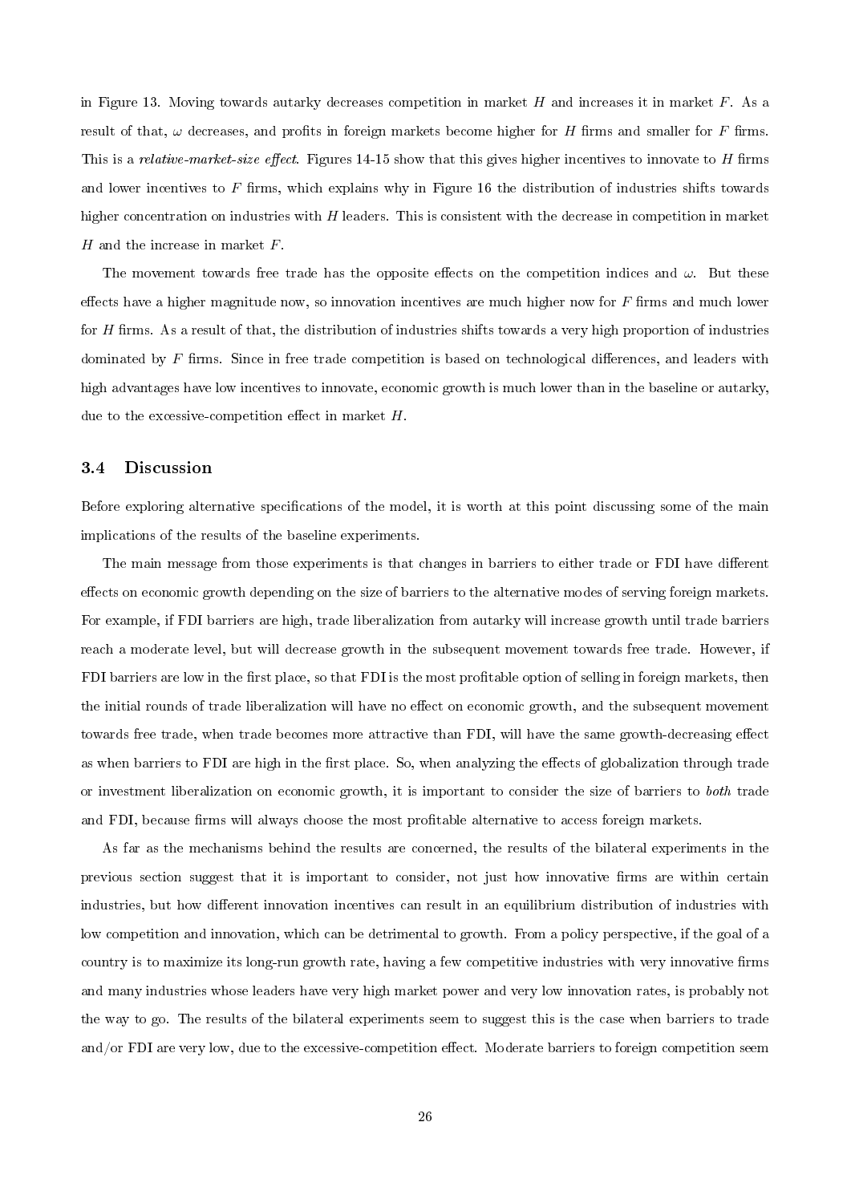in Figure 13. Moving towards autarky decreases competition in market $H$ and increases it in market $F$. As a result of that, $\omega$ decreases, and profits in foreign markets become higher for $H$ firms and smaller for $F$ firms. This is a *relative-market-size effect*. Figures 14-15 show that this gives higher incentives to innovate to $H$ firms and lower incentives to $F$ firms, which explains why in Figure 16 the distribution of industries shifts towards higher concentration on industries with $H$ leaders. This is consistent with the decrease in competition in market $H$ and the increase in market $F$.

The movement towards free trade has the opposite effects on the competition indices and $\omega$. But these effects have a higher magnitude now, so innovation incentives are much higher now for $F$ firms and much lower for $H$ firms. As a result of that, the distribution of industries shifts towards a very high proportion of industries dominated by $F$ firms. Since in free trade competition is based on technological differences, and leaders with high advantages have low incentives to innovate, economic growth is much lower than in the baseline or autarky, due to the excessive-competition effect in market $H$.

### 3.4 Discussion

Before exploring alternative specifications of the model, it is worth at this point discussing some of the main implications of the results of the baseline experiments.

The main message from those experiments is that changes in barriers to either trade or FDI have different effects on economic growth depending on the size of barriers to the alternative modes of serving foreign markets. For example, if FDI barriers are high, trade liberalization from autarky will increase growth until trade barriers reach a moderate level, but will decrease growth in the subsequent movement towards free trade. However, if FDI barriers are low in the first place, so that FDI is the most profitable option of selling in foreign markets, then the initial rounds of trade liberalization will have no effect on economic growth, and the subsequent movement towards free trade, when trade becomes more attractive than FDI, will have the same growth-decreasing effect as when barriers to FDI are high in the first place. So, when analyzing the effects of globalization through trade or investment liberalization on economic growth, it is important to consider the size of barriers to *both* trade and FDI, because firms will always choose the most profitable alternative to access foreign markets.

As far as the mechanisms behind the results are concerned, the results of the bilateral experiments in the previous section suggest that it is important to consider, not just how innovative firms are within certain industries, but how different innovation incentives can result in an equilibrium distribution of industries with low competition and innovation, which can be detrimental to growth. From a policy perspective, if the goal of a country is to maximize its long-run growth rate, having a few competitive industries with very innovative firms and many industries whose leaders have very high market power and very low innovation rates, is probably not the way to go. The results of the bilateral experiments seem to suggest this is the case when barriers to trade and/or FDI are very low, due to the excessive-competition effect. Moderate barriers to foreign competition seem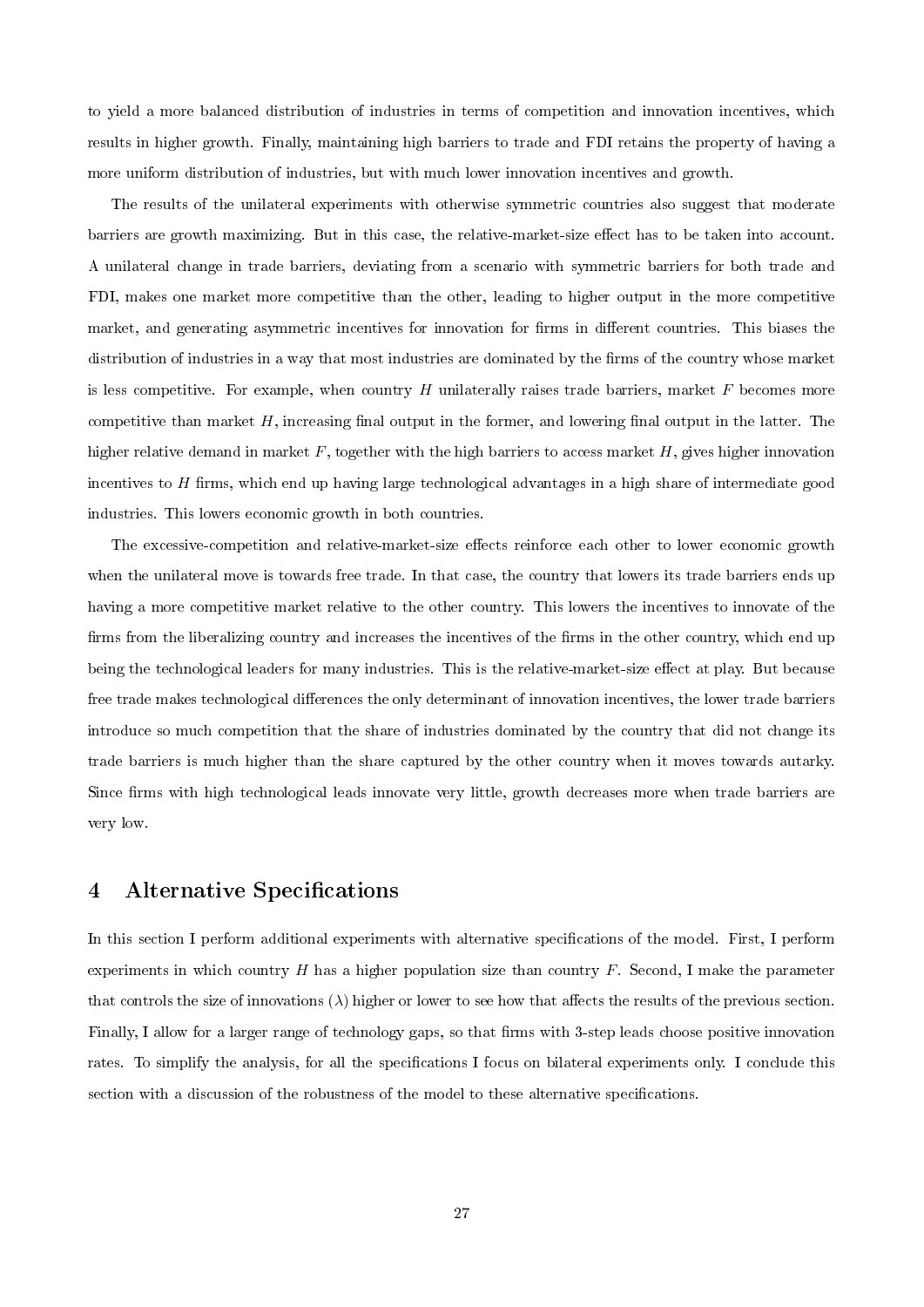to yield a more balanced distribution of industries in terms of competition and innovation incentives, which results in higher growth. Finally, maintaining high barriers to trade and FDI retains the property of having a more uniform distribution of industries, but with much lower innovation incentives and growth.

The results of the unilateral experiments with otherwise symmetric countries also suggest that moderate barriers are growth maximizing. But in this case, the relative-market-size effect has to be taken into account. A unilateral change in trade barriers, deviating from a scenario with symmetric barriers for both trade and FDI, makes one market more competitive than the other, leading to higher output in the more competitive market, and generating asymmetric incentives for innovation for firms in different countries. This biases the distribution of industries in a way that most industries are dominated by the firms of the country whose market is less competitive. For example, when country $H$ unilaterally raises trade barriers, market $F$ becomes more competitive than market $H$, increasing final output in the former, and lowering final output in the latter. The higher relative demand in market $F$, together with the high barriers to access market $H$, gives higher innovation incentives to $H$ firms, which end up having large technological advantages in a high share of intermediate good industries. This lowers economic growth in both countries.

The excessive-competition and relative-market-size effects reinforce each other to lower economic growth when the unilateral move is towards free trade. In that case, the country that lowers its trade barriers ends up having a more competitive market relative to the other country. This lowers the incentives to innovate of the firms from the liberalizing country and increases the incentives of the firms in the other country, which end up being the technological leaders for many industries. This is the relative-market-size effect at play. But because free trade makes technological differences the only determinant of innovation incentives, the lower trade barriers introduce so much competition that the share of industries dominated by the country that did not change its trade barriers is much higher than the share captured by the other country when it moves towards autarky. Since firms with high technological leads innovate very little, growth decreases more when trade barriers are very low.

# 4 Alternative Specifications

In this section I perform additional experiments with alternative specifications of the model. First, I perform experiments in which country $H$ has a higher population size than country $F$. Second, I make the parameter that controls the size of innovations ($\lambda$) higher or lower to see how that affects the results of the previous section. Finally, I allow for a larger range of technology gaps, so that firms with 3-step leads choose positive innovation rates. To simplify the analysis, for all the specifications I focus on bilateral experiments only. I conclude this section with a discussion of the robustness of the model to these alternative specifications.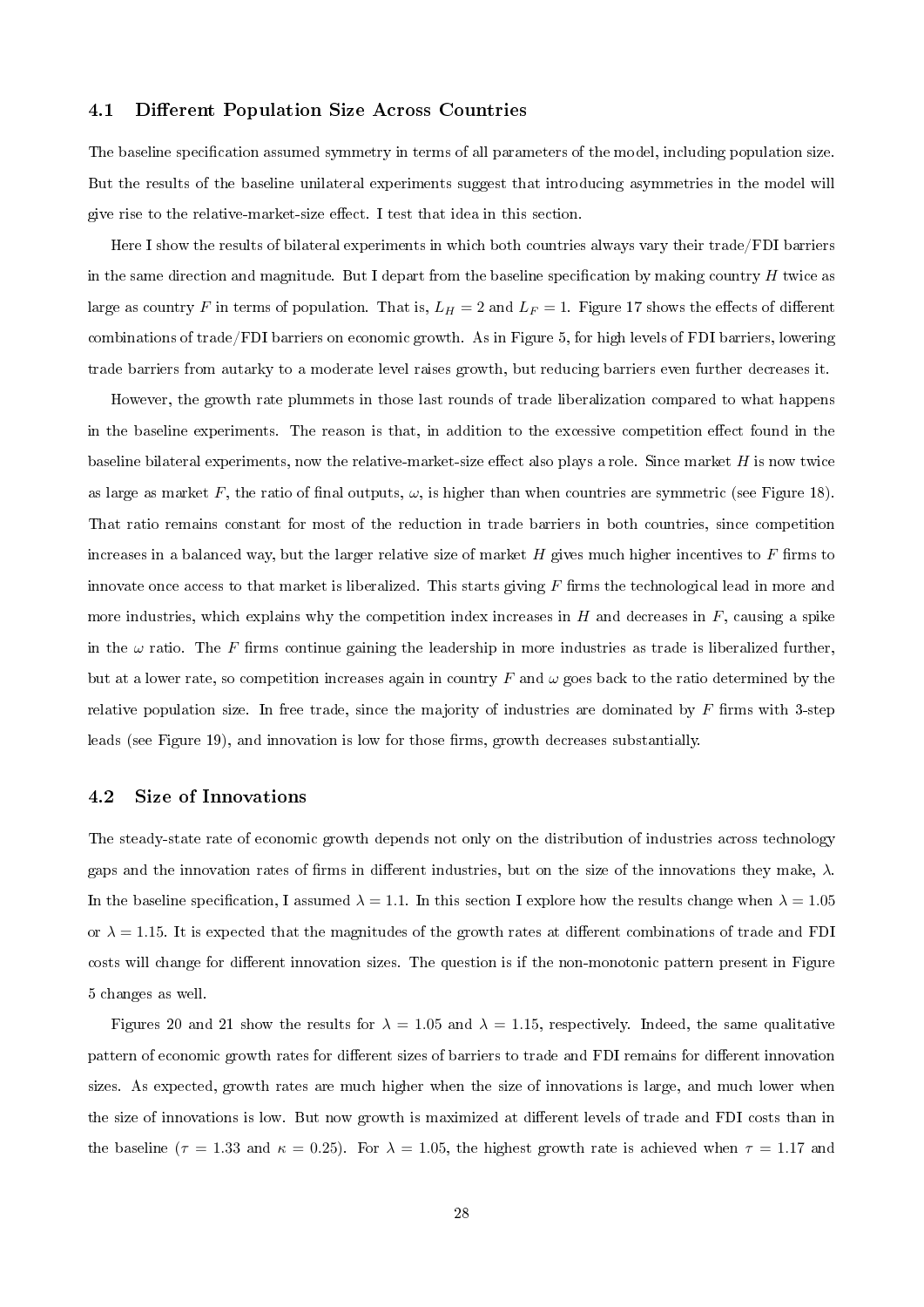### 4.1 Different Population Size Across Countries

The baseline specification assumed symmetry in terms of all parameters of the model, including population size. But the results of the baseline unilateral experiments suggest that introducing asymmetries in the model will give rise to the relative-market-size effect. I test that idea in this section.

Here I show the results of bilateral experiments in which both countries always vary their trade/FDI barriers in the same direction and magnitude. But I depart from the baseline specification by making country $H$ twice as large as country $F$ in terms of population. That is, $L_H = 2$ and $L_F = 1$. Figure 17 shows the effects of different combinations of trade/FDI barriers on economic growth. As in Figure 5, for high levels of FDI barriers, lowering trade barriers from autarky to a moderate level raises growth, but reducing barriers even further decreases it.

However, the growth rate plummets in those last rounds of trade liberalization compared to what happens in the baseline experiments. The reason is that, in addition to the excessive competition effect found in the baseline bilateral experiments, now the relative-market-size effect also plays a role. Since market $H$ is now twice as large as market $F$, the ratio of final outputs, $\omega$, is higher than when countries are symmetric (see Figure 18). That ratio remains constant for most of the reduction in trade barriers in both countries, since competition increases in a balanced way, but the larger relative size of market $H$ gives much higher incentives to $F$ firms to innovate once access to that market is liberalized. This starts giving $F$ firms the technological lead in more and more industries, which explains why the competition index increases in $H$ and decreases in $F$, causing a spike in the $\omega$ ratio. The $F$ firms continue gaining the leadership in more industries as trade is liberalized further, but at a lower rate, so competition increases again in country $F$ and $\omega$ goes back to the ratio determined by the relative population size. In free trade, since the majority of industries are dominated by $F$ firms with 3-step leads (see Figure 19), and innovation is low for those firms, growth decreases substantially.

### 4.2 Size of Innovations

The steady-state rate of economic growth depends not only on the distribution of industries across technology gaps and the innovation rates of firms in different industries, but on the size of the innovations they make, $\lambda$. In the baseline specification, I assumed $\lambda = 1.1$. In this section I explore how the results change when $\lambda = 1.05$ or $\lambda = 1.15$. It is expected that the magnitudes of the growth rates at different combinations of trade and FDI costs will change for different innovation sizes. The question is if the non-monotonic pattern present in Figure 5 changes as well.

Figures 20 and 21 show the results for $\lambda = 1.05$ and $\lambda = 1.15$, respectively. Indeed, the same qualitative pattern of economic growth rates for different sizes of barriers to trade and FDI remains for different innovation sizes. As expected, growth rates are much higher when the size of innovations is large, and much lower when the size of innovations is low. But now growth is maximized at different levels of trade and FDI costs than in the baseline ($\tau = 1.33$ and $\kappa = 0.25$). For $\lambda = 1.05$, the highest growth rate is achieved when $\tau = 1.17$ and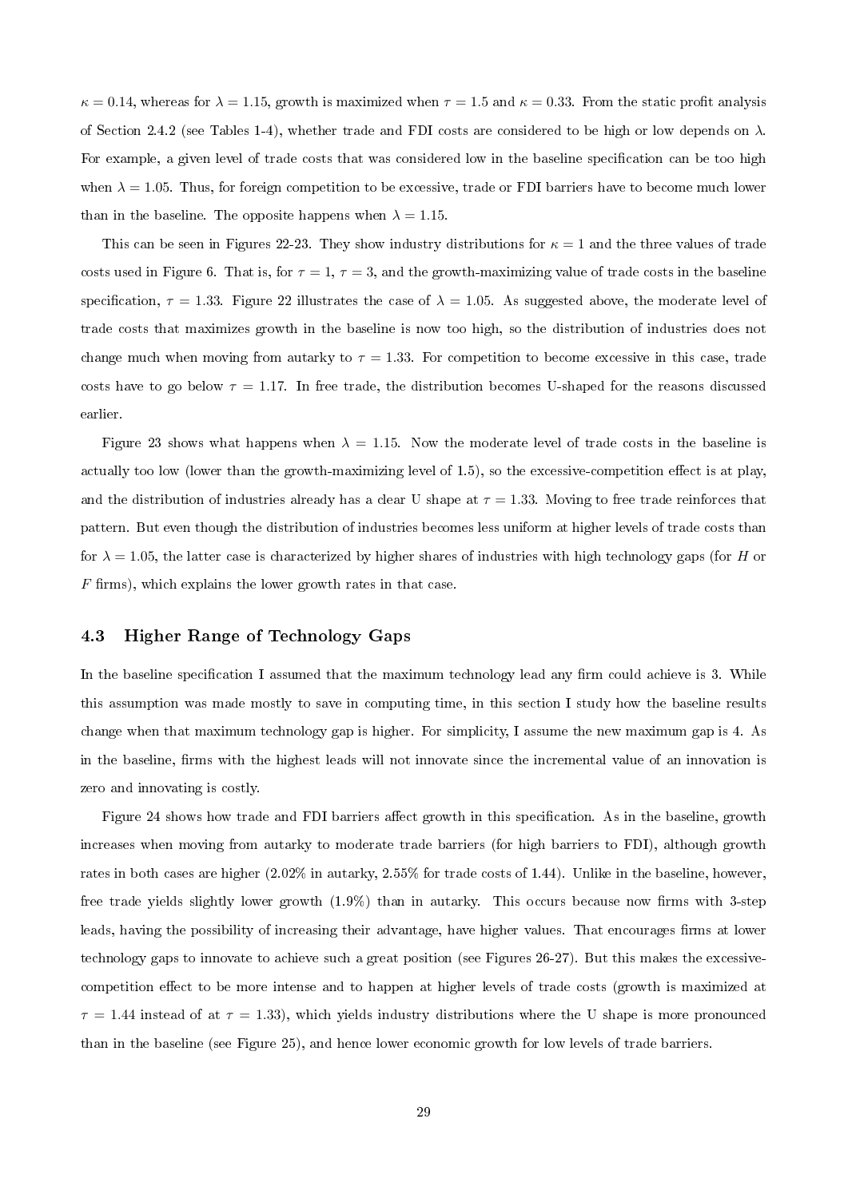$\kappa = 0.14$, whereas for $\lambda = 1.15$, growth is maximized when $\tau = 1.5$ and $\kappa = 0.33$. From the static profit analysis of Section 2.4.2 (see Tables 1-4), whether trade and FDI costs are considered to be high or low depends on $\lambda$. For example, a given level of trade costs that was considered low in the baseline specification can be too high when $\lambda = 1.05$. Thus, for foreign competition to be excessive, trade or FDI barriers have to become much lower than in the baseline. The opposite happens when $\lambda = 1.15$.

This can be seen in Figures 22-23. They show industry distributions for $\kappa = 1$ and the three values of trade costs used in Figure 6. That is, for $\tau = 1$, $\tau = 3$, and the growth-maximizing value of trade costs in the baseline specification, $\tau = 1.33$. Figure 22 illustrates the case of $\lambda = 1.05$. As suggested above, the moderate level of trade costs that maximizes growth in the baseline is now too high, so the distribution of industries does not change much when moving from autarky to $\tau = 1.33$. For competition to become excessive in this case, trade costs have to go below $\tau = 1.17$. In free trade, the distribution becomes U-shaped for the reasons discussed earlier.

Figure 23 shows what happens when $\lambda = 1.15$. Now the moderate level of trade costs in the baseline is actually too low (lower than the growth-maximizing level of 1.5), so the excessive-competition effect is at play, and the distribution of industries already has a clear U shape at $\tau = 1.33$. Moving to free trade reinforces that pattern. But even though the distribution of industries becomes less uniform at higher levels of trade costs than for $\lambda = 1.05$, the latter case is characterized by higher shares of industries with high technology gaps (for $H$ or $F$ firms), which explains the lower growth rates in that case.

### 4.3 Higher Range of Technology Gaps

In the baseline specification I assumed that the maximum technology lead any firm could achieve is 3. While this assumption was made mostly to save in computing time, in this section I study how the baseline results change when that maximum technology gap is higher. For simplicity, I assume the new maximum gap is 4. As in the baseline, firms with the highest leads will not innovate since the incremental value of an innovation is zero and innovating is costly.

Figure 24 shows how trade and FDI barriers affect growth in this specification. As in the baseline, growth increases when moving from autarky to moderate trade barriers (for high barriers to FDI), although growth rates in both cases are higher (2.02% in autarky, 2.55% for trade costs of 1.44). Unlike in the baseline, however, free trade yields slightly lower growth (1.9%) than in autarky. This occurs because now firms with 3-step leads, having the possibility of increasing their advantage, have higher values. That encourages firms at lower technology gaps to innovate to achieve such a great position (see Figures 26-27). But this makes the excessive-competition effect to be more intense and to happen at higher levels of trade costs (growth is maximized at $\tau = 1.44$ instead of at $\tau = 1.33$), which yields industry distributions where the U shape is more pronounced than in the baseline (see Figure 25), and hence lower economic growth for low levels of trade barriers.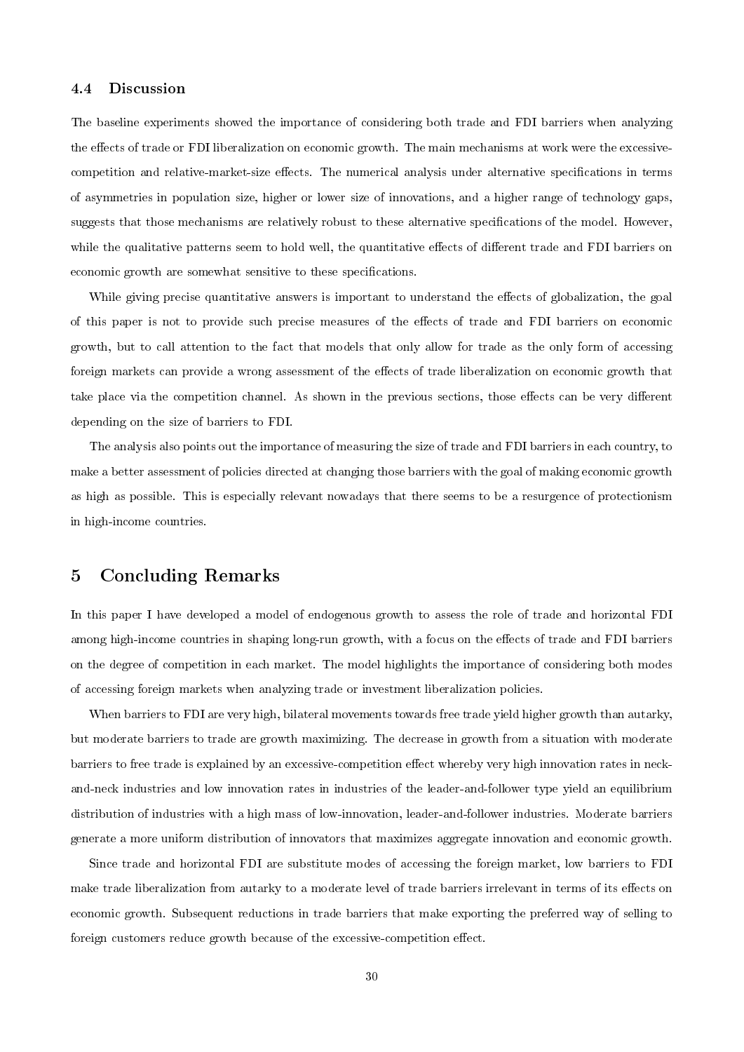### 4.4 Discussion

The baseline experiments showed the importance of considering both trade and FDI barriers when analyzing the effects of trade or FDI liberalization on economic growth. The main mechanisms at work were the excessive-competition and relative-market-size effects. The numerical analysis under alternative specifications in terms of asymmetries in population size, higher or lower size of innovations, and a higher range of technology gaps, suggests that those mechanisms are relatively robust to these alternative specifications of the model. However, while the qualitative patterns seem to hold well, the quantitative effects of different trade and FDI barriers on economic growth are somewhat sensitive to these specifications.

While giving precise quantitative answers is important to understand the effects of globalization, the goal of this paper is not to provide such precise measures of the effects of trade and FDI barriers on economic growth, but to call attention to the fact that models that only allow for trade as the only form of accessing foreign markets can provide a wrong assessment of the effects of trade liberalization on economic growth that take place via the competition channel. As shown in the previous sections, those effects can be very different depending on the size of barriers to FDI.

The analysis also points out the importance of measuring the size of trade and FDI barriers in each country, to make a better assessment of policies directed at changing those barriers with the goal of making economic growth as high as possible. This is especially relevant nowadays that there seems to be a resurgence of protectionism in high-income countries.

## 5 Concluding Remarks

In this paper I have developed a model of endogenous growth to assess the role of trade and horizontal FDI among high-income countries in shaping long-run growth, with a focus on the effects of trade and FDI barriers on the degree of competition in each market. The model highlights the importance of considering both modes of accessing foreign markets when analyzing trade or investment liberalization policies.

When barriers to FDI are very high, bilateral movements towards free trade yield higher growth than autarky, but moderate barriers to trade are growth maximizing. The decrease in growth from a situation with moderate barriers to free trade is explained by an excessive-competition effect whereby very high innovation rates in neck-and-neck industries and low innovation rates in industries of the leader-and-follower type yield an equilibrium distribution of industries with a high mass of low-innovation, leader-and-follower industries. Moderate barriers generate a more uniform distribution of innovators that maximizes aggregate innovation and economic growth.

Since trade and horizontal FDI are substitute modes of accessing the foreign market, low barriers to FDI make trade liberalization from autarky to a moderate level of trade barriers irrelevant in terms of its effects on economic growth. Subsequent reductions in trade barriers that make exporting the preferred way of selling to foreign customers reduce growth because of the excessive-competition effect.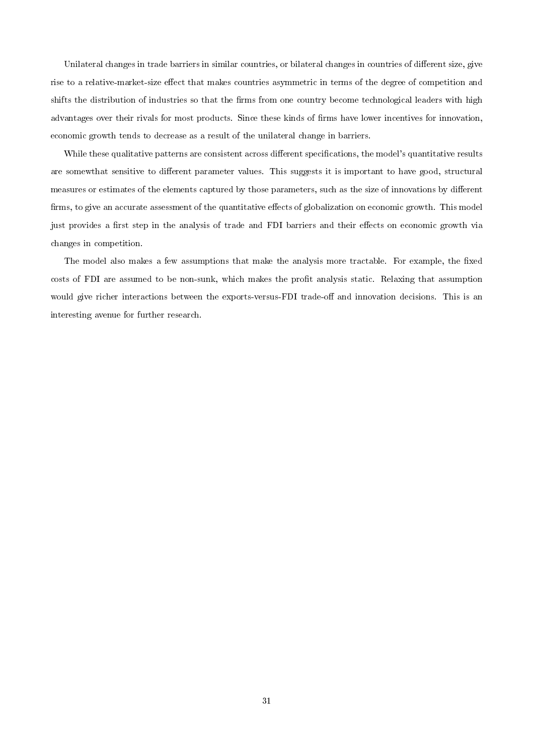Unilateral changes in trade barriers in similar countries, or bilateral changes in countries of different size, give rise to a relative-market-size effect that makes countries asymmetric in terms of the degree of competition and shifts the distribution of industries so that the firms from one country become technological leaders with high advantages over their rivals for most products. Since these kinds of firms have lower incentives for innovation, economic growth tends to decrease as a result of the unilateral change in barriers.

While these qualitative patterns are consistent across different specifications, the model's quantitative results are somewthat sensitive to different parameter values. This suggests it is important to have good, structural measures or estimates of the elements captured by those parameters, such as the size of innovations by different firms, to give an accurate assessment of the quantitative effects of globalization on economic growth. This model just provides a first step in the analysis of trade and FDI barriers and their effects on economic growth via changes in competition.

The model also makes a few assumptions that make the analysis more tractable. For example, the fixed costs of FDI are assumed to be non-sunk, which makes the profit analysis static. Relaxing that assumption would give richer interactions between the exports-versus-FDI trade-off and innovation decisions. This is an interesting avenue for further research.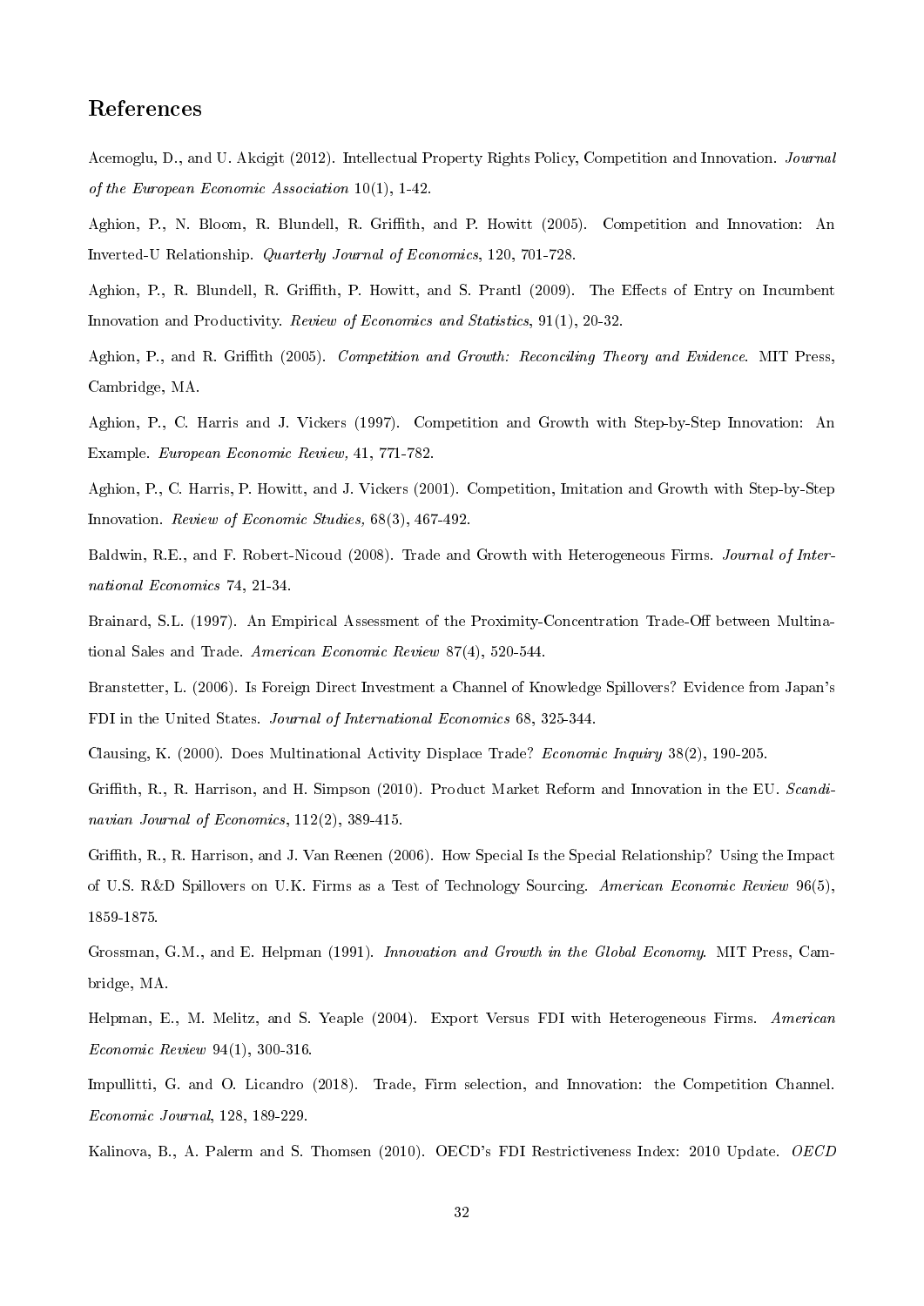## References

Acemoglu, D., and U. Akcigit (2012). Intellectual Property Rights Policy, Competition and Innovation. *Journal of the European Economic Association* 10(1), 1-42.

Aghion, P., N. Bloom, R. Blundell, R. Griffith, and P. Howitt (2005). Competition and Innovation: An Inverted-U Relationship. *Quarterly Journal of Economics*, 120, 701-728.

Aghion, P., R. Blundell, R. Griffith, P. Howitt, and S. Prantl (2009). The Effects of Entry on Incumbent Innovation and Productivity. *Review of Economics and Statistics*, 91(1), 20-32.

Aghion, P., and R. Griffith (2005). *Competition and Growth: Reconciling Theory and Evidence*. MIT Press, Cambridge, MA.

Aghion, P., C. Harris and J. Vickers (1997). Competition and Growth with Step-by-Step Innovation: An Example. *European Economic Review,* 41, 771-782.

Aghion, P., C. Harris, P. Howitt, and J. Vickers (2001). Competition, Imitation and Growth with Step-by-Step Innovation. *Review of Economic Studies,* 68(3), 467-492.

Baldwin, R.E., and F. Robert-Nicoud (2008). Trade and Growth with Heterogeneous Firms. *Journal of International Economics* 74, 21-34.

Brainard, S.L. (1997). An Empirical Assessment of the Proximity-Concentration Trade-Off between Multinational Sales and Trade. *American Economic Review* 87(4), 520-544.

Branstetter, L. (2006). Is Foreign Direct Investment a Channel of Knowledge Spillovers? Evidence from Japan's FDI in the United States. *Journal of International Economics* 68, 325-344.

Clausing, K. (2000). Does Multinational Activity Displace Trade? *Economic Inquiry* 38(2), 190-205.

Griffith, R., R. Harrison, and H. Simpson (2010). Product Market Reform and Innovation in the EU. *Scandinavian Journal of Economics*, 112(2), 389-415.

Griffith, R., R. Harrison, and J. Van Reenen (2006). How Special Is the Special Relationship? Using the Impact of U.S. R&D Spillovers on U.K. Firms as a Test of Technology Sourcing. *American Economic Review* 96(5), 1859-1875.

Grossman, G.M., and E. Helpman (1991). *Innovation and Growth in the Global Economy*. MIT Press, Cambridge, MA.

Helpman, E., M. Melitz, and S. Yeaple (2004). Export Versus FDI with Heterogeneous Firms. *American Economic Review* 94(1), 300-316.

Impullitti, G. and O. Licandro (2018). Trade, Firm selection, and Innovation: the Competition Channel. *Economic Journal*, 128, 189-229.

Kalinova, B., A. Palerm and S. Thomsen (2010). OECD's FDI Restrictiveness Index: 2010 Update. *OECD*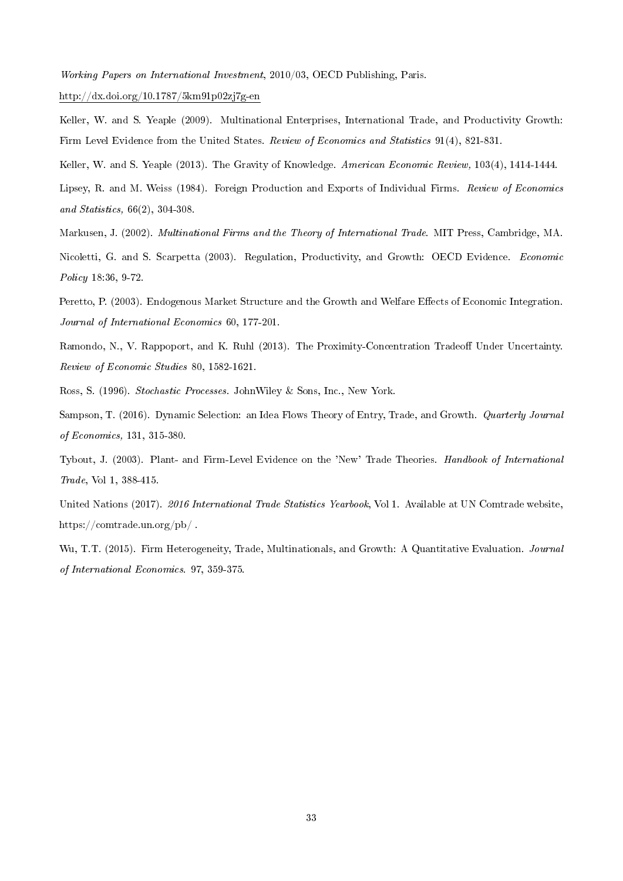*Working Papers on International Investment*, 2010/03, OECD Publishing, Paris.
http://dx.doi.org/10.1787/5km91p02zj7g-en

Keller, W. and S. Yeaple (2009). Multinational Enterprises, International Trade, and Productivity Growth: Firm Level Evidence from the United States. *Review of Economics and Statistics* 91(4), 821-831.

Keller, W. and S. Yeaple (2013). The Gravity of Knowledge. *American Economic Review,* 103(4), 1414-1444.

Lipsey, R. and M. Weiss (1984). Foreign Production and Exports of Individual Firms. *Review of Economics and Statistics,* 66(2), 304-308.

Markusen, J. (2002). *Multinational Firms and the Theory of International Trade.* MIT Press, Cambridge, MA.

Nicoletti, G. and S. Scarpetta (2003). Regulation, Productivity, and Growth: OECD Evidence. *Economic Policy* 18:36, 9-72.

Peretto, P. (2003). Endogenous Market Structure and the Growth and Welfare Effects of Economic Integration. *Journal of International Economics* 60, 177-201.

Ramondo, N., V. Rappoport, and K. Ruhl (2013). The Proximity-Concentration Tradeoff Under Uncertainty. *Review of Economic Studies* 80, 1582-1621.

Ross, S. (1996). *Stochastic Processes.* JohnWiley & Sons, Inc., New York.

Sampson, T. (2016). Dynamic Selection: an Idea Flows Theory of Entry, Trade, and Growth. *Quarterly Journal of Economics,* 131, 315-380.

Tybout, J. (2003). Plant- and Firm-Level Evidence on the 'New' Trade Theories. *Handbook of International Trade*, Vol 1, 388-415.

United Nations (2017). *2016 International Trade Statistics Yearbook*, Vol 1. Available at UN Comtrade website, https://comtrade.un.org/pb/ .

Wu, T.T. (2015). Firm Heterogeneity, Trade, Multinationals, and Growth: A Quantitative Evaluation. *Journal of International Economics*. 97, 359-375.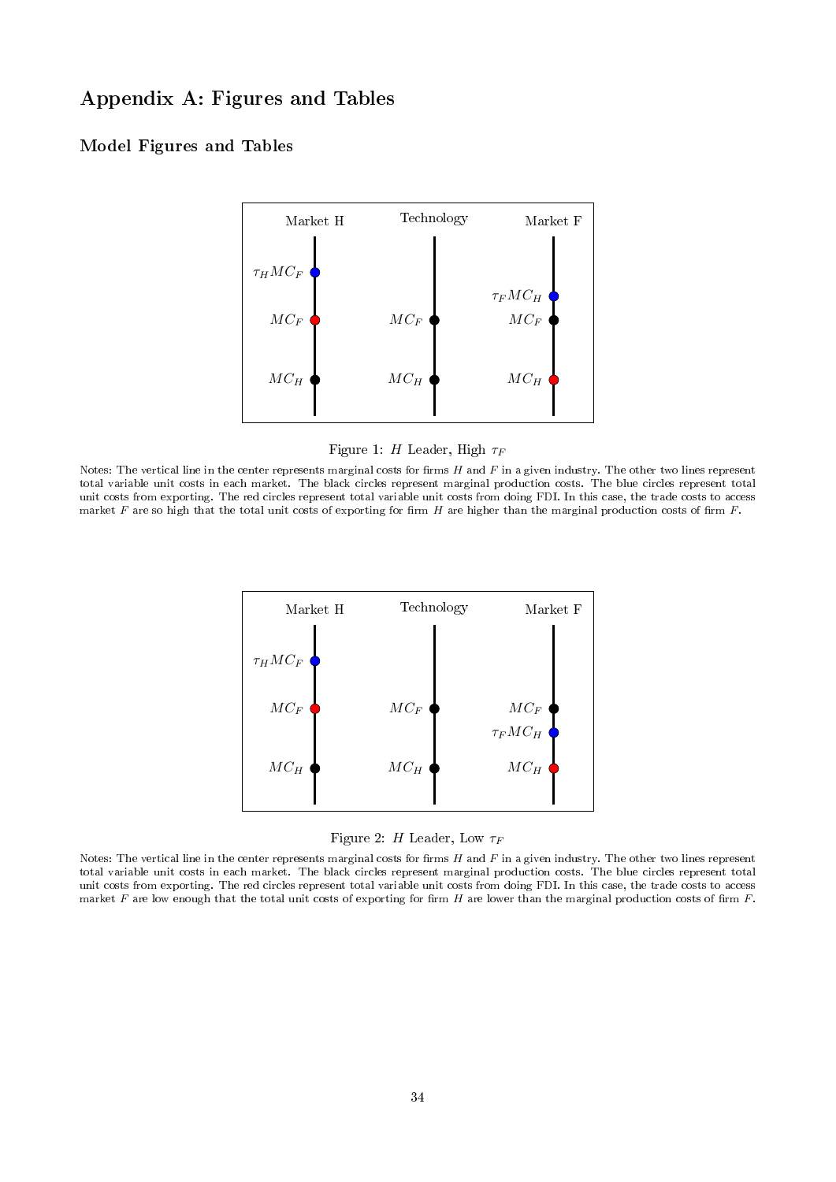# Appendix A: Figures and Tables

## Model Figures and Tables

Figure 1: $H$ Leader, High $\tau_F$

Notes: The vertical line in the center represents marginal costs for firms $H$ and $F$ in a given industry. The other two lines represent total variable unit costs in each market. The black circles represent marginal production costs. The blue circles represent total unit costs from exporting. The red circles represent total variable unit costs from doing FDI. In this case, the trade costs to access market $F$ are so high that the total unit costs of exporting for firm $H$ are higher than the marginal production costs of firm $F$.

Figure 2: $H$ Leader, Low $\tau_F$

Notes: The vertical line in the center represents marginal costs for firms $H$ and $F$ in a given industry. The other two lines represent total variable unit costs in each market. The black circles represent marginal production costs. The blue circles represent total unit costs from exporting. The red circles represent total variable unit costs from doing FDI. In this case, the trade costs to access market $F$ are low enough that the total unit costs of exporting for firm $H$ are lower than the marginal production costs of firm $F$.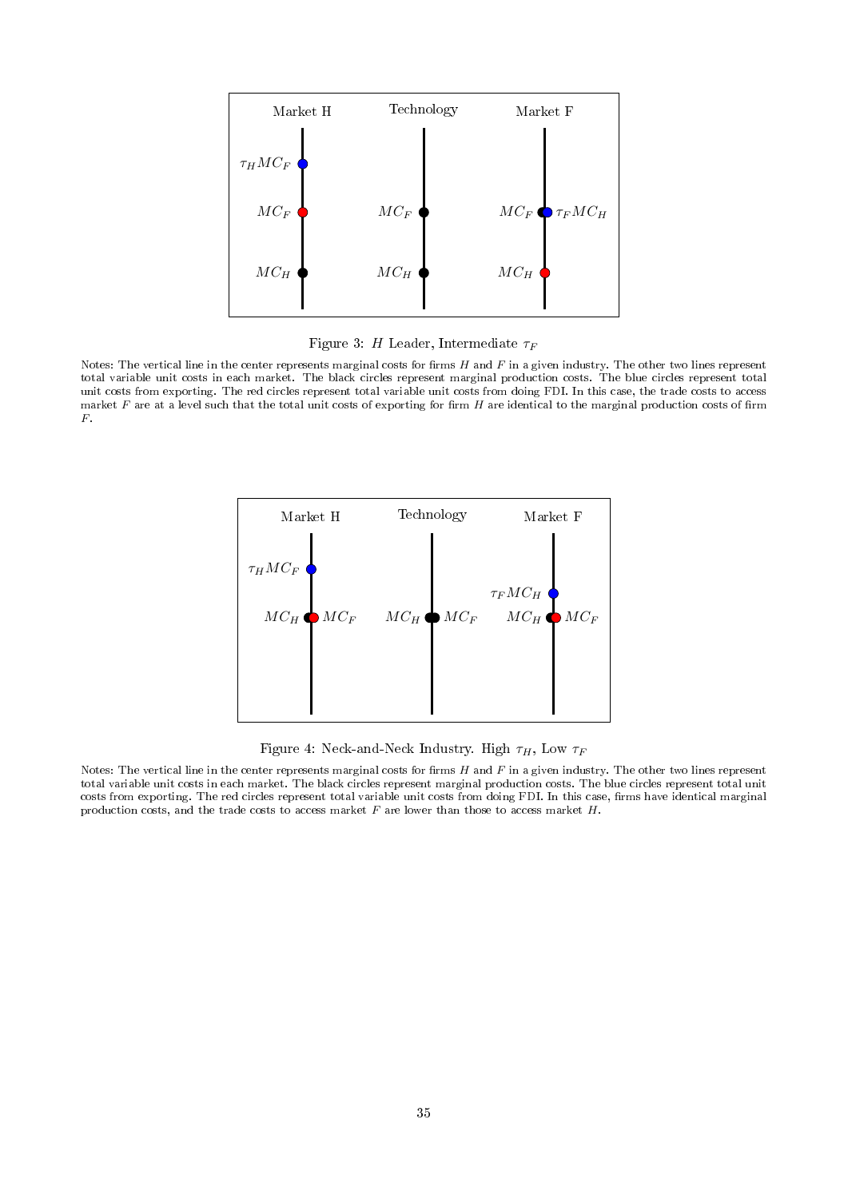Figure 3: $H$ Leader, Intermediate $\tau_F$

Notes: The vertical line in the center represents marginal costs for firms $H$ and $F$ in a given industry. The other two lines represent total variable unit costs in each market. The black circles represent marginal production costs. The blue circles represent total unit costs from exporting. The red circles represent total variable unit costs from doing FDI. In this case, the trade costs to access market $F$ are at a level such that the total unit costs of exporting for firm $H$ are identical to the marginal production costs of firm $F$.

Figure 4: Neck-and-Neck Industry. High $\tau_H$, Low $\tau_F$

Notes: The vertical line in the center represents marginal costs for firms $H$ and $F$ in a given industry. The other two lines represent total variable unit costs in each market. The black circles represent marginal production costs. The blue circles represent total unit costs from exporting. The red circles represent total variable unit costs from doing FDI. In this case, firms have identical marginal production costs, and the trade costs to access market $F$ are lower than those to access market $H$.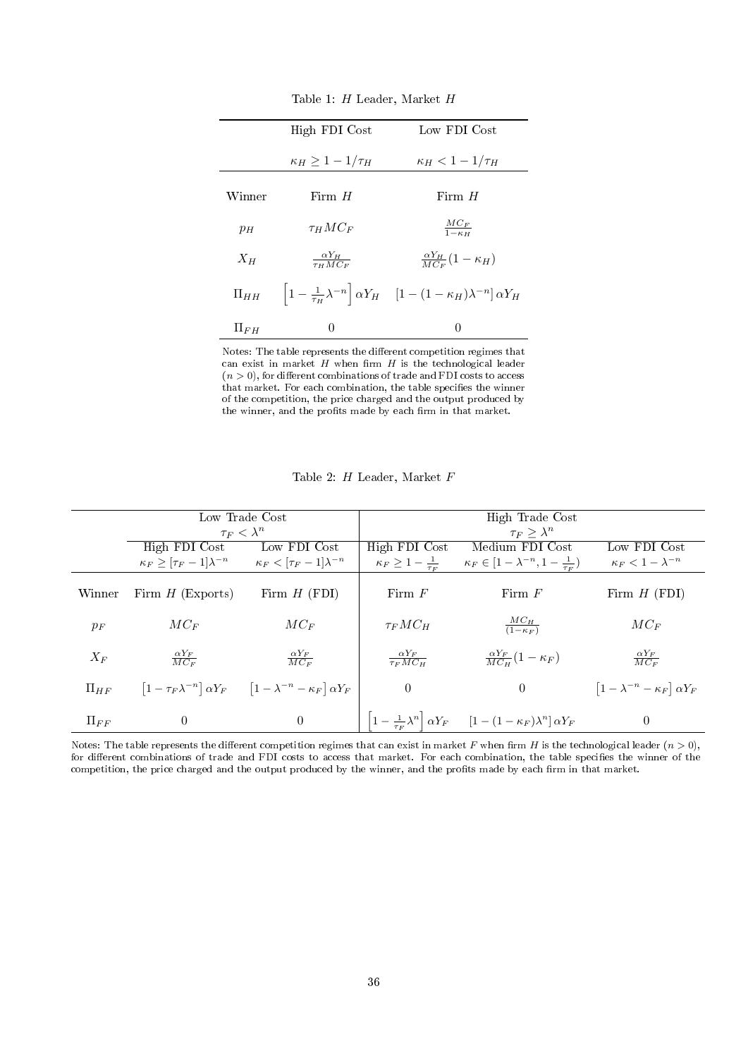Table 1: $H$ Leader, Market $H$

| | High FDI Cost | Low FDI Cost |
|---|---|---|
| | $\kappa_H \geq 1 - 1/\tau_H$ | $\kappa_H < 1 - 1/\tau_H$ |
| Winner | Firm $H$ | Firm $H$ |
| $p_H$ | $\tau_H MC_F$ | $\frac{MC_F}{1-\kappa_H}$ |
| $X_H$ | $\frac{\alpha Y_H}{\tau_H MC_F}$ | $\frac{\alpha Y_H}{MC_F}(1-\kappa_H)$ |
| $\Pi_{HH}$ | $\left[1 - \frac{1}{\tau_H}\lambda^{-n}\right]\alpha Y_H$ | $\left[1-(1-\kappa_H)\lambda^{-n}\right]\alpha Y_H$ |
| $\Pi_{FH}$ | 0 | 0 |

Notes: The table represents the different competition regimes that can exist in market $H$ when firm $H$ is the technological leader ($n > 0$), for different combinations of trade and FDI costs to access that market. For each combination, the table specifies the winner of the competition, the price charged and the output produced by the winner, and the profits made by each firm in that market.

Table 2: $H$ Leader, Market $F$

| | Low Trade Cost $\tau_F < \lambda^n$ | | High Trade Cost $\tau_F \geq \lambda^n$ | | |
|---|---|---|---|---|---|
| | High FDI Cost $\kappa_F \geq [\tau_F - 1]\lambda^{-n}$ | Low FDI Cost $\kappa_F < [\tau_F - 1]\lambda^{-n}$ | High FDI Cost $\kappa_F \geq 1 - \frac{1}{\tau_F}$ | Medium FDI Cost $\kappa_F \in [1-\lambda^{-n}, 1-\frac{1}{\tau_F})$ | Low FDI Cost $\kappa_F < 1 - \lambda^{-n}$ |
| Winner | Firm $H$ (Exports) | Firm $H$ (FDI) | Firm $F$ | Firm $F$ | Firm $H$ (FDI) |
| $p_F$ | $MC_F$ | $MC_F$ | $\tau_F MC_H$ | $\frac{MC_H}{(1-\kappa_F)}$ | $MC_F$ |
| $X_F$ | $\frac{\alpha Y_F}{MC_F}$ | $\frac{\alpha Y_F}{MC_F}$ | $\frac{\alpha Y_F}{\tau_F MC_H}$ | $\frac{\alpha Y_F}{MC_H}(1-\kappa_F)$ | $\frac{\alpha Y_F}{MC_F}$ |
| $\Pi_{HF}$ | $\left[1 - \tau_F \lambda^{-n}\right]\alpha Y_F$ | $\left[1 - \lambda^{-n} - \kappa_F\right]\alpha Y_F$ | 0 | 0 | $\left[1 - \lambda^{-n} - \kappa_F\right]\alpha Y_F$ |
| $\Pi_{FF}$ | 0 | 0 | $\left[1 - \frac{1}{\tau_F}\lambda^{n}\right]\alpha Y_F$ | $\left[1-(1-\kappa_F)\lambda^{n}\right]\alpha Y_F$ | 0 |

Notes: The table represents the different competition regimes that can exist in market $F$ when firm $H$ is the technological leader ($n > 0$), for different combinations of trade and FDI costs to access that market. For each combination, the table specifies the winner of the competition, the price charged and the output produced by the winner, and the profits made by each firm in that market.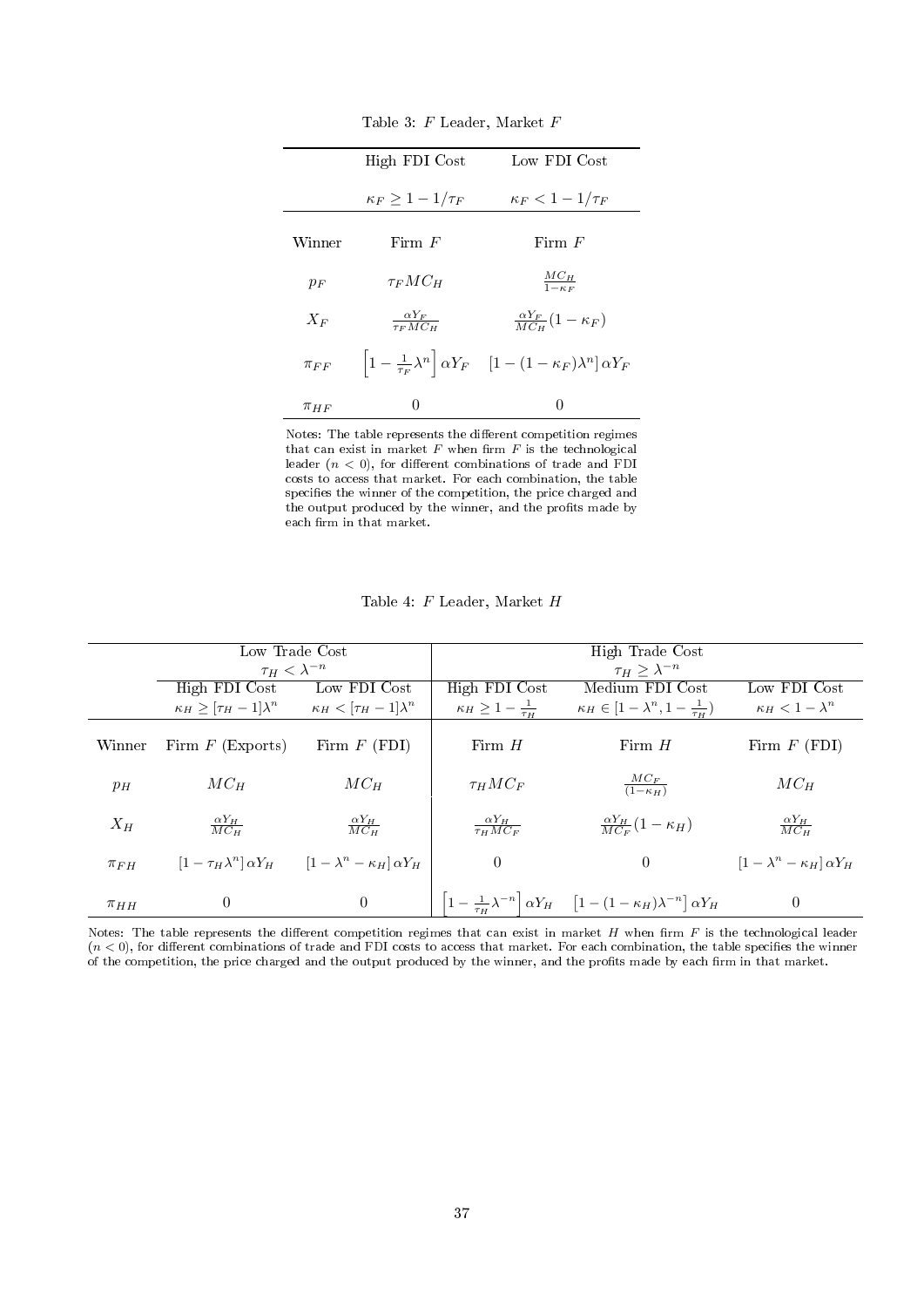Table 3: $F$ Leader, Market $F$

| | High FDI Cost | Low FDI Cost |
|---|---|---|
| | $\kappa_F \geq 1 - 1/\tau_F$ | $\kappa_F < 1 - 1/\tau_F$ |
| Winner | Firm $F$ | Firm $F$ |
| $p_F$ | $\tau_F MC_H$ | $\frac{MC_H}{1-\kappa_F}$ |
| $X_F$ | $\frac{\alpha Y_F}{\tau_F MC_H}$ | $\frac{\alpha Y_F}{MC_H}(1-\kappa_F)$ |
| $\pi_{FF}$ | $\left[1 - \frac{1}{\tau_F}\lambda^n\right]\alpha Y_F$ | $\left[1 - (1-\kappa_F)\lambda^n\right]\alpha Y_F$ |
| $\pi_{HF}$ | $0$ | $0$ |

Notes: The table represents the different competition regimes that can exist in market $F$ when firm $F$ is the technological leader ($n < 0$), for different combinations of trade and FDI costs to access that market. For each combination, the table specifies the winner of the competition, the price charged and the output produced by the winner, and the profits made by each firm in that market.

Table 4: $F$ Leader, Market $H$

| | Low Trade Cost $\tau_H < \lambda^{-n}$ | | High Trade Cost $\tau_H \geq \lambda^{-n}$ | | |
|---|---|---|---|---|---|
| | High FDI Cost | Low FDI Cost | High FDI Cost | Medium FDI Cost | Low FDI Cost |
| | $\kappa_H \geq [\tau_H - 1]\lambda^n$ | $\kappa_H < [\tau_H - 1]\lambda^n$ | $\kappa_H \geq 1 - \frac{1}{\tau_H}$ | $\kappa_H \in [1-\lambda^n, 1-\frac{1}{\tau_H})$ | $\kappa_H < 1 - \lambda^n$ |
| Winner | Firm $F$ (Exports) | Firm $F$ (FDI) | Firm $H$ | Firm $H$ | Firm $F$ (FDI) |
| $p_H$ | $MC_H$ | $MC_H$ | $\tau_H MC_F$ | $\frac{MC_F}{(1-\kappa_H)}$ | $MC_H$ |
| $X_H$ | $\frac{\alpha Y_H}{MC_H}$ | $\frac{\alpha Y_H}{MC_H}$ | $\frac{\alpha Y_H}{\tau_H MC_F}$ | $\frac{\alpha Y_H}{MC_F}(1-\kappa_H)$ | $\frac{\alpha Y_H}{MC_H}$ |
| $\pi_{FH}$ | $[1 - \tau_H \lambda^n]\alpha Y_H$ | $[1 - \lambda^n - \kappa_H]\alpha Y_H$ | $0$ | $0$ | $[1 - \lambda^n - \kappa_H]\alpha Y_H$ |
| $\pi_{HH}$ | $0$ | $0$ | $\left[1 - \frac{1}{\tau_H}\lambda^{-n}\right]\alpha Y_H$ | $\left[1 - (1-\kappa_H)\lambda^{-n}\right]\alpha Y_H$ | $0$ |

Notes: The table represents the different competition regimes that can exist in market $H$ when firm $F$ is the technological leader ($n < 0$), for different combinations of trade and FDI costs to access that market. For each combination, the table specifies the winner of the competition, the price charged and the output produced by the winner, and the profits made by each firm in that market.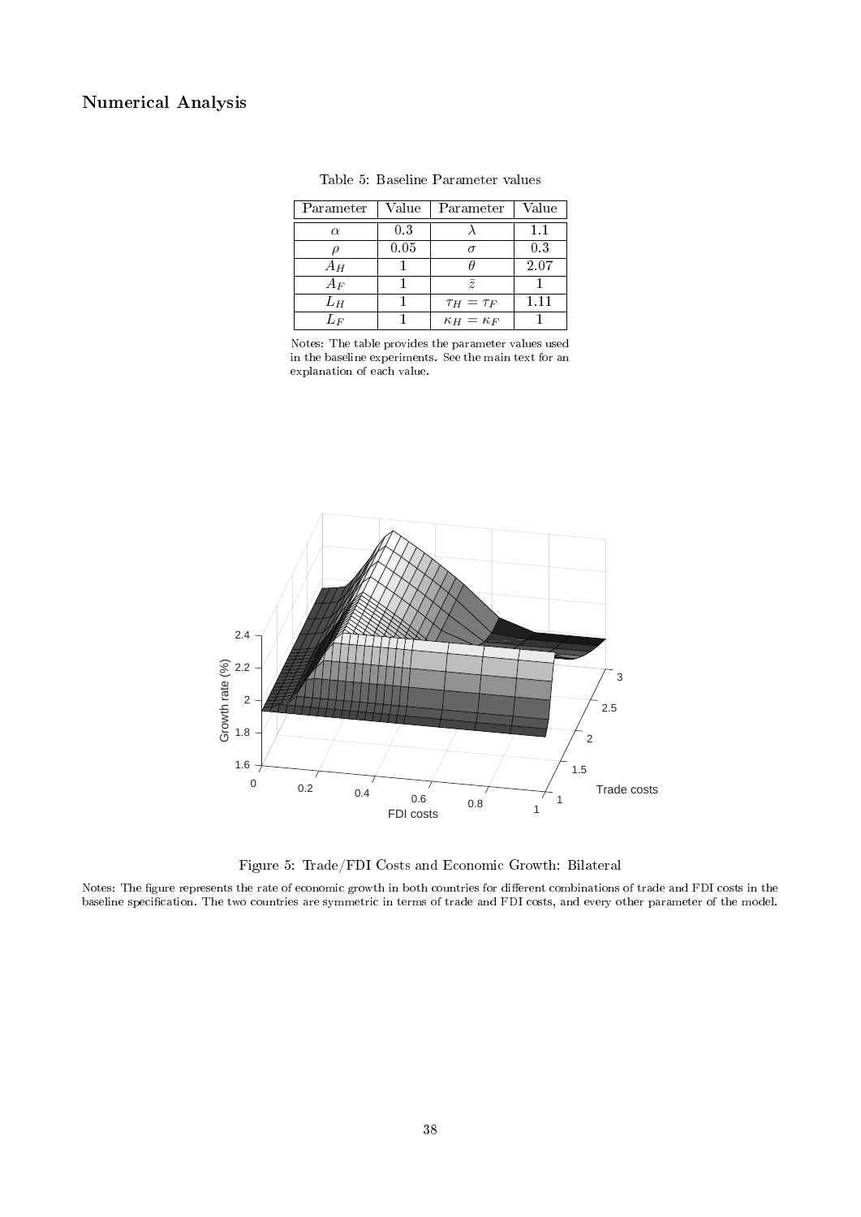## Numerical Analysis

Table 5: Baseline Parameter values

| Parameter | Value | Parameter | Value |
|---|---|---|---|
| $\alpha$ | 0.3 | $\lambda$ | 1.1 |
| $\rho$ | 0.05 | $\sigma$ | 0.3 |
| $A_H$ | 1 | $\theta$ | 2.07 |
| $A_F$ | 1 | $\bar{z}$ | 1 |
| $L_H$ | 1 | $\tau_H = \tau_F$ | 1.11 |
| $L_F$ | 1 | $\kappa_H = \kappa_F$ | 1 |

Notes: The table provides the parameter values used in the baseline experiments. See the main text for an explanation of each value.

Figure 5: Trade/FDI Costs and Economic Growth: Bilateral

Notes: The figure represents the rate of economic growth in both countries for different combinations of trade and FDI costs in the baseline specification. The two countries are symmetric in terms of trade and FDI costs, and every other parameter of the model.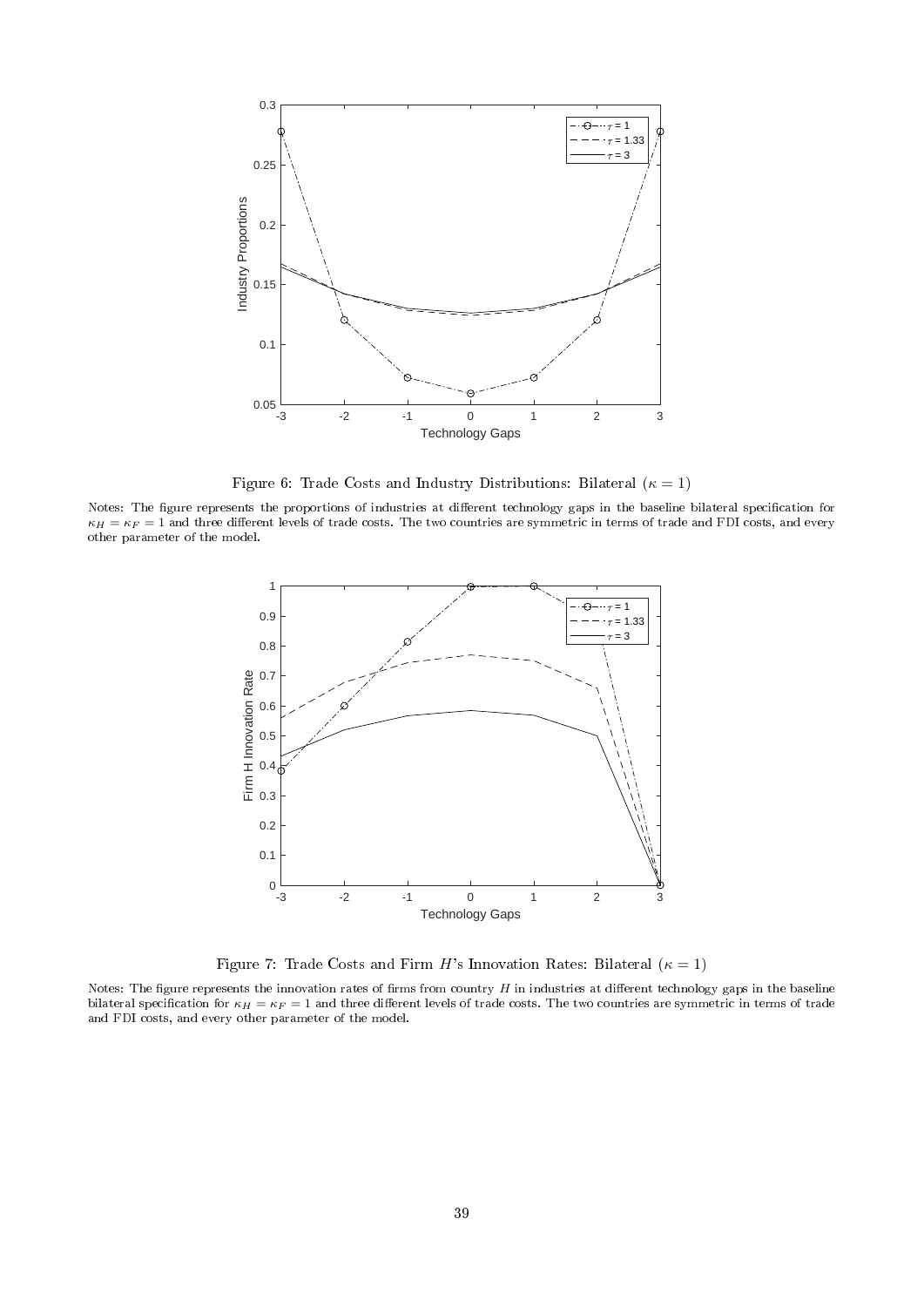Figure 6: Trade Costs and Industry Distributions: Bilateral ($\kappa = 1$)

Notes: The figure represents the proportions of industries at different technology gaps in the baseline bilateral specification for $\kappa_H = \kappa_F = 1$ and three different levels of trade costs. The two countries are symmetric in terms of trade and FDI costs, and every other parameter of the model.

Figure 7: Trade Costs and Firm $H$'s Innovation Rates: Bilateral ($\kappa = 1$)

Notes: The figure represents the innovation rates of firms from country $H$ in industries at different technology gaps in the baseline bilateral specification for $\kappa_H = \kappa_F = 1$ and three different levels of trade costs. The two countries are symmetric in terms of trade and FDI costs, and every other parameter of the model.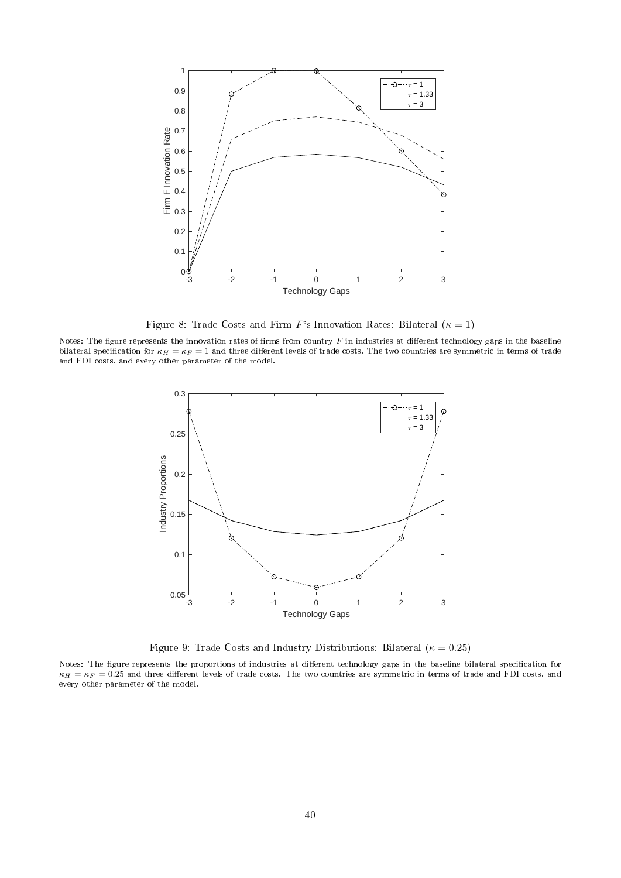Figure 8: Trade Costs and Firm $F$'s Innovation Rates: Bilateral ($\kappa = 1$)

Notes: The figure represents the innovation rates of firms from country $F$ in industries at different technology gaps in the baseline bilateral specification for $\kappa_H = \kappa_F = 1$ and three different levels of trade costs. The two countries are symmetric in terms of trade and FDI costs, and every other parameter of the model.

Figure 9: Trade Costs and Industry Distributions: Bilateral ($\kappa = 0.25$)

Notes: The figure represents the proportions of industries at different technology gaps in the baseline bilateral specification for $\kappa_H = \kappa_F = 0.25$ and three different levels of trade costs. The two countries are symmetric in terms of trade and FDI costs, and every other parameter of the model.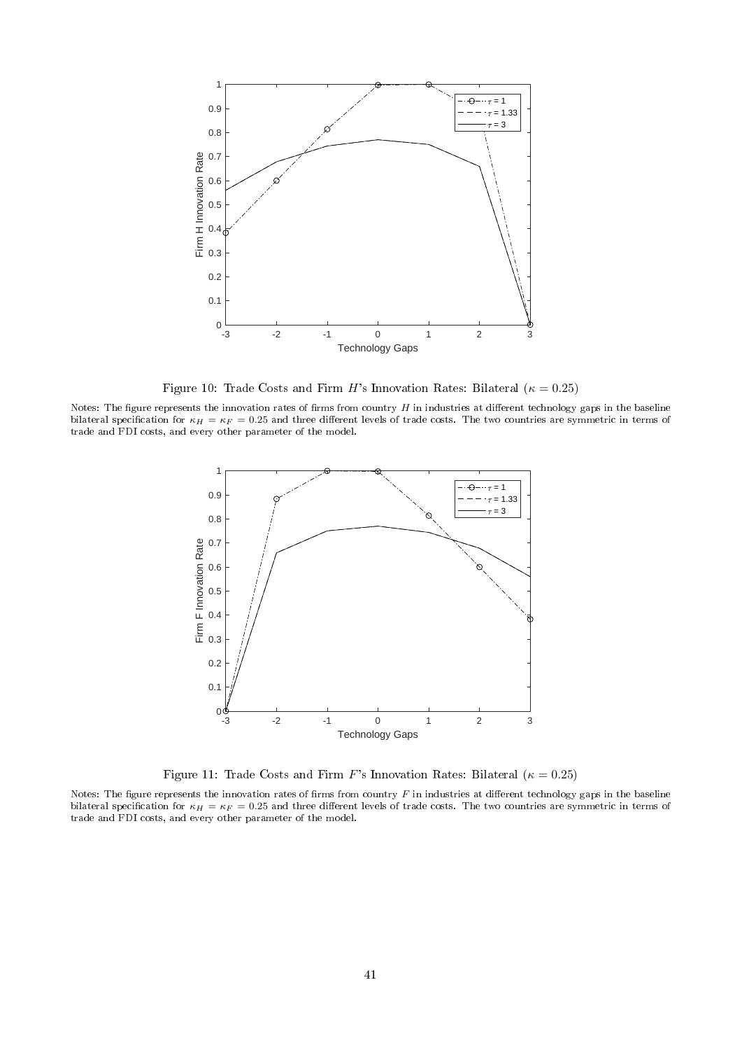Figure 10: Trade Costs and Firm $H$'s Innovation Rates: Bilateral ($\kappa = 0.25$)

Notes: The figure represents the innovation rates of firms from country $H$ in industries at different technology gaps in the baseline bilateral specification for $\kappa_H = \kappa_F = 0.25$ and three different levels of trade costs. The two countries are symmetric in terms of trade and FDI costs, and every other parameter of the model.

Figure 11: Trade Costs and Firm $F$'s Innovation Rates: Bilateral ($\kappa = 0.25$)

Notes: The figure represents the innovation rates of firms from country $F$ in industries at different technology gaps in the baseline bilateral specification for $\kappa_H = \kappa_F = 0.25$ and three different levels of trade costs. The two countries are symmetric in terms of trade and FDI costs, and every other parameter of the model.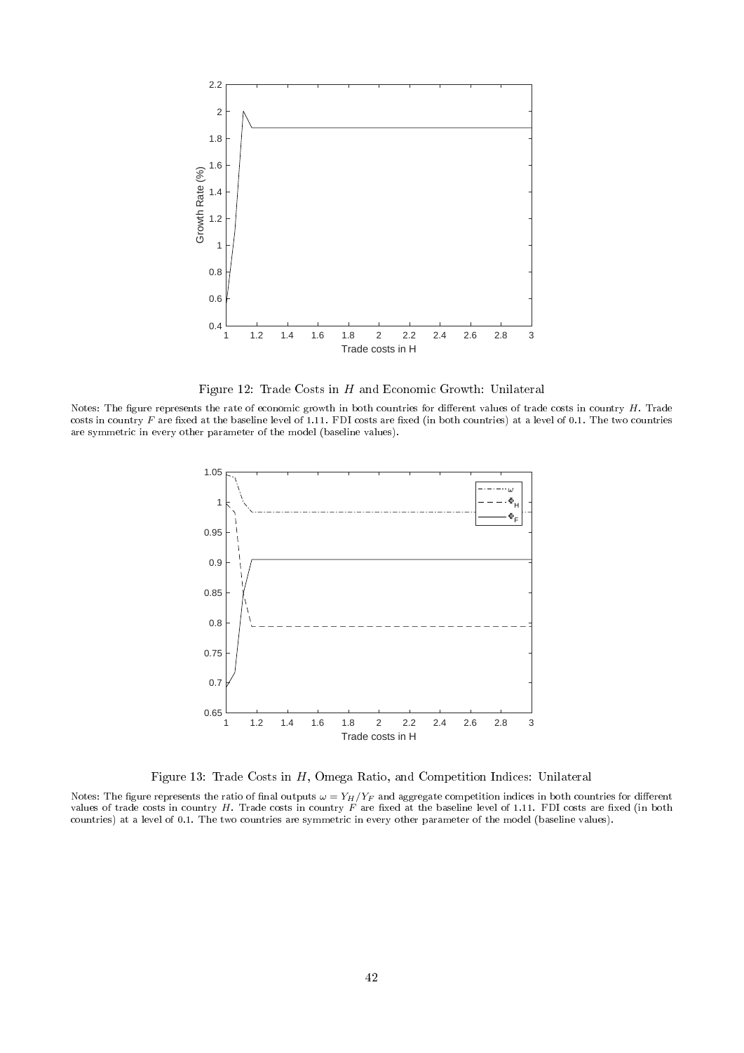Figure 12: Trade Costs in $H$ and Economic Growth: Unilateral

Notes: The figure represents the rate of economic growth in both countries for different values of trade costs in country $H$. Trade costs in country $F$ are fixed at the baseline level of 1.11. FDI costs are fixed (in both countries) at a level of 0.1. The two countries are symmetric in every other parameter of the model (baseline values).

Figure 13: Trade Costs in $H$, Omega Ratio, and Competition Indices: Unilateral

Notes: The figure represents the ratio of final outputs $\omega = Y_H/Y_F$ and aggregate competition indices in both countries for different values of trade costs in country $H$. Trade costs in country $F$ are fixed at the baseline level of 1.11. FDI costs are fixed (in both countries) at a level of 0.1. The two countries are symmetric in every other parameter of the model (baseline values).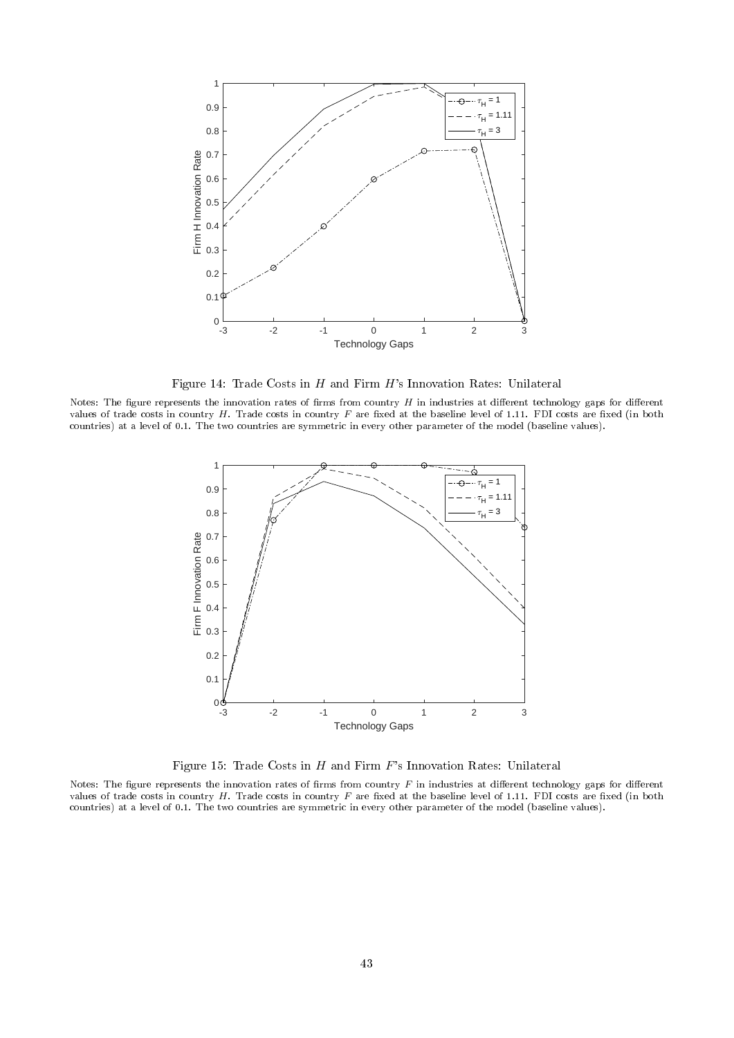Figure 14: Trade Costs in $H$ and Firm $H$'s Innovation Rates: Unilateral

Notes: The figure represents the innovation rates of firms from country $H$ in industries at different technology gaps for different values of trade costs in country $H$. Trade costs in country $F$ are fixed at the baseline level of 1.11. FDI costs are fixed (in both countries) at a level of 0.1. The two countries are symmetric in every other parameter of the model (baseline values).

Figure 15: Trade Costs in $H$ and Firm $F$'s Innovation Rates: Unilateral

Notes: The figure represents the innovation rates of firms from country $F$ in industries at different technology gaps for different values of trade costs in country $H$. Trade costs in country $F$ are fixed at the baseline level of 1.11. FDI costs are fixed (in both countries) at a level of 0.1. The two countries are symmetric in every other parameter of the model (baseline values).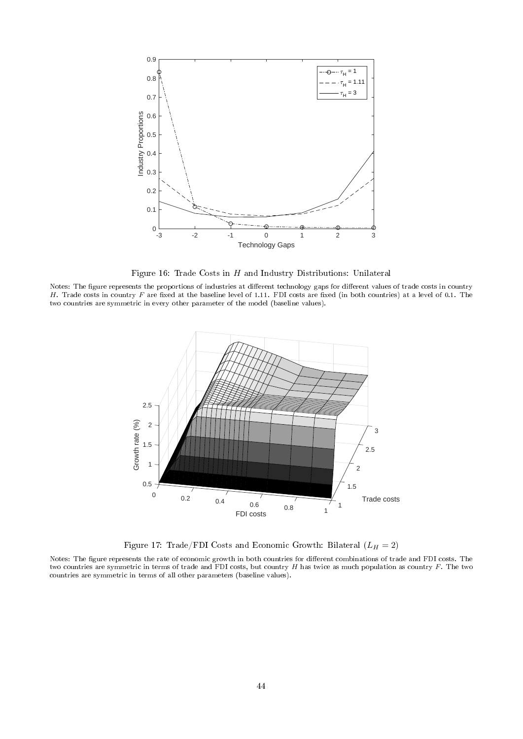Figure 16: Trade Costs in $H$ and Industry Distributions: Unilateral

Notes: The figure represents the proportions of industries at different technology gaps for different values of trade costs in country $H$. Trade costs in country $F$ are fixed at the baseline level of 1.11. FDI costs are fixed (in both countries) at a level of 0.1. The two countries are symmetric in every other parameter of the model (baseline values).

Figure 17: Trade/FDI Costs and Economic Growth: Bilateral ($L_H = 2$)

Notes: The figure represents the rate of economic growth in both countries for different combinations of trade and FDI costs. The two countries are symmetric in terms of trade and FDI costs, but country $H$ has twice as much population as country $F$. The two countries are symmetric in terms of all other parameters (baseline values).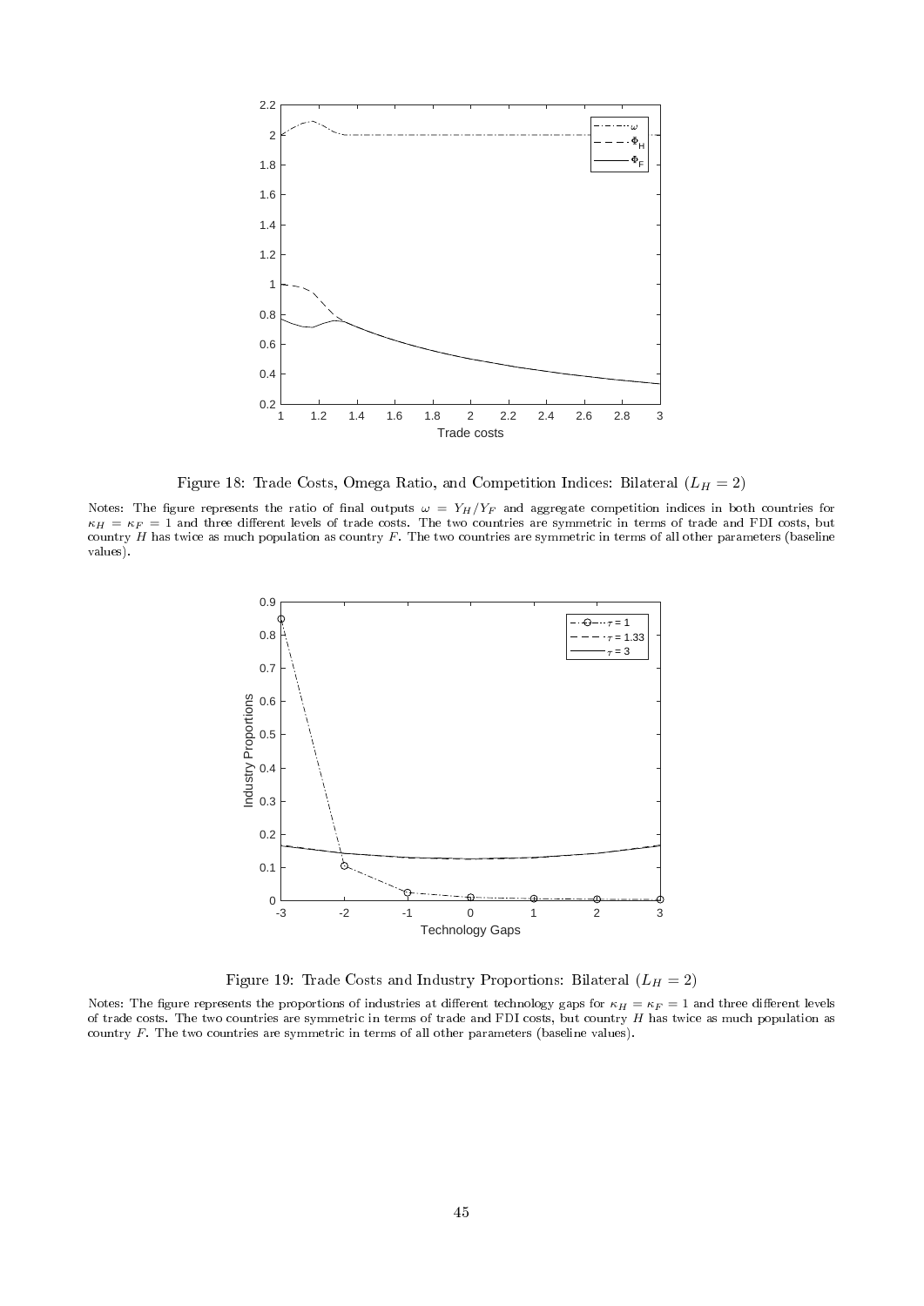Figure 18: Trade Costs, Omega Ratio, and Competition Indices: Bilateral ($L_H = 2$)

Notes: The figure represents the ratio of final outputs $\omega = Y_H/Y_F$ and aggregate competition indices in both countries for $\kappa_H = \kappa_F = 1$ and three different levels of trade costs. The two countries are symmetric in terms of trade and FDI costs, but country $H$ has twice as much population as country $F$. The two countries are symmetric in terms of all other parameters (baseline values).

Figure 19: Trade Costs and Industry Proportions: Bilateral ($L_H = 2$)

Notes: The figure represents the proportions of industries at different technology gaps for $\kappa_H = \kappa_F = 1$ and three different levels of trade costs. The two countries are symmetric in terms of trade and FDI costs, but country $H$ has twice as much population as country $F$. The two countries are symmetric in terms of all other parameters (baseline values).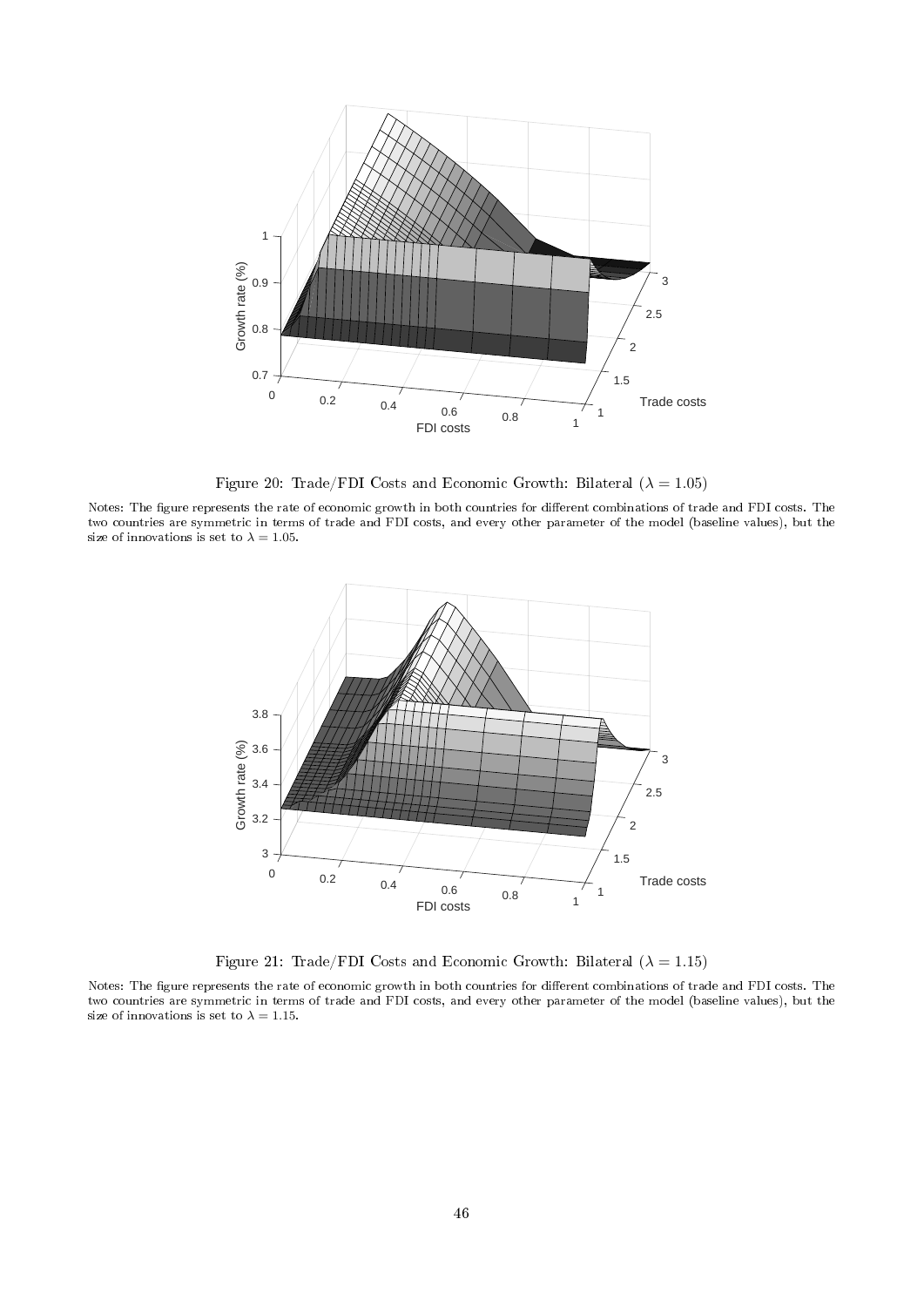Figure 20: Trade/FDI Costs and Economic Growth: Bilateral ($\lambda = 1.05$)

Notes: The figure represents the rate of economic growth in both countries for different combinations of trade and FDI costs. The two countries are symmetric in terms of trade and FDI costs, and every other parameter of the model (baseline values), but the size of innovations is set to $\lambda = 1.05$.

Figure 21: Trade/FDI Costs and Economic Growth: Bilateral ($\lambda = 1.15$)

Notes: The figure represents the rate of economic growth in both countries for different combinations of trade and FDI costs. The two countries are symmetric in terms of trade and FDI costs, and every other parameter of the model (baseline values), but the size of innovations is set to $\lambda = 1.15$.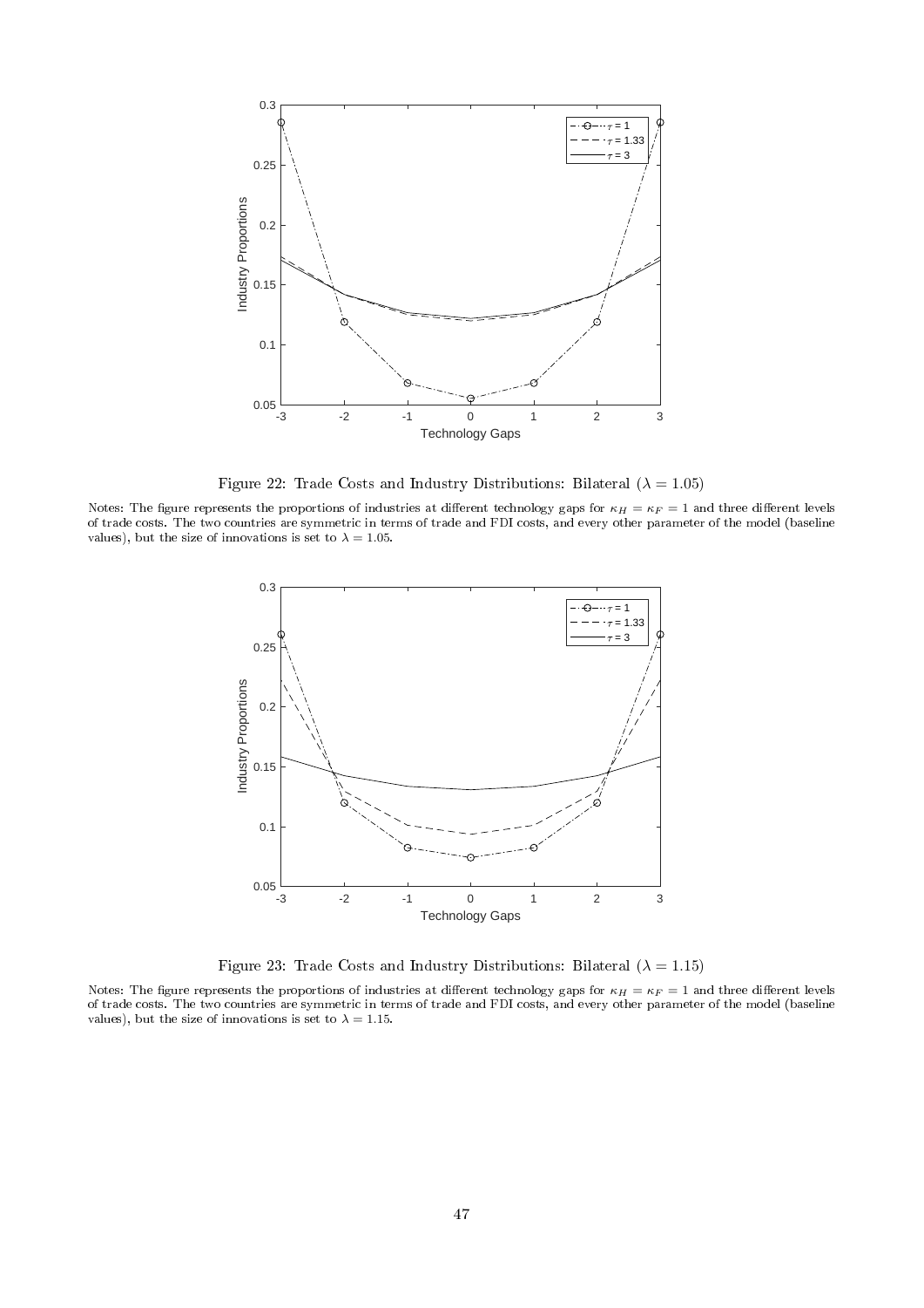Figure 22: Trade Costs and Industry Distributions: Bilateral ($\lambda = 1.05$)

Notes: The figure represents the proportions of industries at different technology gaps for $\kappa_H = \kappa_F = 1$ and three different levels of trade costs. The two countries are symmetric in terms of trade and FDI costs, and every other parameter of the model (baseline values), but the size of innovations is set to $\lambda = 1.05$.

Figure 23: Trade Costs and Industry Distributions: Bilateral ($\lambda = 1.15$)

Notes: The figure represents the proportions of industries at different technology gaps for $\kappa_H = \kappa_F = 1$ and three different levels of trade costs. The two countries are symmetric in terms of trade and FDI costs, and every other parameter of the model (baseline values), but the size of innovations is set to $\lambda = 1.15$.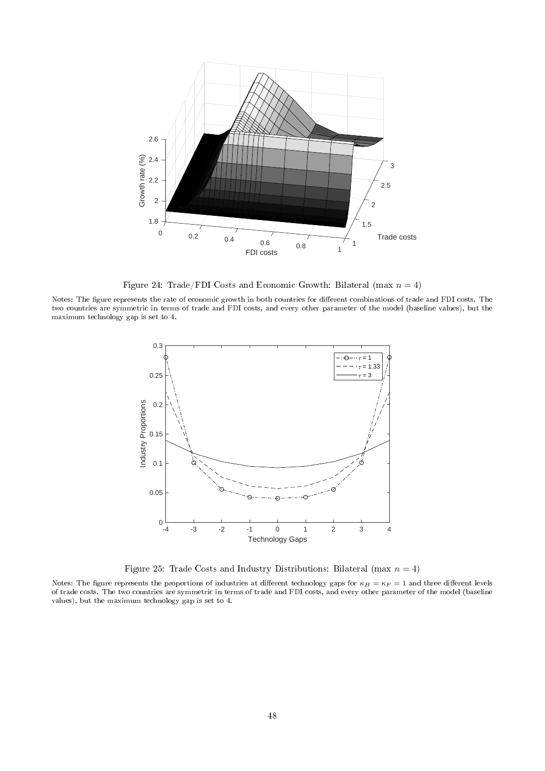Figure 24: Trade/FDI Costs and Economic Growth: Bilateral (max $n = 4$)

Notes: The figure represents the rate of economic growth in both countries for different combinations of trade and FDI costs. The two countries are symmetric in terms of trade and FDI costs, and every other parameter of the model (baseline values), but the maximum technology gap is set to 4.

Figure 25: Trade Costs and Industry Distributions: Bilateral (max $n = 4$)

Notes: The figure represents the proportions of industries at different technology gaps for $\kappa_H = \kappa_F = 1$ and three different levels of trade costs. The two countries are symmetric in terms of trade and FDI costs, and every other parameter of the model (baseline values), but the maximum technology gap is set to 4.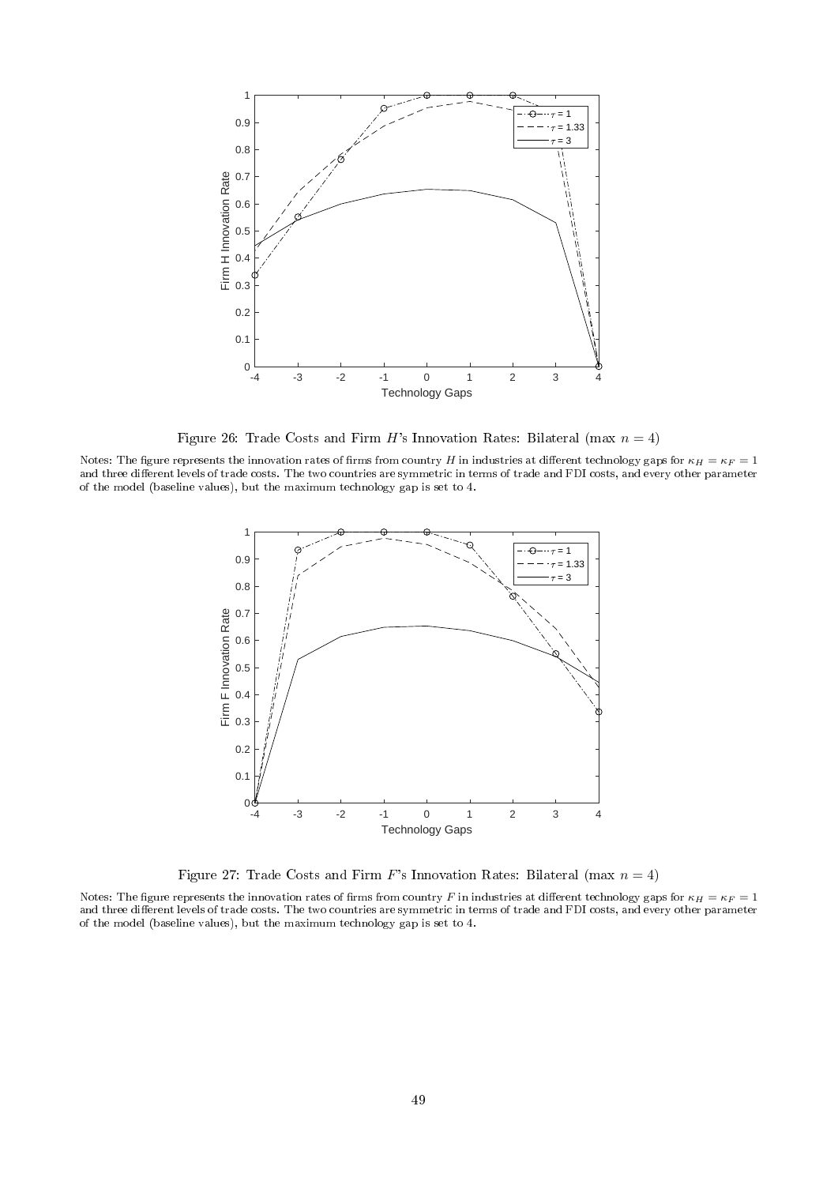Figure 26: Trade Costs and Firm $H$'s Innovation Rates: Bilateral (max $n = 4$)

Notes: The figure represents the innovation rates of firms from country $H$ in industries at different technology gaps for $\kappa_H = \kappa_F = 1$ and three different levels of trade costs. The two countries are symmetric in terms of trade and FDI costs, and every other parameter of the model (baseline values), but the maximum technology gap is set to 4.

Figure 27: Trade Costs and Firm $F$'s Innovation Rates: Bilateral (max $n = 4$)

Notes: The figure represents the innovation rates of firms from country $F$ in industries at different technology gaps for $\kappa_H = \kappa_F = 1$ and three different levels of trade costs. The two countries are symmetric in terms of trade and FDI costs, and every other parameter of the model (baseline values), but the maximum technology gap is set to 4.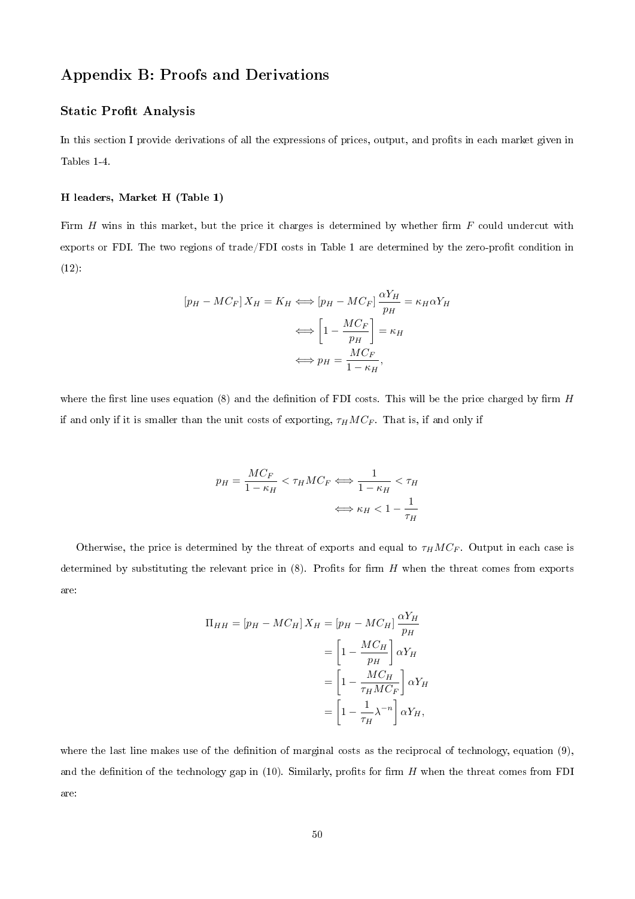## Appendix B: Proofs and Derivations

### Static Profit Analysis

In this section I provide derivations of all the expressions of prices, output, and profits in each market given in Tables 1-4.

#### H leaders, Market H (Table 1)

Firm $H$ wins in this market, but the price it charges is determined by whether firm $F$ could undercut with exports or FDI. The two regions of trade/FDI costs in Table 1 are determined by the zero-profit condition in (12):

$$
\begin{aligned}
\left[p_H - MC_F\right] X_H = K_H &\Longleftrightarrow \left[p_H - MC_F\right] \frac{\alpha Y_H}{p_H} = \kappa_H \alpha Y_H \\
&\Longleftrightarrow \left[1 - \frac{MC_F}{p_H}\right] = \kappa_H \\
&\Longleftrightarrow p_H = \frac{MC_F}{1-\kappa_H},
\end{aligned}
$$

where the first line uses equation (8) and the definition of FDI costs. This will be the price charged by firm $H$ if and only if it is smaller than the unit costs of exporting, $\tau_H MC_F$. That is, if and only if

$$
\begin{aligned}
p_H = \frac{MC_F}{1-\kappa_H} < \tau_H MC_F &\Longleftrightarrow \frac{1}{1-\kappa_H} < \tau_H \\
&\Longleftrightarrow \kappa_H < 1 - \frac{1}{\tau_H}
\end{aligned}
$$

Otherwise, the price is determined by the threat of exports and equal to $\tau_H MC_F$. Output in each case is determined by substituting the relevant price in (8). Profits for firm $H$ when the threat comes from exports are:

$$
\begin{aligned}
\Pi_{HH} = \left[p_H - MC_H\right] X_H = \left[p_H - MC_H\right] \frac{\alpha Y_H}{p_H} \\
= \left[1 - \frac{MC_H}{p_H}\right] \alpha Y_H \\
= \left[1 - \frac{MC_H}{\tau_H MC_F}\right] \alpha Y_H \\
= \left[1 - \frac{1}{\tau_H} \lambda^{-n}\right] \alpha Y_H,
\end{aligned}
$$

where the last line makes use of the definition of marginal costs as the reciprocal of technology, equation (9), and the definition of the technology gap in (10). Similarly, profits for firm $H$ when the threat comes from FDI are: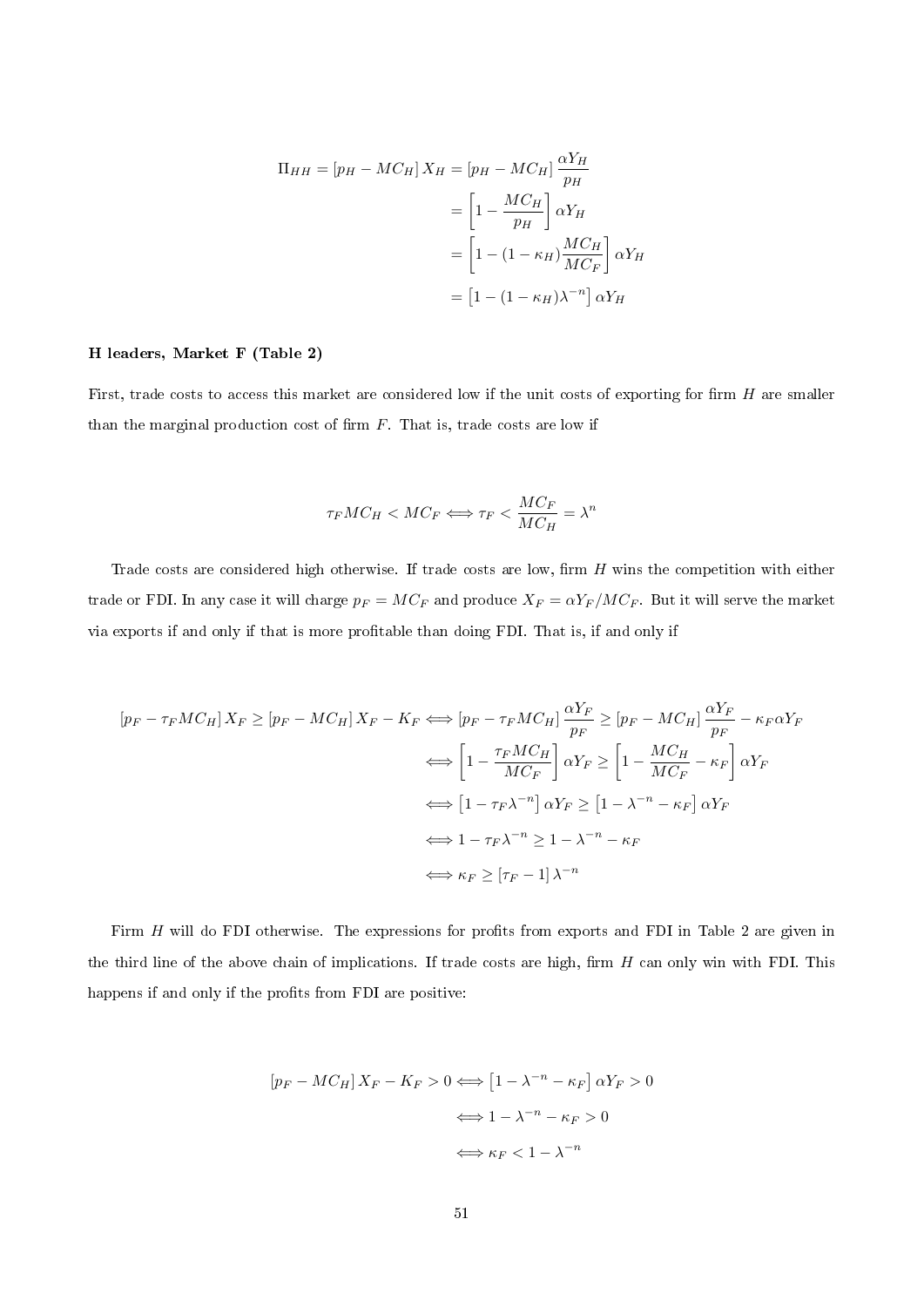$$
\begin{aligned}
\Pi_{HH} = [p_H - MC_H] X_H &= [p_H - MC_H] \frac{\alpha Y_H}{p_H} \\
&= \left[1 - \frac{MC_H}{p_H}\right] \alpha Y_H \\
&= \left[1 - (1-\kappa_H)\frac{MC_H}{MC_F}\right] \alpha Y_H \\
&= \left[1 - (1-\kappa_H)\lambda^{-n}\right] \alpha Y_H
\end{aligned}
$$

**H leaders, Market F (Table 2)**

First, trade costs to access this market are considered low if the unit costs of exporting for firm $H$ are smaller than the marginal production cost of firm $F$. That is, trade costs are low if

$$
\tau_F MC_H < MC_F \Longleftrightarrow \tau_F < \frac{MC_F}{MC_H} = \lambda^n
$$

Trade costs are considered high otherwise. If trade costs are low, firm $H$ wins the competition with either trade or FDI. In any case it will charge $p_F = MC_F$ and produce $X_F = \alpha Y_F / MC_F$. But it will serve the market via exports if and only if that is more profitable than doing FDI. That is, if and only if

$$
\begin{aligned}
[p_F - \tau_F MC_H] X_F \geq [p_F - MC_H] X_F - K_F &\Longleftrightarrow [p_F - \tau_F MC_H] \frac{\alpha Y_F}{p_F} \geq [p_F - MC_H] \frac{\alpha Y_F}{p_F} - \kappa_F \alpha Y_F \\
&\Longleftrightarrow \left[1 - \frac{\tau_F MC_H}{MC_F}\right] \alpha Y_F \geq \left[1 - \frac{MC_H}{MC_F} - \kappa_F\right] \alpha Y_F \\
&\Longleftrightarrow \left[1 - \tau_F \lambda^{-n}\right] \alpha Y_F \geq \left[1 - \lambda^{-n} - \kappa_F\right] \alpha Y_F \\
&\Longleftrightarrow 1 - \tau_F \lambda^{-n} \geq 1 - \lambda^{-n} - \kappa_F \\
&\Longleftrightarrow \kappa_F \geq [\tau_F - 1] \lambda^{-n}
\end{aligned}
$$

Firm $H$ will do FDI otherwise. The expressions for profits from exports and FDI in Table 2 are given in the third line of the above chain of implications. If trade costs are high, firm $H$ can only win with FDI. This happens if and only if the profits from FDI are positive:

$$
\begin{aligned}
[p_F - MC_H] X_F - K_F > 0 &\Longleftrightarrow \left[1 - \lambda^{-n} - \kappa_F\right] \alpha Y_F > 0 \\
&\Longleftrightarrow 1 - \lambda^{-n} - \kappa_F > 0 \\
&\Longleftrightarrow \kappa_F < 1 - \lambda^{-n}
\end{aligned}
$$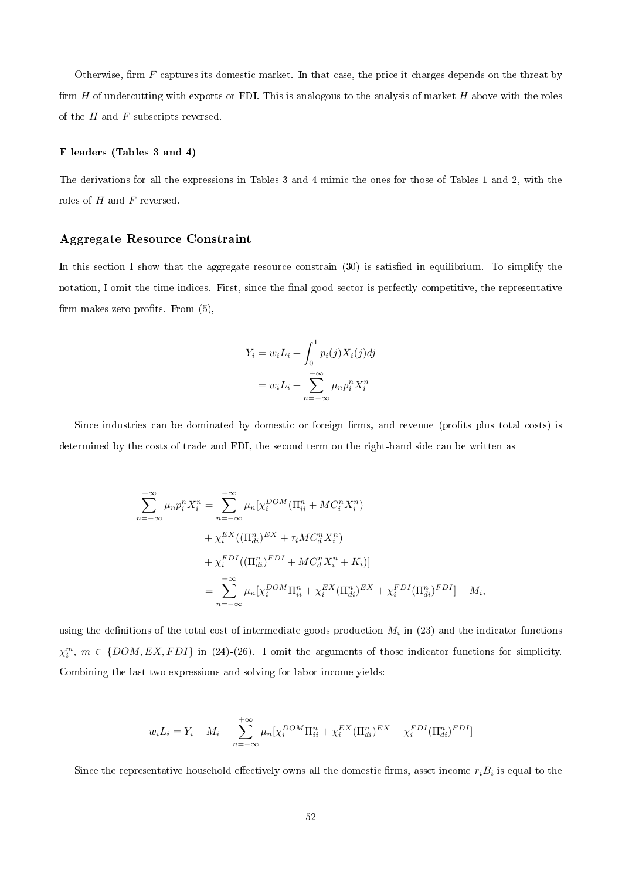Otherwise, firm $F$ captures its domestic market. In that case, the price it charges depends on the threat by firm $H$ of undercutting with exports or FDI. This is analogous to the analysis of market $H$ above with the roles of the $H$ and $F$ subscripts reversed.

#### F leaders (Tables 3 and 4)

The derivations for all the expressions in Tables 3 and 4 mimic the ones for those of Tables 1 and 2, with the roles of $H$ and $F$ reversed.

### Aggregate Resource Constraint

In this section I show that the aggregate resource constrain (30) is satisfied in equilibrium. To simplify the notation, I omit the time indices. First, since the final good sector is perfectly competitive, the representative firm makes zero profits. From (5),

$$
\begin{aligned}
Y_i &= w_i L_i + \int_0^1 p_i(j) X_i(j) dj \\
&= w_i L_i + \sum_{n=-\infty}^{+\infty} \mu_n p_i^n X_i^n
\end{aligned}
$$

Since industries can be dominated by domestic or foreign firms, and revenue (profits plus total costs) is determined by the costs of trade and FDI, the second term on the right-hand side can be written as

$$
\begin{aligned}
\sum_{n=-\infty}^{+\infty} \mu_n p_i^n X_i^n &= \sum_{n=-\infty}^{+\infty} \mu_n [\chi_i^{DOM}(\Pi_{ii}^n + MC_i^n X_i^n) \\
&\quad + \chi_i^{EX}((\Pi_{di}^n)^{EX} + \tau_i MC_d^n X_i^n) \\
&\quad + \chi_i^{FDI}((\Pi_{di}^n)^{FDI} + MC_d^n X_i^n + K_i)] \\
&= \sum_{n=-\infty}^{+\infty} \mu_n [\chi_i^{DOM} \Pi_{ii}^n + \chi_i^{EX}(\Pi_{di}^n)^{EX} + \chi_i^{FDI}(\Pi_{di}^n)^{FDI}] + M_i,
\end{aligned}
$$

using the definitions of the total cost of intermediate goods production $M_i$ in (23) and the indicator functions $\chi_i^m$, $m \in \{DOM, EX, FDI\}$ in (24)-(26). I omit the arguments of those indicator functions for simplicity. Combining the last two expressions and solving for labor income yields:

$$
w_i L_i = Y_i - M_i - \sum_{n=-\infty}^{+\infty} \mu_n [\chi_i^{DOM} \Pi_{ii}^n + \chi_i^{EX}(\Pi_{di}^n)^{EX} + \chi_i^{FDI}(\Pi_{di}^n)^{FDI}]
$$

Since the representative household effectively owns all the domestic firms, asset income $r_i B_i$ is equal to the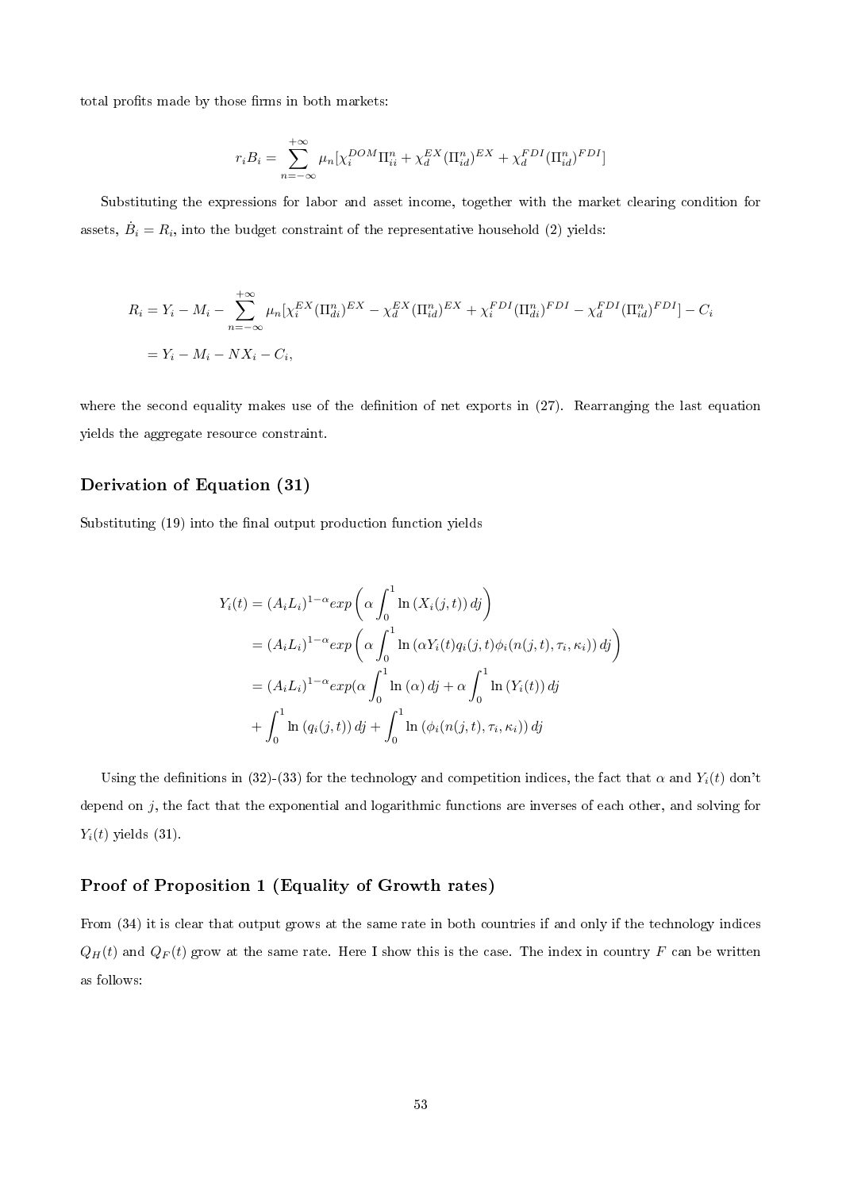total profits made by those firms in both markets:

$$r_i B_i = \sum_{n=-\infty}^{+\infty} \mu_n [\chi_i^{DOM} \Pi_{ii}^n + \chi_d^{EX} (\Pi_{id}^n)^{EX} + \chi_d^{FDI} (\Pi_{id}^n)^{FDI}]$$

Substituting the expressions for labor and asset income, together with the market clearing condition for assets, $\dot{B}_i = R_i$, into the budget constraint of the representative household (2) yields:

$$
\begin{aligned}
R_i &= Y_i - M_i - \sum_{n=-\infty}^{+\infty} \mu_n [\chi_i^{EX} (\Pi_{di}^n)^{EX} - \chi_d^{EX} (\Pi_{id}^n)^{EX} + \chi_i^{FDI} (\Pi_{di}^n)^{FDI} - \chi_d^{FDI} (\Pi_{id}^n)^{FDI}] - C_i \\
&= Y_i - M_i - NX_i - C_i,
\end{aligned}
$$

where the second equality makes use of the definition of net exports in (27). Rearranging the last equation yields the aggregate resource constraint.

## Derivation of Equation (31)

Substituting (19) into the final output production function yields

$$
\begin{aligned}
Y_i(t) &= (A_i L_i)^{1-\alpha} exp\left(\alpha \int_0^1 \ln\left(X_i(j,t)\right) dj\right) \\
&= (A_i L_i)^{1-\alpha} exp\left(\alpha \int_0^1 \ln\left(\alpha Y_i(t) q_i(j,t) \phi_i(n(j,t), \tau_i, \kappa_i)\right) dj\right) \\
&= (A_i L_i)^{1-\alpha} exp(\alpha \int_0^1 \ln\left(\alpha\right) dj + \alpha \int_0^1 \ln\left(Y_i(t)\right) dj \\
&+ \int_0^1 \ln\left(q_i(j,t)\right) dj + \int_0^1 \ln\left(\phi_i(n(j,t), \tau_i, \kappa_i)\right) dj
\end{aligned}
$$

Using the definitions in (32)-(33) for the technology and competition indices, the fact that $\alpha$ and $Y_i(t)$ don't depend on $j$, the fact that the exponential and logarithmic functions are inverses of each other, and solving for $Y_i(t)$ yields (31).

## Proof of Proposition 1 (Equality of Growth rates)

From (34) it is clear that output grows at the same rate in both countries if and only if the technology indices $Q_H(t)$ and $Q_F(t)$ grow at the same rate. Here I show this is the case. The index in country $F$ can be written as follows: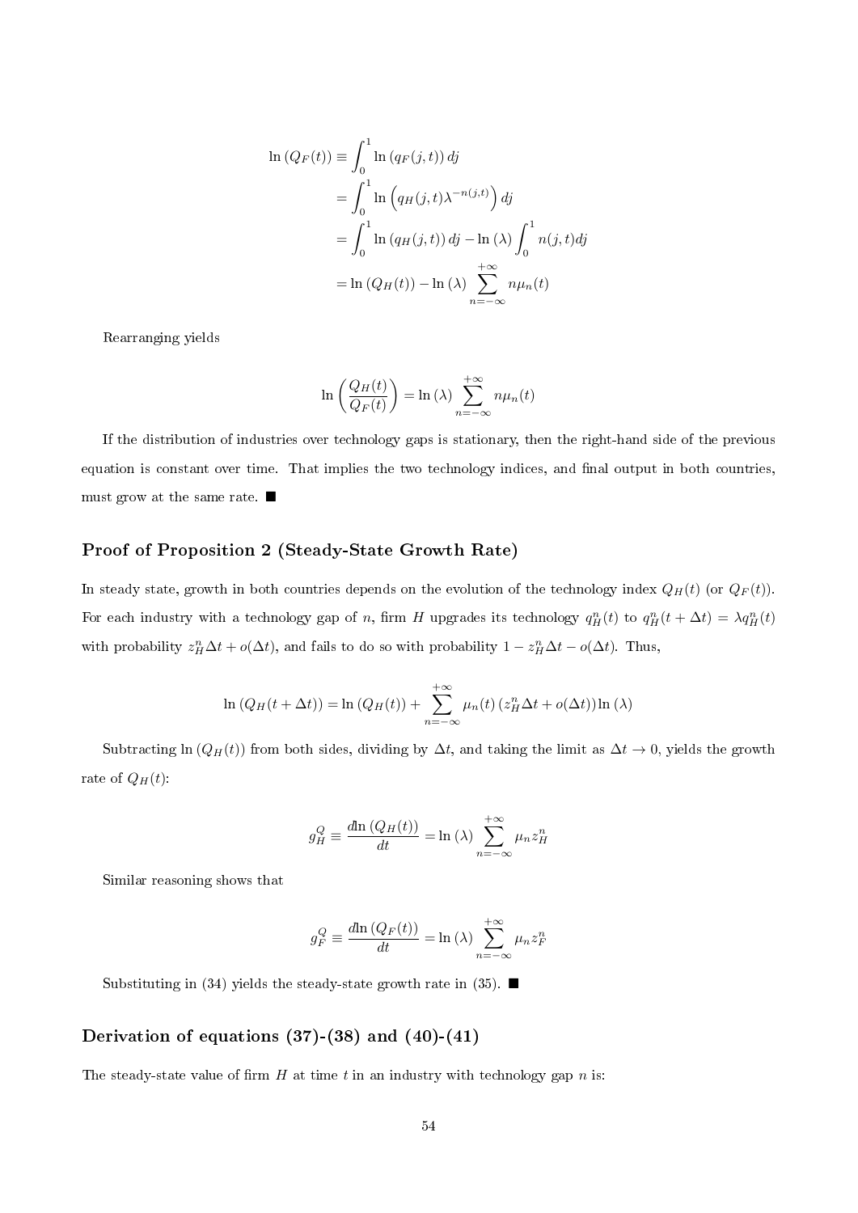$$
\begin{aligned}
\ln\left(Q_F(t)\right) &\equiv \int_0^1 \ln\left(q_F(j,t)\right) dj \\
&= \int_0^1 \ln\left(q_H(j,t)\lambda^{-n(j,t)}\right) dj \\
&= \int_0^1 \ln\left(q_H(j,t)\right) dj - \ln\left(\lambda\right) \int_0^1 n(j,t) dj \\
&= \ln\left(Q_H(t)\right) - \ln\left(\lambda\right) \sum_{n=-\infty}^{+\infty} n\mu_n(t)
\end{aligned}
$$

Rearranging yields

$$
\ln\left(\frac{Q_H(t)}{Q_F(t)}\right) = \ln\left(\lambda\right) \sum_{n=-\infty}^{+\infty} n\mu_n(t)
$$

If the distribution of industries over technology gaps is stationary, then the right-hand side of the previous equation is constant over time. That implies the two technology indices, and final output in both countries, must grow at the same rate. ■

## Proof of Proposition 2 (Steady-State Growth Rate)

In steady state, growth in both countries depends on the evolution of the technology index $Q_H(t)$ (or $Q_F(t)$). For each industry with a technology gap of $n$, firm $H$ upgrades its technology $q_H^n(t)$ to $q_H^n(t+\Delta t) = \lambda q_H^n(t)$ with probability $z_H^n \Delta t + o(\Delta t)$, and fails to do so with probability $1 - z_H^n \Delta t - o(\Delta t)$. Thus,

$$
\ln\left(Q_H(t+\Delta t)\right) = \ln\left(Q_H(t)\right) + \sum_{n=-\infty}^{+\infty} \mu_n(t)\left(z_H^n \Delta t + o(\Delta t)\right) \ln\left(\lambda\right)
$$

Subtracting $\ln\left(Q_H(t)\right)$ from both sides, dividing by $\Delta t$, and taking the limit as $\Delta t \to 0$, yields the growth rate of $Q_H(t)$:

$$
g_H^Q \equiv \frac{d \ln\left(Q_H(t)\right)}{dt} = \ln\left(\lambda\right) \sum_{n=-\infty}^{+\infty} \mu_n z_H^n
$$

Similar reasoning shows that

$$
g_F^Q \equiv \frac{d \ln\left(Q_F(t)\right)}{dt} = \ln\left(\lambda\right) \sum_{n=-\infty}^{+\infty} \mu_n z_F^n
$$

Substituting in (34) yields the steady-state growth rate in (35). ■

## Derivation of equations (37)-(38) and (40)-(41)

The steady-state value of firm $H$ at time $t$ in an industry with technology gap $n$ is: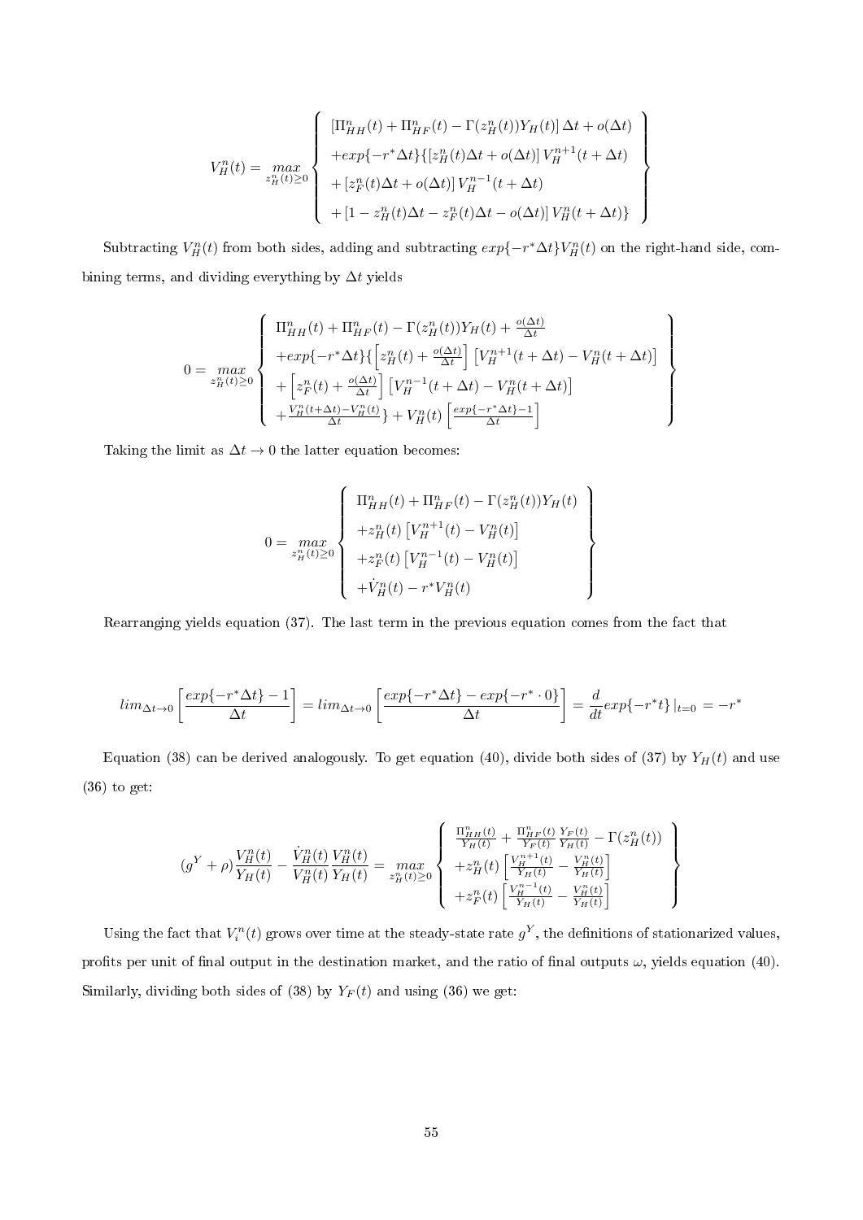$$V_H^n(t) = \max_{z_H^n(t)\geq 0} \left\{ \begin{array}{l} \left[\Pi_{HH}^n(t) + \Pi_{HF}^n(t) - \Gamma(z_H^n(t))Y_H(t)\right]\Delta t + o(\Delta t) \\ +exp\{-r^*\Delta t\}\{\left[z_H^n(t)\Delta t + o(\Delta t)\right]V_H^{n+1}(t+\Delta t) \\ +\left[z_F^n(t)\Delta t + o(\Delta t)\right]V_H^{n-1}(t+\Delta t) \\ +\left[1 - z_H^n(t)\Delta t - z_F^n(t)\Delta t - o(\Delta t)\right]V_H^n(t+\Delta t)\} \end{array} \right\}$$

Subtracting $V_H^n(t)$ from both sides, adding and subtracting $exp\{-r^*\Delta t\}V_H^n(t)$ on the right-hand side, combining terms, and dividing everything by $\Delta t$ yields

$$0 = \max_{z_H^n(t)\geq 0} \left\{ \begin{array}{l} \Pi_{HH}^n(t) + \Pi_{HF}^n(t) - \Gamma(z_H^n(t))Y_H(t) + \frac{o(\Delta t)}{\Delta t} \\ +exp\{-r^*\Delta t\}\{\left[z_H^n(t) + \frac{o(\Delta t)}{\Delta t}\right]\left[V_H^{n+1}(t+\Delta t) - V_H^n(t+\Delta t)\right] \\ +\left[z_F^n(t) + \frac{o(\Delta t)}{\Delta t}\right]\left[V_H^{n-1}(t+\Delta t) - V_H^n(t+\Delta t)\right] \\ +\frac{V_H^n(t+\Delta t) - V_H^n(t)}{\Delta t}\} + V_H^n(t)\left[\frac{exp\{-r^*\Delta t\}-1}{\Delta t}\right] \end{array} \right\}$$

Taking the limit as $\Delta t \to 0$ the latter equation becomes:

$$0 = \max_{z_H^n(t)\geq 0} \left\{ \begin{array}{l} \Pi_{HH}^n(t) + \Pi_{HF}^n(t) - \Gamma(z_H^n(t))Y_H(t) \\ +z_H^n(t)\left[V_H^{n+1}(t) - V_H^n(t)\right] \\ +z_F^n(t)\left[V_H^{n-1}(t) - V_H^n(t)\right] \\ +\dot{V}_H^n(t) - r^*V_H^n(t) \end{array} \right\}$$

Rearranging yields equation (37). The last term in the previous equation comes from the fact that

$$lim_{\Delta t \to 0}\left[\frac{exp\{-r^*\Delta t\} - 1}{\Delta t}\right] = lim_{\Delta t \to 0}\left[\frac{exp\{-r^*\Delta t\} - exp\{-r^* \cdot 0\}}{\Delta t}\right] = \frac{d}{dt}exp\{-r^*t\}\,|_{t=0} = -r^*$$

Equation (38) can be derived analogously. To get equation (40), divide both sides of (37) by $Y_H(t)$ and use (36) to get:

$$(g^Y + \rho)\frac{V_H^n(t)}{Y_H(t)} - \frac{\dot{V}_H^n(t)}{V_H^n(t)}\frac{V_H^n(t)}{Y_H(t)} = \max_{z_H^n(t)\geq 0} \left\{ \begin{array}{l} \frac{\Pi_{HH}^n(t)}{Y_H(t)} + \frac{\Pi_{HF}^n(t)}{Y_F(t)}\frac{Y_F(t)}{Y_H(t)} - \Gamma(z_H^n(t)) \\ +z_H^n(t)\left[\frac{V_H^{n+1}(t)}{Y_H(t)} - \frac{V_H^n(t)}{Y_H(t)}\right] \\ +z_F^n(t)\left[\frac{V_H^{n-1}(t)}{Y_H(t)} - \frac{V_H^n(t)}{Y_H(t)}\right] \end{array} \right\}$$

Using the fact that $V_i^n(t)$ grows over time at the steady-state rate $g^Y$, the definitions of stationarized values, profits per unit of final output in the destination market, and the ratio of final outputs $\omega$, yields equation (40). Similarly, dividing both sides of (38) by $Y_F(t)$ and using (36) we get: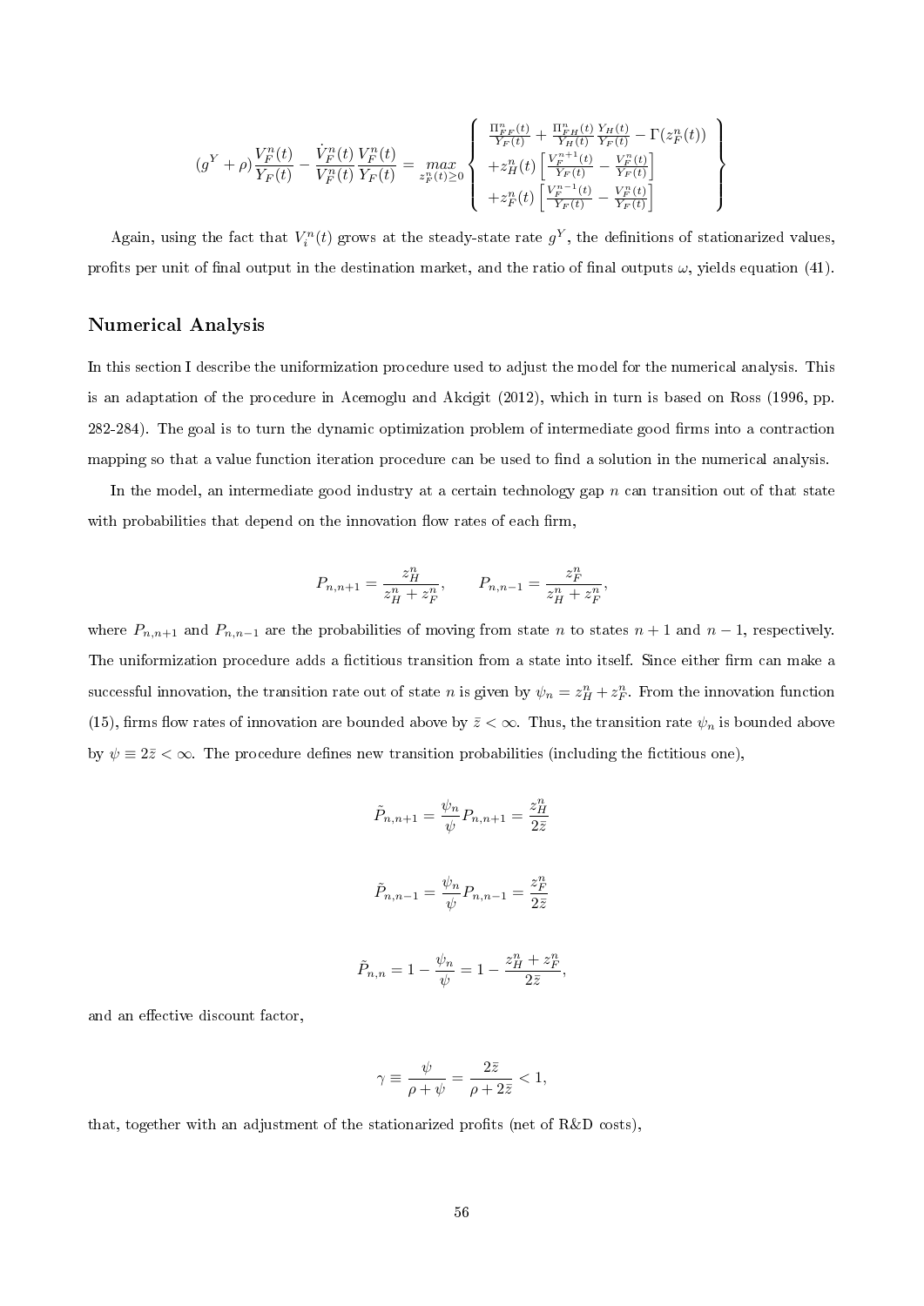$$(g^Y+\rho)\frac{V_F^n(t)}{Y_F(t)}-\frac{\dot{V}_F^n(t)}{V_F^n(t)}\frac{V_F^n(t)}{Y_F(t)}=\max_{z_F^n(t)\geq 0}\left\{\begin{array}{l}\frac{\Pi_{FF}^n(t)}{Y_F(t)}+\frac{\Pi_{FH}^n(t)}{Y_H(t)}\frac{Y_H(t)}{Y_F(t)}-\Gamma(z_F^n(t))\\ +z_H^n(t)\left[\frac{V_F^{n+1}(t)}{Y_F(t)}-\frac{V_F^n(t)}{Y_F(t)}\right]\\ +z_F^n(t)\left[\frac{V_F^{n-1}(t)}{Y_F(t)}-\frac{V_F^n(t)}{Y_F(t)}\right]\end{array}\right\}$$

Again, using the fact that $V_i^n(t)$ grows at the steady-state rate $g^Y$, the definitions of stationarized values, profits per unit of final output in the destination market, and the ratio of final outputs $\omega$, yields equation (41).

## Numerical Analysis

In this section I describe the uniformization procedure used to adjust the model for the numerical analysis. This is an adaptation of the procedure in Acemoglu and Akcigit (2012), which in turn is based on Ross (1996, pp. 282-284). The goal is to turn the dynamic optimization problem of intermediate good firms into a contraction mapping so that a value function iteration procedure can be used to find a solution in the numerical analysis.

In the model, an intermediate good industry at a certain technology gap $n$ can transition out of that state with probabilities that depend on the innovation flow rates of each firm,

$$P_{n,n+1}=\frac{z_H^n}{z_H^n+z_F^n},\qquad P_{n,n-1}=\frac{z_F^n}{z_H^n+z_F^n},$$

where $P_{n,n+1}$ and $P_{n,n-1}$ are the probabilities of moving from state $n$ to states $n+1$ and $n-1$, respectively. The uniformization procedure adds a fictitious transition from a state into itself. Since either firm can make a successful innovation, the transition rate out of state $n$ is given by $\psi_n = z_H^n + z_F^n$. From the innovation function (15), firms flow rates of innovation are bounded above by $\bar{z} < \infty$. Thus, the transition rate $\psi_n$ is bounded above by $\psi \equiv 2\bar{z} < \infty$. The procedure defines new transition probabilities (including the fictitious one),

$$\tilde{P}_{n,n+1}=\frac{\psi_n}{\psi}P_{n,n+1}=\frac{z_H^n}{2\bar{z}}$$

$$\tilde{P}_{n,n-1}=\frac{\psi_n}{\psi}P_{n,n-1}=\frac{z_F^n}{2\bar{z}}$$

$$\tilde{P}_{n,n}=1-\frac{\psi_n}{\psi}=1-\frac{z_H^n+z_F^n}{2\bar{z}},$$

and an effective discount factor,

$$\gamma\equiv\frac{\psi}{\rho+\psi}=\frac{2\bar{z}}{\rho+2\bar{z}}<1,$$

that, together with an adjustment of the stationarized profits (net of R&D costs),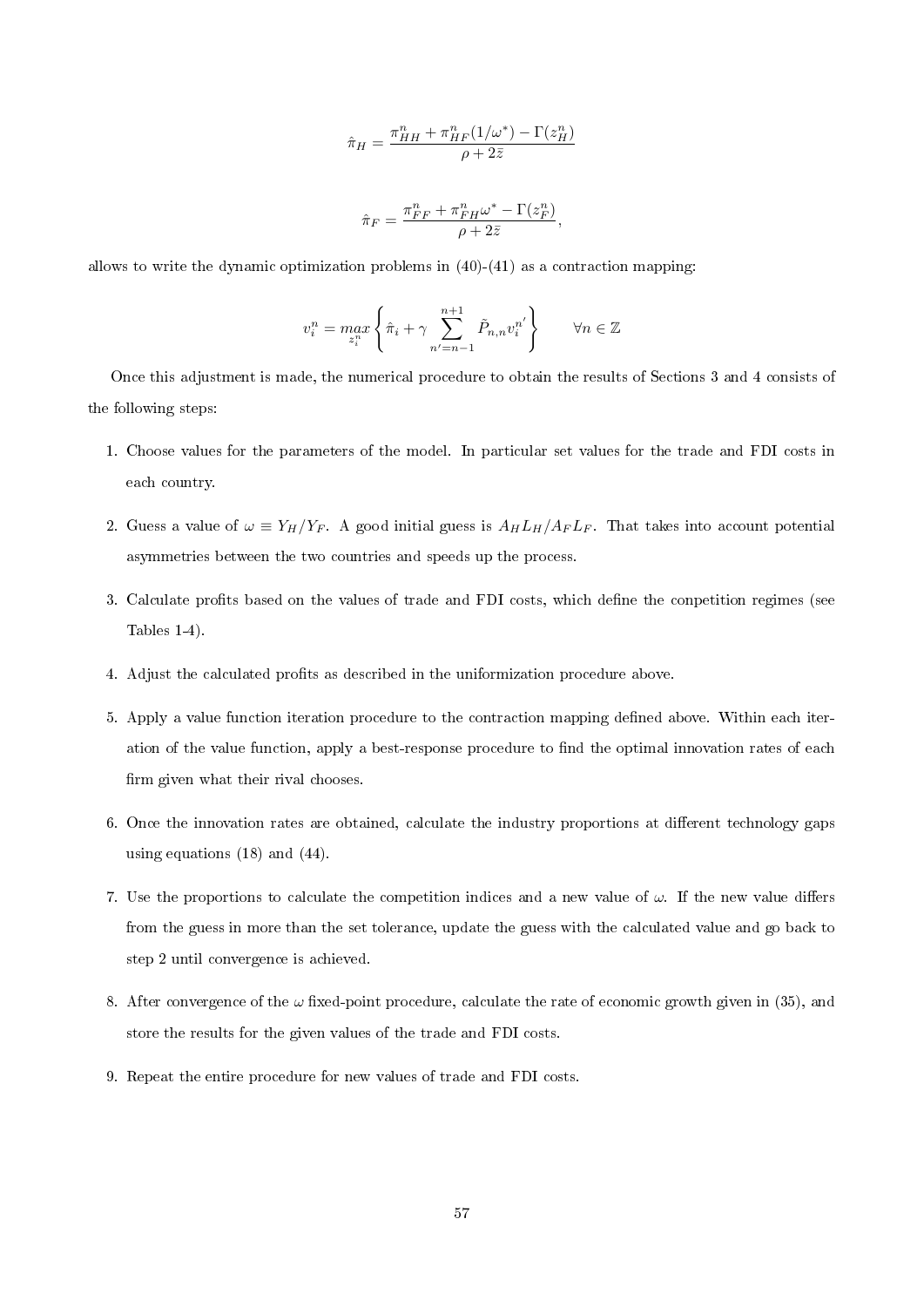$$\hat{\pi}_H = \frac{\pi_{HH}^n + \pi_{HF}^n(1/\omega^*) - \Gamma(z_H^n)}{\rho + 2\bar{z}}$$

$$\hat{\pi}_F = \frac{\pi_{FF}^n + \pi_{FH}^n\omega^* - \Gamma(z_F^n)}{\rho + 2\bar{z}},$$

allows to write the dynamic optimization problems in (40)-(41) as a contraction mapping:

$$v_i^n = \max_{z_i^n} \left\{ \hat{\pi}_i + \gamma \sum_{n'=n-1}^{n+1} \tilde{P}_{n,n} v_i^{n'} \right\} \qquad \forall n \in \mathbb{Z}$$

Once this adjustment is made, the numerical procedure to obtain the results of Sections 3 and 4 consists of the following steps:

1. Choose values for the parameters of the model. In particular set values for the trade and FDI costs in each country.
2. Guess a value of $\omega \equiv Y_H/Y_F$. A good initial guess is $A_H L_H / A_F L_F$. That takes into account potential asymmetries between the two countries and speeds up the process.
3. Calculate profits based on the values of trade and FDI costs, which define the conpetition regimes (see Tables 1-4).
4. Adjust the calculated profits as described in the uniformization procedure above.
5. Apply a value function iteration procedure to the contraction mapping defined above. Within each iteration of the value function, apply a best-response procedure to find the optimal innovation rates of each firm given what their rival chooses.
6. Once the innovation rates are obtained, calculate the industry proportions at different technology gaps using equations (18) and (44).
7. Use the proportions to calculate the competition indices and a new value of $\omega$. If the new value differs from the guess in more than the set tolerance, update the guess with the calculated value and go back to step 2 until convergence is achieved.
8. After convergence of the $\omega$ fixed-point procedure, calculate the rate of economic growth given in (35), and store the results for the given values of the trade and FDI costs.
9. Repeat the entire procedure for new values of trade and FDI costs.